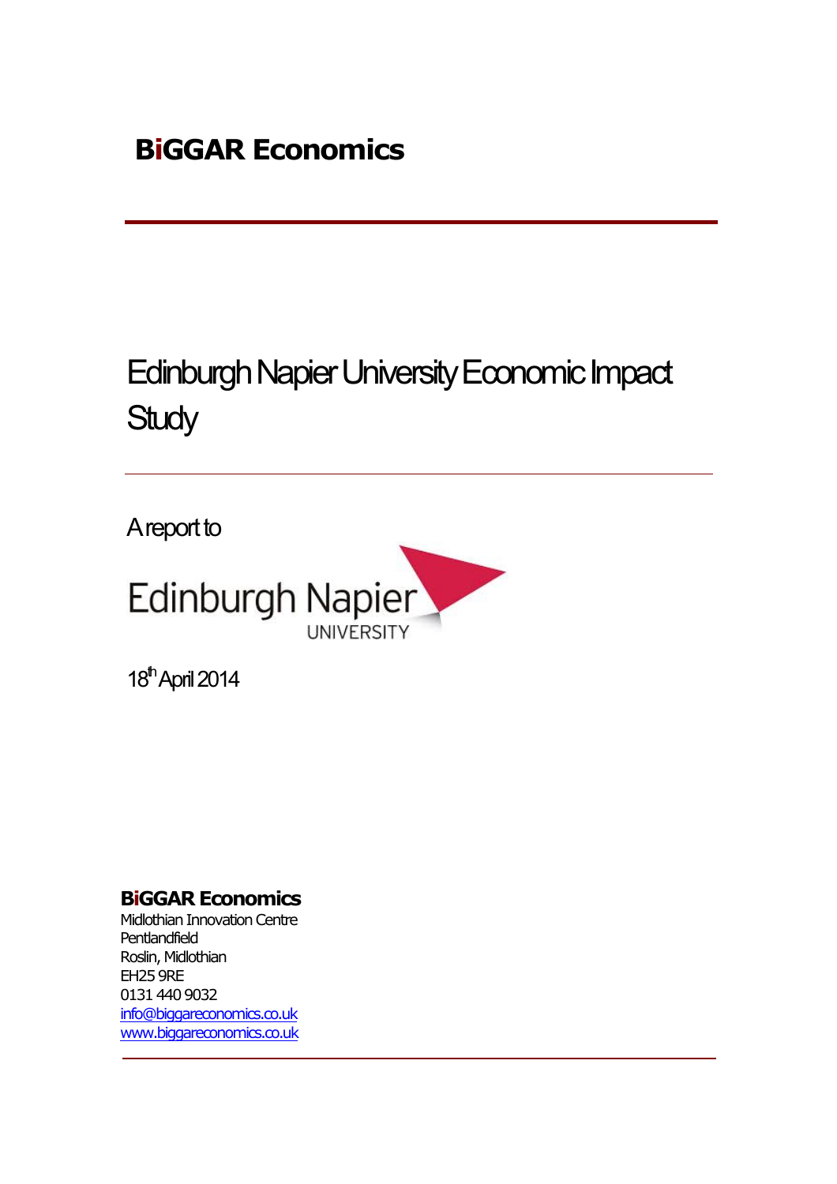**BiGGAR Economics**

# Edinburgh Napier University Economic Impact Study

A report to

Edinburgh Napier UNIVERSITY

18th April 2014

**BiGGAR Economics**
Midlothian Innovation Centre
Pentlandfield
Roslin, Midlothian
EH25 9RE
0131 440 9032
info@biggareconomics.co.uk
www.biggareconomics.co.uk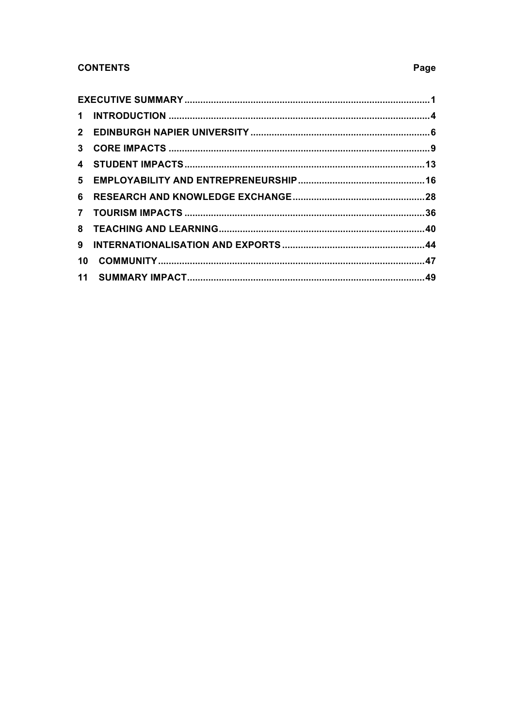**CONTENTS** **Page**

| | |
|---|---|
| EXECUTIVE SUMMARY | 1 |
| 1 INTRODUCTION | 4 |
| 2 EDINBURGH NAPIER UNIVERSITY | 6 |
| 3 CORE IMPACTS | 9 |
| 4 STUDENT IMPACTS | 13 |
| 5 EMPLOYABILITY AND ENTREPRENEURSHIP | 16 |
| 6 RESEARCH AND KNOWLEDGE EXCHANGE | 28 |
| 7 TOURISM IMPACTS | 36 |
| 8 TEACHING AND LEARNING | 40 |
| 9 INTERNATIONALISATION AND EXPORTS | 44 |
| 10 COMMUNITY | 47 |
| 11 SUMMARY IMPACT | 49 |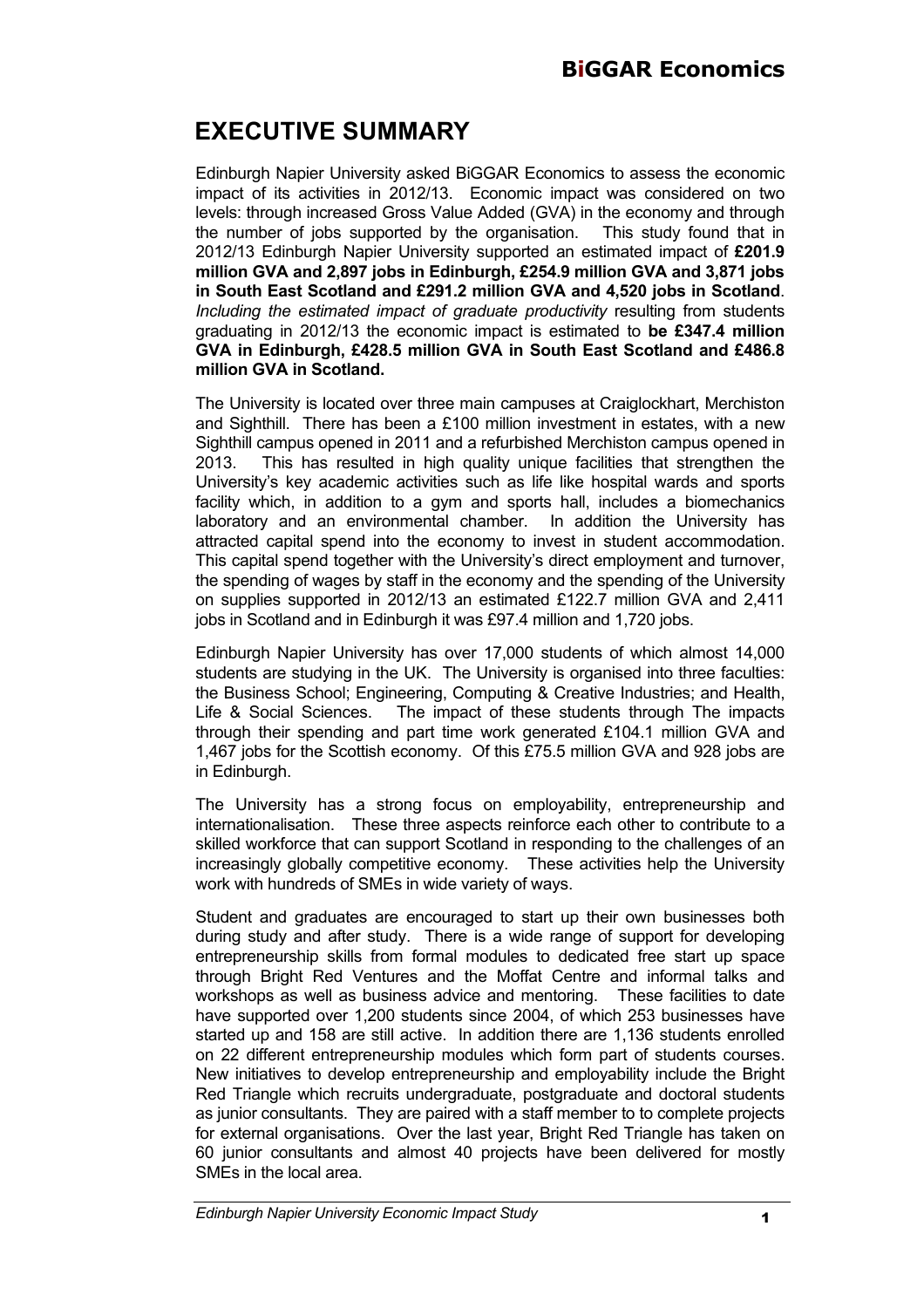# EXECUTIVE SUMMARY

Edinburgh Napier University asked BiGGAR Economics to assess the economic impact of its activities in 2012/13. Economic impact was considered on two levels: through increased Gross Value Added (GVA) in the economy and through the number of jobs supported by the organisation. This study found that in 2012/13 Edinburgh Napier University supported an estimated impact of **£201.9 million GVA and 2,897 jobs in Edinburgh, £254.9 million GVA and 3,871 jobs in South East Scotland and £291.2 million GVA and 4,520 jobs in Scotland**. *Including the estimated impact of graduate productivity* resulting from students graduating in 2012/13 the economic impact is estimated to **be £347.4 million GVA in Edinburgh, £428.5 million GVA in South East Scotland and £486.8 million GVA in Scotland.**

The University is located over three main campuses at Craiglockhart, Merchiston and Sighthill. There has been a £100 million investment in estates, with a new Sighthill campus opened in 2011 and a refurbished Merchiston campus opened in 2013. This has resulted in high quality unique facilities that strengthen the University's key academic activities such as life like hospital wards and sports facility which, in addition to a gym and sports hall, includes a biomechanics laboratory and an environmental chamber. In addition the University has attracted capital spend into the economy to invest in student accommodation. This capital spend together with the University's direct employment and turnover, the spending of wages by staff in the economy and the spending of the University on supplies supported in 2012/13 an estimated £122.7 million GVA and 2,411 jobs in Scotland and in Edinburgh it was £97.4 million and 1,720 jobs.

Edinburgh Napier University has over 17,000 students of which almost 14,000 students are studying in the UK. The University is organised into three faculties: the Business School; Engineering, Computing & Creative Industries; and Health, Life & Social Sciences. The impact of these students through The impacts through their spending and part time work generated £104.1 million GVA and 1,467 jobs for the Scottish economy. Of this £75.5 million GVA and 928 jobs are in Edinburgh.

The University has a strong focus on employability, entrepreneurship and internationalisation. These three aspects reinforce each other to contribute to a skilled workforce that can support Scotland in responding to the challenges of an increasingly globally competitive economy. These activities help the University work with hundreds of SMEs in wide variety of ways.

Student and graduates are encouraged to start up their own businesses both during study and after study. There is a wide range of support for developing entrepreneurship skills from formal modules to dedicated free start up space through Bright Red Ventures and the Moffat Centre and informal talks and workshops as well as business advice and mentoring. These facilities to date have supported over 1,200 students since 2004, of which 253 businesses have started up and 158 are still active. In addition there are 1,136 students enrolled on 22 different entrepreneurship modules which form part of students courses. New initiatives to develop entrepreneurship and employability include the Bright Red Triangle which recruits undergraduate, postgraduate and doctoral students as junior consultants. They are paired with a staff member to to complete projects for external organisations. Over the last year, Bright Red Triangle has taken on 60 junior consultants and almost 40 projects have been delivered for mostly SMEs in the local area.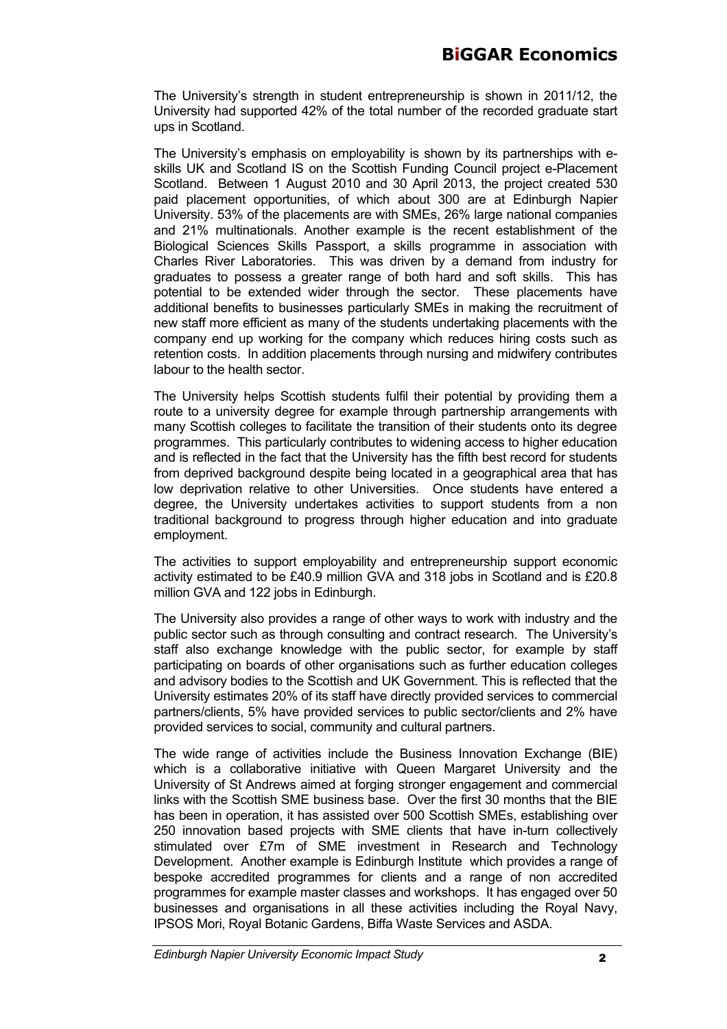The University's strength in student entrepreneurship is shown in 2011/12, the University had supported 42% of the total number of the recorded graduate start ups in Scotland.

The University's emphasis on employability is shown by its partnerships with e-skills UK and Scotland IS on the Scottish Funding Council project e-Placement Scotland. Between 1 August 2010 and 30 April 2013, the project created 530 paid placement opportunities, of which about 300 are at Edinburgh Napier University. 53% of the placements are with SMEs, 26% large national companies and 21% multinationals. Another example is the recent establishment of the Biological Sciences Skills Passport, a skills programme in association with Charles River Laboratories. This was driven by a demand from industry for graduates to possess a greater range of both hard and soft skills. This has potential to be extended wider through the sector. These placements have additional benefits to businesses particularly SMEs in making the recruitment of new staff more efficient as many of the students undertaking placements with the company end up working for the company which reduces hiring costs such as retention costs. In addition placements through nursing and midwifery contributes labour to the health sector.

The University helps Scottish students fulfil their potential by providing them a route to a university degree for example through partnership arrangements with many Scottish colleges to facilitate the transition of their students onto its degree programmes. This particularly contributes to widening access to higher education and is reflected in the fact that the University has the fifth best record for students from deprived background despite being located in a geographical area that has low deprivation relative to other Universities. Once students have entered a degree, the University undertakes activities to support students from a non traditional background to progress through higher education and into graduate employment.

The activities to support employability and entrepreneurship support economic activity estimated to be £40.9 million GVA and 318 jobs in Scotland and is £20.8 million GVA and 122 jobs in Edinburgh.

The University also provides a range of other ways to work with industry and the public sector such as through consulting and contract research. The University's staff also exchange knowledge with the public sector, for example by staff participating on boards of other organisations such as further education colleges and advisory bodies to the Scottish and UK Government. This is reflected that the University estimates 20% of its staff have directly provided services to commercial partners/clients, 5% have provided services to public sector/clients and 2% have provided services to social, community and cultural partners.

The wide range of activities include the Business Innovation Exchange (BIE) which is a collaborative initiative with Queen Margaret University and the University of St Andrews aimed at forging stronger engagement and commercial links with the Scottish SME business base. Over the first 30 months that the BIE has been in operation, it has assisted over 500 Scottish SMEs, establishing over 250 innovation based projects with SME clients that have in-turn collectively stimulated over £7m of SME investment in Research and Technology Development. Another example is Edinburgh Institute which provides a range of bespoke accredited programmes for clients and a range of non accredited programmes for example master classes and workshops. It has engaged over 50 businesses and organisations in all these activities including the Royal Navy, IPSOS Mori, Royal Botanic Gardens, Biffa Waste Services and ASDA.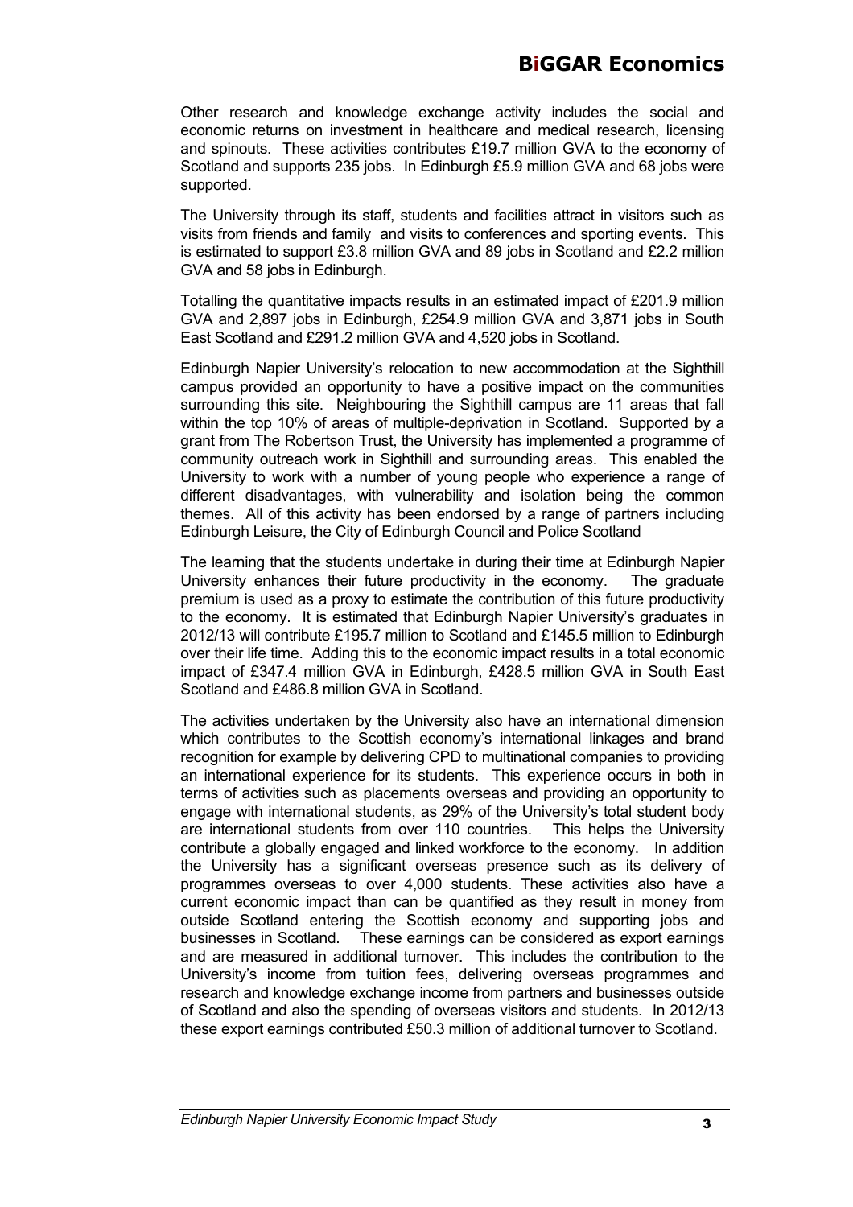Other research and knowledge exchange activity includes the social and economic returns on investment in healthcare and medical research, licensing and spinouts. These activities contributes £19.7 million GVA to the economy of Scotland and supports 235 jobs. In Edinburgh £5.9 million GVA and 68 jobs were supported.

The University through its staff, students and facilities attract in visitors such as visits from friends and family and visits to conferences and sporting events. This is estimated to support £3.8 million GVA and 89 jobs in Scotland and £2.2 million GVA and 58 jobs in Edinburgh.

Totalling the quantitative impacts results in an estimated impact of £201.9 million GVA and 2,897 jobs in Edinburgh, £254.9 million GVA and 3,871 jobs in South East Scotland and £291.2 million GVA and 4,520 jobs in Scotland.

Edinburgh Napier University's relocation to new accommodation at the Sighthill campus provided an opportunity to have a positive impact on the communities surrounding this site. Neighbouring the Sighthill campus are 11 areas that fall within the top 10% of areas of multiple-deprivation in Scotland. Supported by a grant from The Robertson Trust, the University has implemented a programme of community outreach work in Sighthill and surrounding areas. This enabled the University to work with a number of young people who experience a range of different disadvantages, with vulnerability and isolation being the common themes. All of this activity has been endorsed by a range of partners including Edinburgh Leisure, the City of Edinburgh Council and Police Scotland

The learning that the students undertake in during their time at Edinburgh Napier University enhances their future productivity in the economy. The graduate premium is used as a proxy to estimate the contribution of this future productivity to the economy. It is estimated that Edinburgh Napier University's graduates in 2012/13 will contribute £195.7 million to Scotland and £145.5 million to Edinburgh over their life time. Adding this to the economic impact results in a total economic impact of £347.4 million GVA in Edinburgh, £428.5 million GVA in South East Scotland and £486.8 million GVA in Scotland.

The activities undertaken by the University also have an international dimension which contributes to the Scottish economy's international linkages and brand recognition for example by delivering CPD to multinational companies to providing an international experience for its students. This experience occurs in both in terms of activities such as placements overseas and providing an opportunity to engage with international students, as 29% of the University's total student body are international students from over 110 countries. This helps the University contribute a globally engaged and linked workforce to the economy. In addition the University has a significant overseas presence such as its delivery of programmes overseas to over 4,000 students. These activities also have a current economic impact than can be quantified as they result in money from outside Scotland entering the Scottish economy and supporting jobs and businesses in Scotland. These earnings can be considered as export earnings and are measured in additional turnover. This includes the contribution to the University's income from tuition fees, delivering overseas programmes and research and knowledge exchange income from partners and businesses outside of Scotland and also the spending of overseas visitors and students. In 2012/13 these export earnings contributed £50.3 million of additional turnover to Scotland.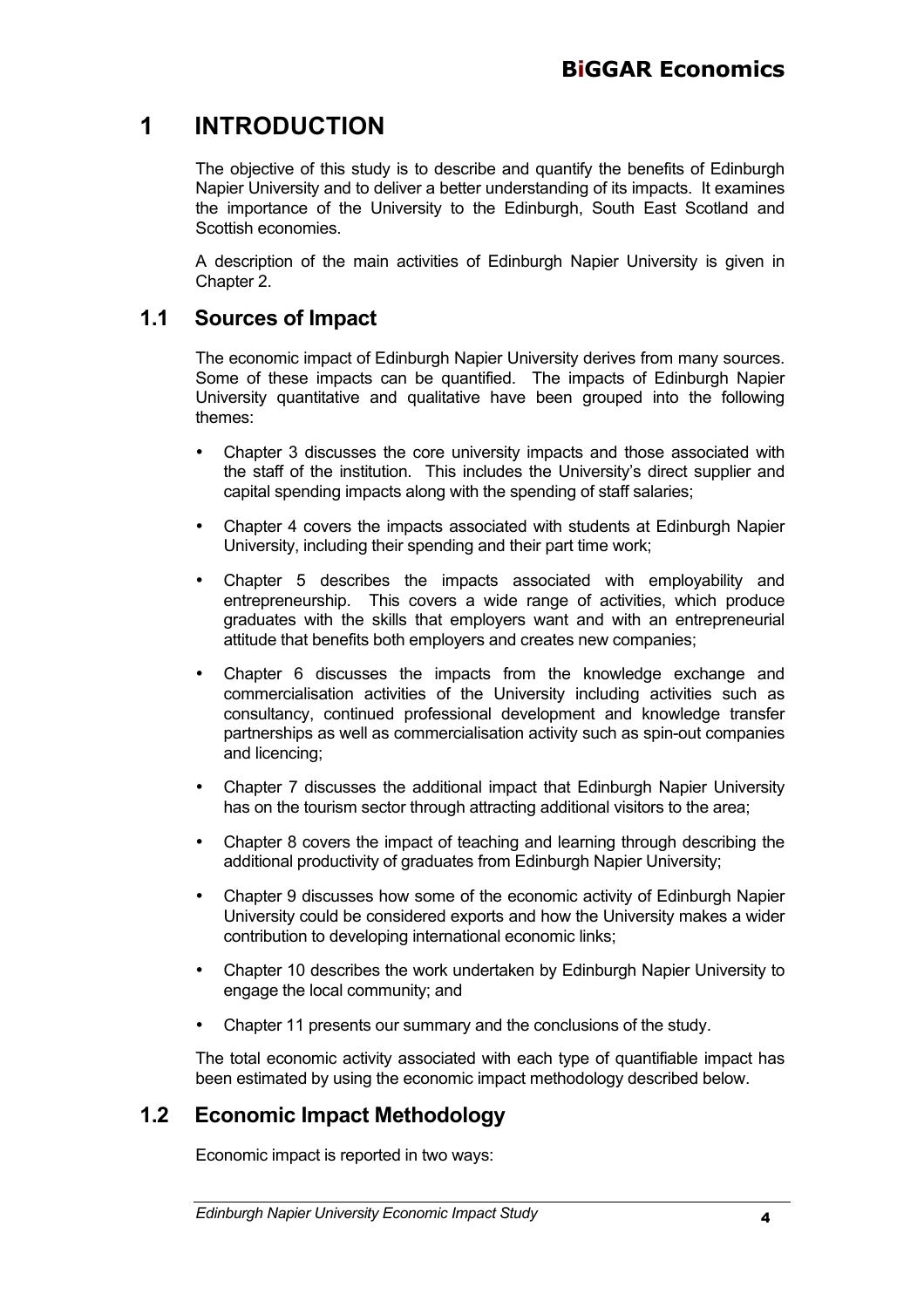# 1 INTRODUCTION

The objective of this study is to describe and quantify the benefits of Edinburgh Napier University and to deliver a better understanding of its impacts. It examines the importance of the University to the Edinburgh, South East Scotland and Scottish economies.

A description of the main activities of Edinburgh Napier University is given in Chapter 2.

## 1.1 Sources of Impact

The economic impact of Edinburgh Napier University derives from many sources. Some of these impacts can be quantified. The impacts of Edinburgh Napier University quantitative and qualitative have been grouped into the following themes:

- Chapter 3 discusses the core university impacts and those associated with the staff of the institution. This includes the University's direct supplier and capital spending impacts along with the spending of staff salaries;
- Chapter 4 covers the impacts associated with students at Edinburgh Napier University, including their spending and their part time work;
- Chapter 5 describes the impacts associated with employability and entrepreneurship. This covers a wide range of activities, which produce graduates with the skills that employers want and with an entrepreneurial attitude that benefits both employers and creates new companies;
- Chapter 6 discusses the impacts from the knowledge exchange and commercialisation activities of the University including activities such as consultancy, continued professional development and knowledge transfer partnerships as well as commercialisation activity such as spin-out companies and licencing;
- Chapter 7 discusses the additional impact that Edinburgh Napier University has on the tourism sector through attracting additional visitors to the area;
- Chapter 8 covers the impact of teaching and learning through describing the additional productivity of graduates from Edinburgh Napier University;
- Chapter 9 discusses how some of the economic activity of Edinburgh Napier University could be considered exports and how the University makes a wider contribution to developing international economic links;
- Chapter 10 describes the work undertaken by Edinburgh Napier University to engage the local community; and
- Chapter 11 presents our summary and the conclusions of the study.

The total economic activity associated with each type of quantifiable impact has been estimated by using the economic impact methodology described below.

## 1.2 Economic Impact Methodology

Economic impact is reported in two ways: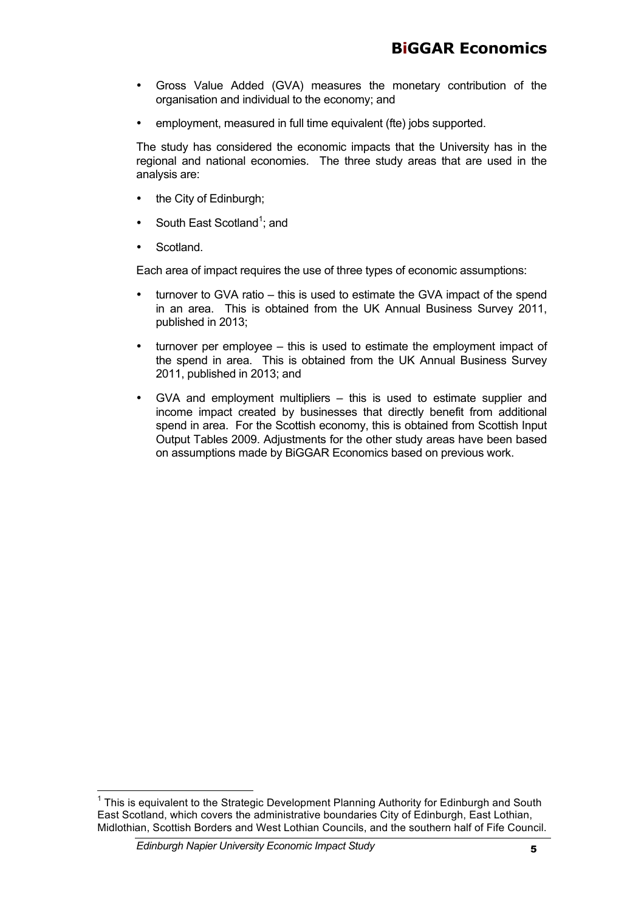- Gross Value Added (GVA) measures the monetary contribution of the organisation and individual to the economy; and
- employment, measured in full time equivalent (fte) jobs supported.

The study has considered the economic impacts that the University has in the regional and national economies. The three study areas that are used in the analysis are:

- the City of Edinburgh;
- South East Scotland[1]; and
- Scotland.

Each area of impact requires the use of three types of economic assumptions:

- turnover to GVA ratio – this is used to estimate the GVA impact of the spend in an area. This is obtained from the UK Annual Business Survey 2011, published in 2013;
- turnover per employee – this is used to estimate the employment impact of the spend in area. This is obtained from the UK Annual Business Survey 2011, published in 2013; and
- GVA and employment multipliers – this is used to estimate supplier and income impact created by businesses that directly benefit from additional spend in area. For the Scottish economy, this is obtained from Scottish Input Output Tables 2009. Adjustments for the other study areas have been based on assumptions made by BiGGAR Economics based on previous work.

[1] This is equivalent to the Strategic Development Planning Authority for Edinburgh and South East Scotland, which covers the administrative boundaries City of Edinburgh, East Lothian, Midlothian, Scottish Borders and West Lothian Councils, and the southern half of Fife Council.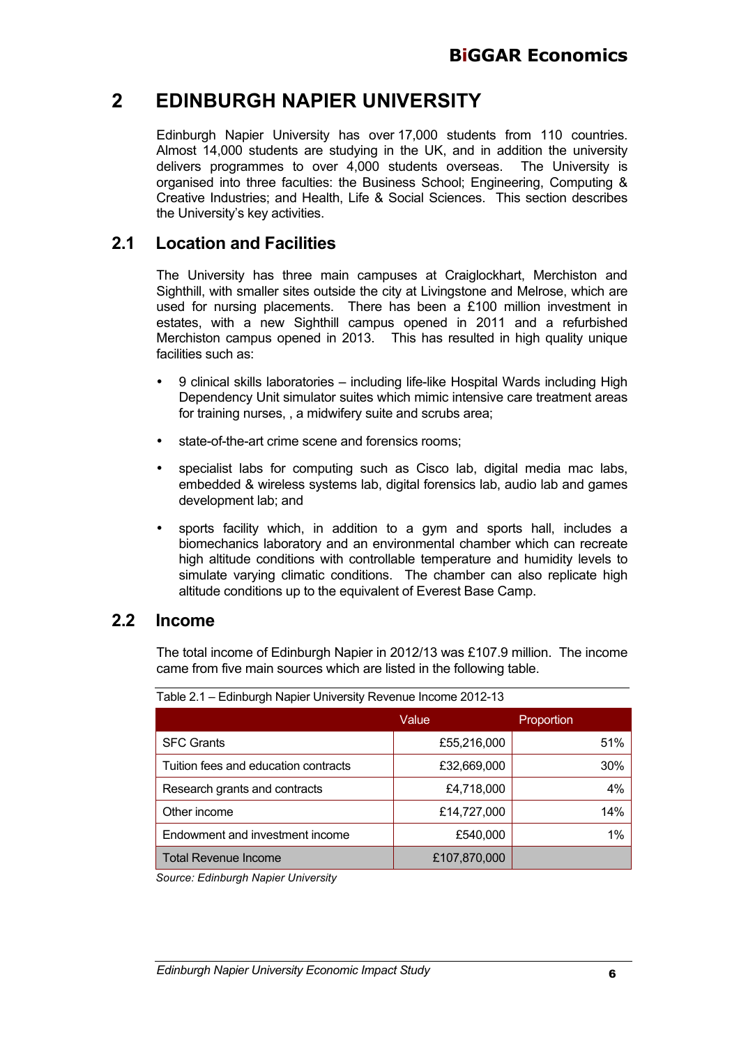# 2 EDINBURGH NAPIER UNIVERSITY

Edinburgh Napier University has over 17,000 students from 110 countries. Almost 14,000 students are studying in the UK, and in addition the university delivers programmes to over 4,000 students overseas. The University is organised into three faculties: the Business School; Engineering, Computing & Creative Industries; and Health, Life & Social Sciences. This section describes the University's key activities.

## 2.1 Location and Facilities

The University has three main campuses at Craiglockhart, Merchiston and Sighthill, with smaller sites outside the city at Livingstone and Melrose, which are used for nursing placements. There has been a £100 million investment in estates, with a new Sighthill campus opened in 2011 and a refurbished Merchiston campus opened in 2013. This has resulted in high quality unique facilities such as:

- 9 clinical skills laboratories – including life-like Hospital Wards including High Dependency Unit simulator suites which mimic intensive care treatment areas for training nurses, , a midwifery suite and scrubs area;
- state-of-the-art crime scene and forensics rooms;
- specialist labs for computing such as Cisco lab, digital media mac labs, embedded & wireless systems lab, digital forensics lab, audio lab and games development lab; and
- sports facility which, in addition to a gym and sports hall, includes a biomechanics laboratory and an environmental chamber which can recreate high altitude conditions with controllable temperature and humidity levels to simulate varying climatic conditions. The chamber can also replicate high altitude conditions up to the equivalent of Everest Base Camp.

## 2.2 Income

The total income of Edinburgh Napier in 2012/13 was £107.9 million. The income came from five main sources which are listed in the following table.

Table 2.1 – Edinburgh Napier University Revenue Income 2012-13

| | Value | Proportion |
|---|---|---|
| SFC Grants | £55,216,000 | 51% |
| Tuition fees and education contracts | £32,669,000 | 30% |
| Research grants and contracts | £4,718,000 | 4% |
| Other income | £14,727,000 | 14% |
| Endowment and investment income | £540,000 | 1% |
| Total Revenue Income | £107,870,000 | |

*Source: Edinburgh Napier University*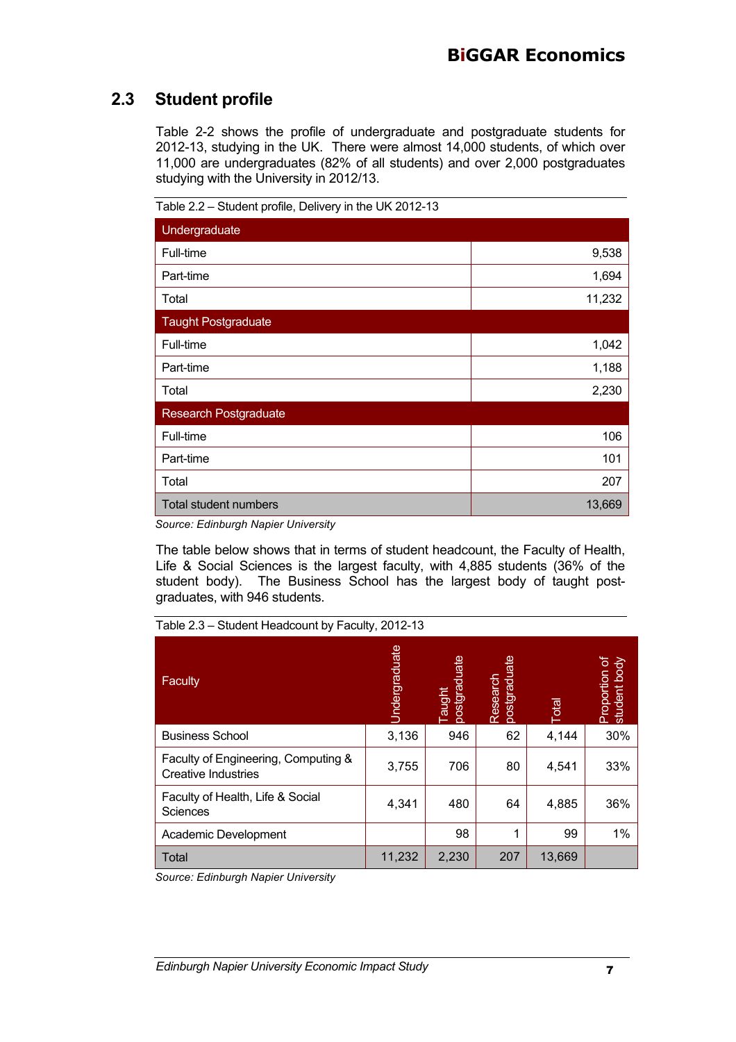## 2.3 Student profile

Table 2-2 shows the profile of undergraduate and postgraduate students for 2012-13, studying in the UK. There were almost 14,000 students, of which over 11,000 are undergraduates (82% of all students) and over 2,000 postgraduates studying with the University in 2012/13.

Table 2.2 – Student profile, Delivery in the UK 2012-13

| Undergraduate | |
|---|---|
| Full-time | 9,538 |
| Part-time | 1,694 |
| Total | 11,232 |
| **Taught Postgraduate** | |
| Full-time | 1,042 |
| Part-time | 1,188 |
| Total | 2,230 |
| **Research Postgraduate** | |
| Full-time | 106 |
| Part-time | 101 |
| Total | 207 |
| Total student numbers | 13,669 |

*Source: Edinburgh Napier University*

The table below shows that in terms of student headcount, the Faculty of Health, Life & Social Sciences is the largest faculty, with 4,885 students (36% of the student body). The Business School has the largest body of taught post-graduates, with 946 students.

Table 2.3 – Student Headcount by Faculty, 2012-13

| Faculty | Undergraduate | Taught postgraduate | Research postgraduate | Total | Proportion of student body |
|---|---|---|---|---|---|
| Business School | 3,136 | 946 | 62 | 4,144 | 30% |
| Faculty of Engineering, Computing & Creative Industries | 3,755 | 706 | 80 | 4,541 | 33% |
| Faculty of Health, Life & Social Sciences | 4,341 | 480 | 64 | 4,885 | 36% |
| Academic Development | | 98 | 1 | 99 | 1% |
| Total | 11,232 | 2,230 | 207 | 13,669 | |

*Source: Edinburgh Napier University*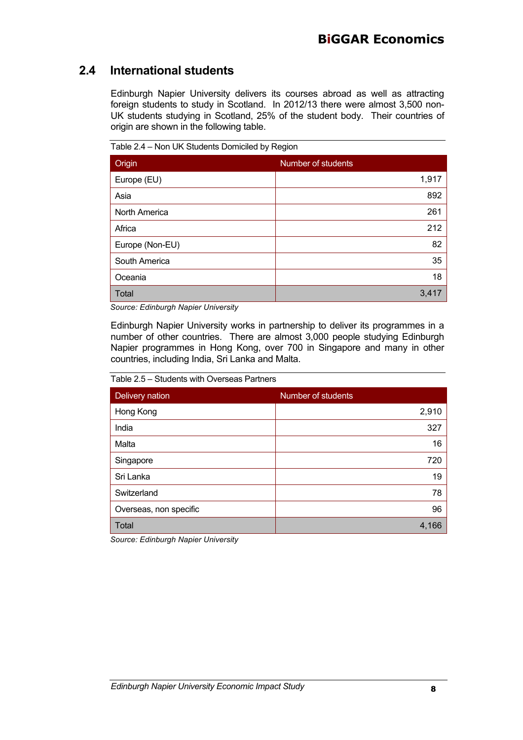## 2.4 International students

Edinburgh Napier University delivers its courses abroad as well as attracting foreign students to study in Scotland. In 2012/13 there were almost 3,500 non-UK students studying in Scotland, 25% of the student body. Their countries of origin are shown in the following table.

Table 2.4 – Non UK Students Domiciled by Region

| Origin | Number of students |
|---|---|
| Europe (EU) | 1,917 |
| Asia | 892 |
| North America | 261 |
| Africa | 212 |
| Europe (Non-EU) | 82 |
| South America | 35 |
| Oceania | 18 |
| Total | 3,417 |

*Source: Edinburgh Napier University*

Edinburgh Napier University works in partnership to deliver its programmes in a number of other countries. There are almost 3,000 people studying Edinburgh Napier programmes in Hong Kong, over 700 in Singapore and many in other countries, including India, Sri Lanka and Malta.

Table 2.5 – Students with Overseas Partners

| Delivery nation | Number of students |
|---|---|
| Hong Kong | 2,910 |
| India | 327 |
| Malta | 16 |
| Singapore | 720 |
| Sri Lanka | 19 |
| Switzerland | 78 |
| Overseas, non specific | 96 |
| Total | 4,166 |

*Source: Edinburgh Napier University*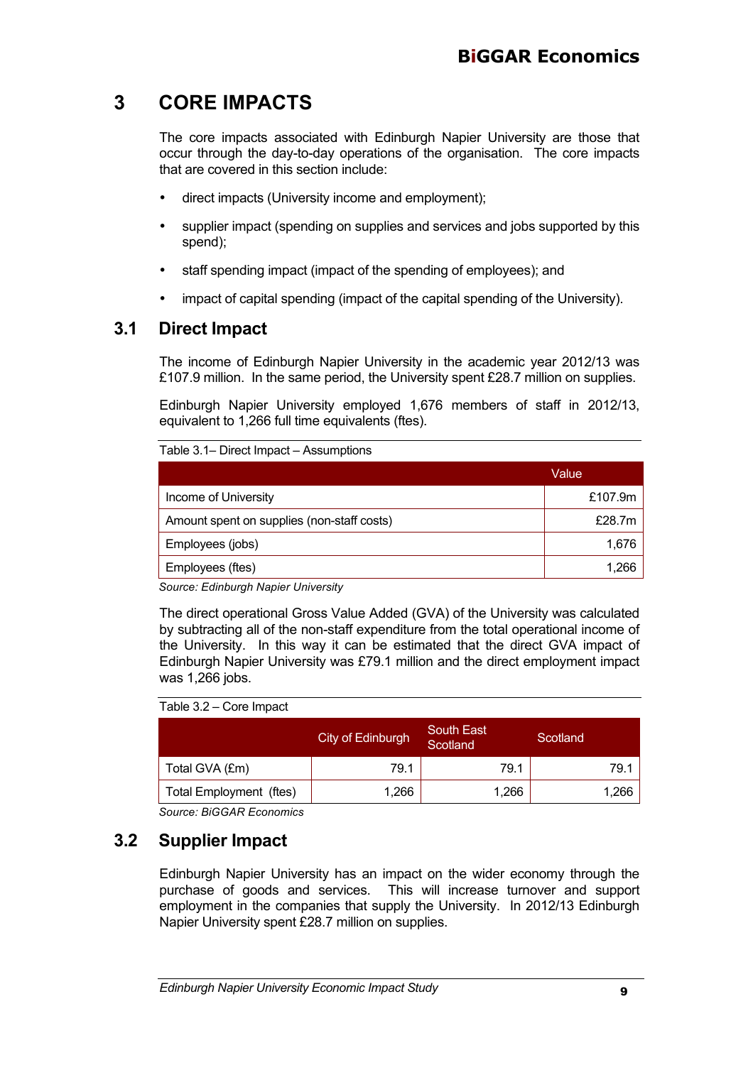# 3 CORE IMPACTS

The core impacts associated with Edinburgh Napier University are those that occur through the day-to-day operations of the organisation. The core impacts that are covered in this section include:

- direct impacts (University income and employment);
- supplier impact (spending on supplies and services and jobs supported by this spend);
- staff spending impact (impact of the spending of employees); and
- impact of capital spending (impact of the capital spending of the University).

## 3.1 Direct Impact

The income of Edinburgh Napier University in the academic year 2012/13 was £107.9 million. In the same period, the University spent £28.7 million on supplies.

Edinburgh Napier University employed 1,676 members of staff in 2012/13, equivalent to 1,266 full time equivalents (ftes).

Table 3.1– Direct Impact – Assumptions

| | Value |
|---|---|
| Income of University | £107.9m |
| Amount spent on supplies (non-staff costs) | £28.7m |
| Employees (jobs) | 1,676 |
| Employees (ftes) | 1,266 |

*Source: Edinburgh Napier University*

The direct operational Gross Value Added (GVA) of the University was calculated by subtracting all of the non-staff expenditure from the total operational income of the University. In this way it can be estimated that the direct GVA impact of Edinburgh Napier University was £79.1 million and the direct employment impact was 1,266 jobs.

Table 3.2 – Core Impact

| | City of Edinburgh | South East Scotland | Scotland |
|---|---|---|---|
| Total GVA (£m) | 79.1 | 79.1 | 79.1 |
| Total Employment (ftes) | 1,266 | 1,266 | 1,266 |

*Source: BiGGAR Economics*

## 3.2 Supplier Impact

Edinburgh Napier University has an impact on the wider economy through the purchase of goods and services. This will increase turnover and support employment in the companies that supply the University. In 2012/13 Edinburgh Napier University spent £28.7 million on supplies.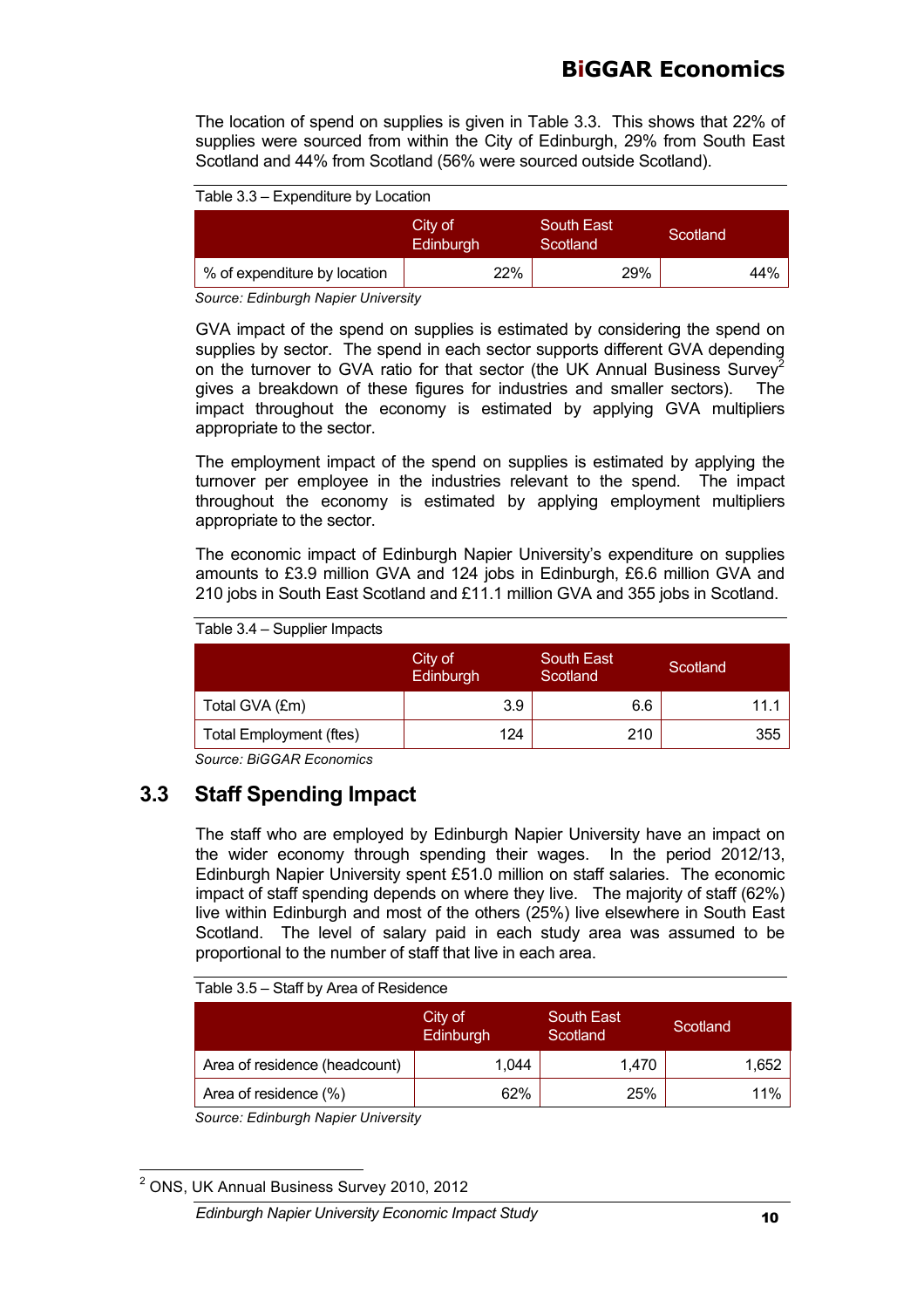The location of spend on supplies is given in Table 3.3. This shows that 22% of supplies were sourced from within the City of Edinburgh, 29% from South East Scotland and 44% from Scotland (56% were sourced outside Scotland).

Table 3.3 – Expenditure by Location

| | City of Edinburgh | South East Scotland | Scotland |
|---|---|---|---|
| % of expenditure by location | 22% | 29% | 44% |

*Source: Edinburgh Napier University*

GVA impact of the spend on supplies is estimated by considering the spend on supplies by sector. The spend in each sector supports different GVA depending on the turnover to GVA ratio for that sector (the UK Annual Business Survey[2] gives a breakdown of these figures for industries and smaller sectors). The impact throughout the economy is estimated by applying GVA multipliers appropriate to the sector.

The employment impact of the spend on supplies is estimated by applying the turnover per employee in the industries relevant to the spend. The impact throughout the economy is estimated by applying employment multipliers appropriate to the sector.

The economic impact of Edinburgh Napier University's expenditure on supplies amounts to £3.9 million GVA and 124 jobs in Edinburgh, £6.6 million GVA and 210 jobs in South East Scotland and £11.1 million GVA and 355 jobs in Scotland.

Table 3.4 – Supplier Impacts

| | City of Edinburgh | South East Scotland | Scotland |
|---|---|---|---|
| Total GVA (£m) | 3.9 | 6.6 | 11.1 |
| Total Employment (ftes) | 124 | 210 | 355 |

*Source: BiGGAR Economics*

## 3.3 Staff Spending Impact

The staff who are employed by Edinburgh Napier University have an impact on the wider economy through spending their wages. In the period 2012/13, Edinburgh Napier University spent £51.0 million on staff salaries. The economic impact of staff spending depends on where they live. The majority of staff (62%) live within Edinburgh and most of the others (25%) live elsewhere in South East Scotland. The level of salary paid in each study area was assumed to be proportional to the number of staff that live in each area.

Table 3.5 – Staff by Area of Residence

| | City of Edinburgh | South East Scotland | Scotland |
|---|---|---|---|
| Area of residence (headcount) | 1,044 | 1,470 | 1,652 |
| Area of residence (%) | 62% | 25% | 11% |

*Source: Edinburgh Napier University*

[2] ONS, UK Annual Business Survey 2010, 2012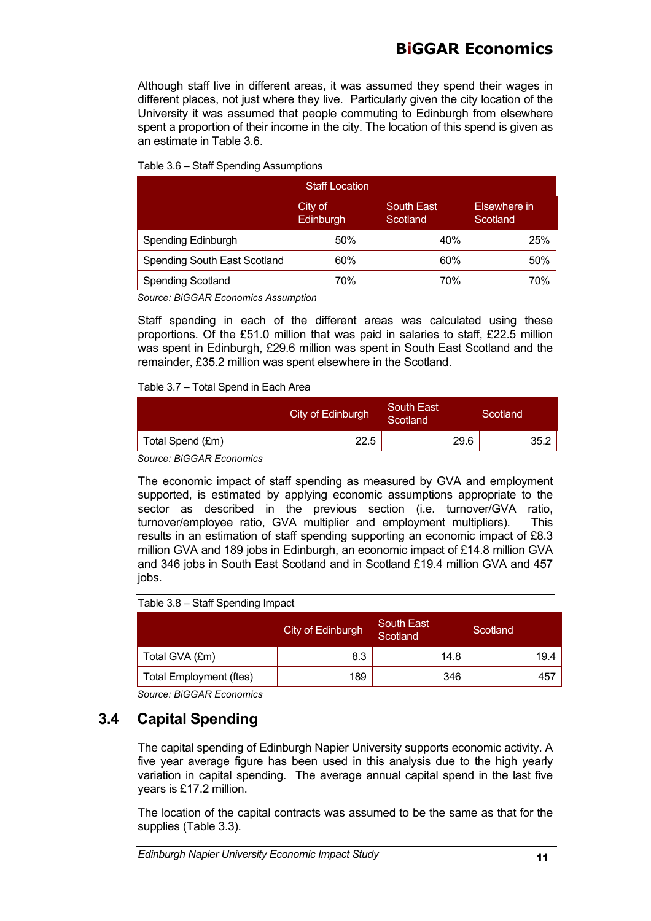Although staff live in different areas, it was assumed they spend their wages in different places, not just where they live. Particularly given the city location of the University it was assumed that people commuting to Edinburgh from elsewhere spent a proportion of their income in the city. The location of this spend is given as an estimate in Table 3.6.

Table 3.6 – Staff Spending Assumptions

| | Staff Location | | |
|---|---|---|---|
| | City of Edinburgh | South East Scotland | Elsewhere in Scotland |
| Spending Edinburgh | 50% | 40% | 25% |
| Spending South East Scotland | 60% | 60% | 50% |
| Spending Scotland | 70% | 70% | 70% |

*Source: BiGGAR Economics Assumption*

Staff spending in each of the different areas was calculated using these proportions. Of the £51.0 million that was paid in salaries to staff, £22.5 million was spent in Edinburgh, £29.6 million was spent in South East Scotland and the remainder, £35.2 million was spent elsewhere in the Scotland.

Table 3.7 – Total Spend in Each Area

| | City of Edinburgh | South East Scotland | Scotland |
|---|---|---|---|
| Total Spend (£m) | 22.5 | 29.6 | 35.2 |

*Source: BiGGAR Economics*

The economic impact of staff spending as measured by GVA and employment supported, is estimated by applying economic assumptions appropriate to the sector as described in the previous section (i.e. turnover/GVA ratio, turnover/employee ratio, GVA multiplier and employment multipliers). This results in an estimation of staff spending supporting an economic impact of £8.3 million GVA and 189 jobs in Edinburgh, an economic impact of £14.8 million GVA and 346 jobs in South East Scotland and in Scotland £19.4 million GVA and 457 jobs.

Table 3.8 – Staff Spending Impact

| | City of Edinburgh | South East Scotland | Scotland |
|---|---|---|---|
| Total GVA (£m) | 8.3 | 14.8 | 19.4 |
| Total Employment (ftes) | 189 | 346 | 457 |

*Source: BiGGAR Economics*

## 3.4 Capital Spending

The capital spending of Edinburgh Napier University supports economic activity. A five year average figure has been used in this analysis due to the high yearly variation in capital spending. The average annual capital spend in the last five years is £17.2 million.

The location of the capital contracts was assumed to be the same as that for the supplies (Table 3.3).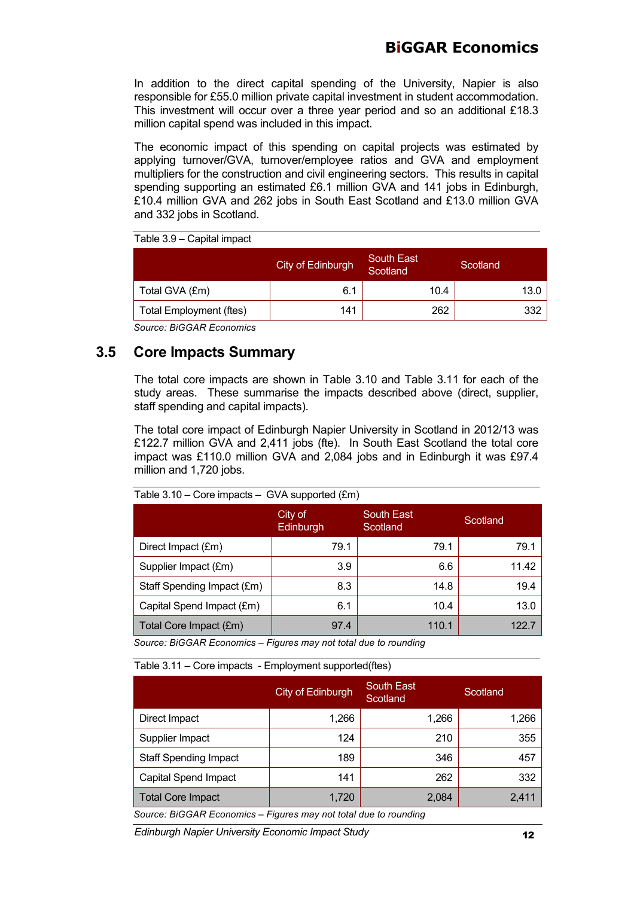In addition to the direct capital spending of the University, Napier is also responsible for £55.0 million private capital investment in student accommodation. This investment will occur over a three year period and so an additional £18.3 million capital spend was included in this impact.

The economic impact of this spending on capital projects was estimated by applying turnover/GVA, turnover/employee ratios and GVA and employment multipliers for the construction and civil engineering sectors. This results in capital spending supporting an estimated £6.1 million GVA and 141 jobs in Edinburgh, £10.4 million GVA and 262 jobs in South East Scotland and £13.0 million GVA and 332 jobs in Scotland.

Table 3.9 – Capital impact

| | City of Edinburgh | South East Scotland | Scotland |
|---|---|---|---|
| Total GVA (£m) | 6.1 | 10.4 | 13.0 |
| Total Employment (ftes) | 141 | 262 | 332 |

*Source: BiGGAR Economics*

## 3.5 Core Impacts Summary

The total core impacts are shown in Table 3.10 and Table 3.11 for each of the study areas. These summarise the impacts described above (direct, supplier, staff spending and capital impacts).

The total core impact of Edinburgh Napier University in Scotland in 2012/13 was £122.7 million GVA and 2,411 jobs (fte). In South East Scotland the total core impact was £110.0 million GVA and 2,084 jobs and in Edinburgh it was £97.4 million and 1,720 jobs.

Table 3.10 – Core impacts – GVA supported (£m)

| | City of Edinburgh | South East Scotland | Scotland |
|---|---|---|---|
| Direct Impact (£m) | 79.1 | 79.1 | 79.1 |
| Supplier Impact (£m) | 3.9 | 6.6 | 11.42 |
| Staff Spending Impact (£m) | 8.3 | 14.8 | 19.4 |
| Capital Spend Impact (£m) | 6.1 | 10.4 | 13.0 |
| Total Core Impact (£m) | 97.4 | 110.1 | 122.7 |

*Source: BiGGAR Economics – Figures may not total due to rounding*

Table 3.11 – Core impacts - Employment supported(ftes)

| | City of Edinburgh | South East Scotland | Scotland |
|---|---|---|---|
| Direct Impact | 1,266 | 1,266 | 1,266 |
| Supplier Impact | 124 | 210 | 355 |
| Staff Spending Impact | 189 | 346 | 457 |
| Capital Spend Impact | 141 | 262 | 332 |
| Total Core Impact | 1,720 | 2,084 | 2,411 |

*Source: BiGGAR Economics – Figures may not total due to rounding*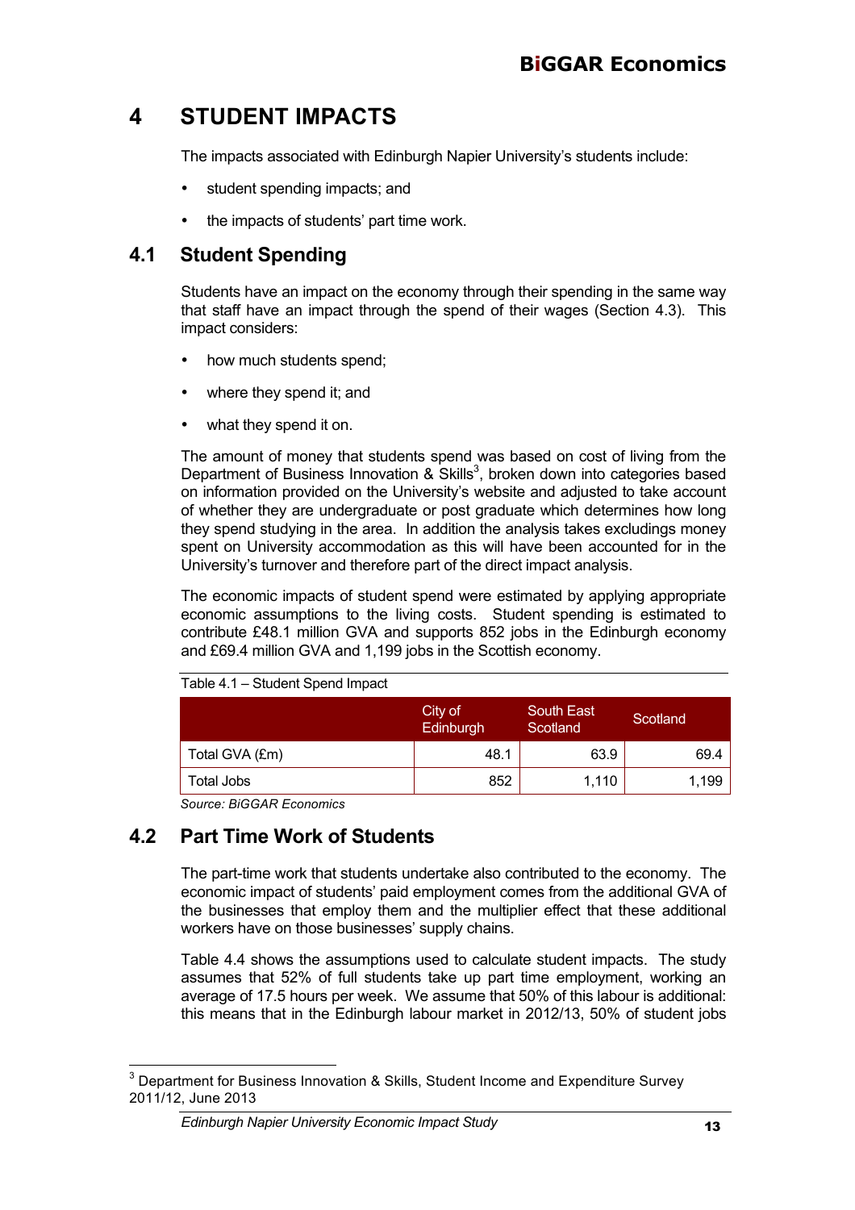# 4 STUDENT IMPACTS

The impacts associated with Edinburgh Napier University's students include:

- student spending impacts; and
- the impacts of students' part time work.

## 4.1 Student Spending

Students have an impact on the economy through their spending in the same way that staff have an impact through the spend of their wages (Section 4.3). This impact considers:

- how much students spend;
- where they spend it; and
- what they spend it on.

The amount of money that students spend was based on cost of living from the Department of Business Innovation & Skills[3], broken down into categories based on information provided on the University's website and adjusted to take account of whether they are undergraduate or post graduate which determines how long they spend studying in the area. In addition the analysis takes excludings money spent on University accommodation as this will have been accounted for in the University's turnover and therefore part of the direct impact analysis.

The economic impacts of student spend were estimated by applying appropriate economic assumptions to the living costs. Student spending is estimated to contribute £48.1 million GVA and supports 852 jobs in the Edinburgh economy and £69.4 million GVA and 1,199 jobs in the Scottish economy.

Table 4.1 – Student Spend Impact

| | City of Edinburgh | South East Scotland | Scotland |
|---|---|---|---|
| Total GVA (£m) | 48.1 | 63.9 | 69.4 |
| Total Jobs | 852 | 1,110 | 1,199 |

*Source: BiGGAR Economics*

## 4.2 Part Time Work of Students

The part-time work that students undertake also contributed to the economy. The economic impact of students' paid employment comes from the additional GVA of the businesses that employ them and the multiplier effect that these additional workers have on those businesses' supply chains.

Table 4.4 shows the assumptions used to calculate student impacts. The study assumes that 52% of full students take up part time employment, working an average of 17.5 hours per week. We assume that 50% of this labour is additional: this means that in the Edinburgh labour market in 2012/13, 50% of student jobs

[3] Department for Business Innovation & Skills, Student Income and Expenditure Survey 2011/12, June 2013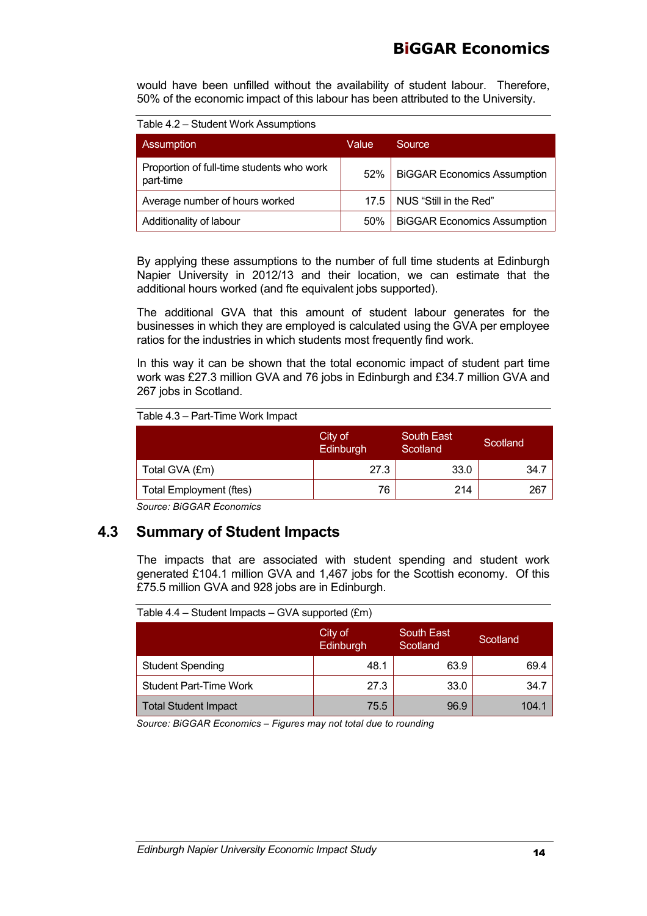would have been unfilled without the availability of student labour. Therefore, 50% of the economic impact of this labour has been attributed to the University.

Table 4.2 – Student Work Assumptions

| Assumption | Value | Source |
|---|---|---|
| Proportion of full-time students who work part-time | 52% | BiGGAR Economics Assumption |
| Average number of hours worked | 17.5 | NUS "Still in the Red" |
| Additionality of labour | 50% | BiGGAR Economics Assumption |

By applying these assumptions to the number of full time students at Edinburgh Napier University in 2012/13 and their location, we can estimate that the additional hours worked (and fte equivalent jobs supported).

The additional GVA that this amount of student labour generates for the businesses in which they are employed is calculated using the GVA per employee ratios for the industries in which students most frequently find work.

In this way it can be shown that the total economic impact of student part time work was £27.3 million GVA and 76 jobs in Edinburgh and £34.7 million GVA and 267 jobs in Scotland.

Table 4.3 – Part-Time Work Impact

| | City of Edinburgh | South East Scotland | Scotland |
|---|---|---|---|
| Total GVA (£m) | 27.3 | 33.0 | 34.7 |
| Total Employment (ftes) | 76 | 214 | 267 |

*Source: BiGGAR Economics*

## 4.3 Summary of Student Impacts

The impacts that are associated with student spending and student work generated £104.1 million GVA and 1,467 jobs for the Scottish economy. Of this £75.5 million GVA and 928 jobs are in Edinburgh.

Table 4.4 – Student Impacts – GVA supported (£m)

| | City of Edinburgh | South East Scotland | Scotland |
|---|---|---|---|
| Student Spending | 48.1 | 63.9 | 69.4 |
| Student Part-Time Work | 27.3 | 33.0 | 34.7 |
| Total Student Impact | 75.5 | 96.9 | 104.1 |

*Source: BiGGAR Economics – Figures may not total due to rounding*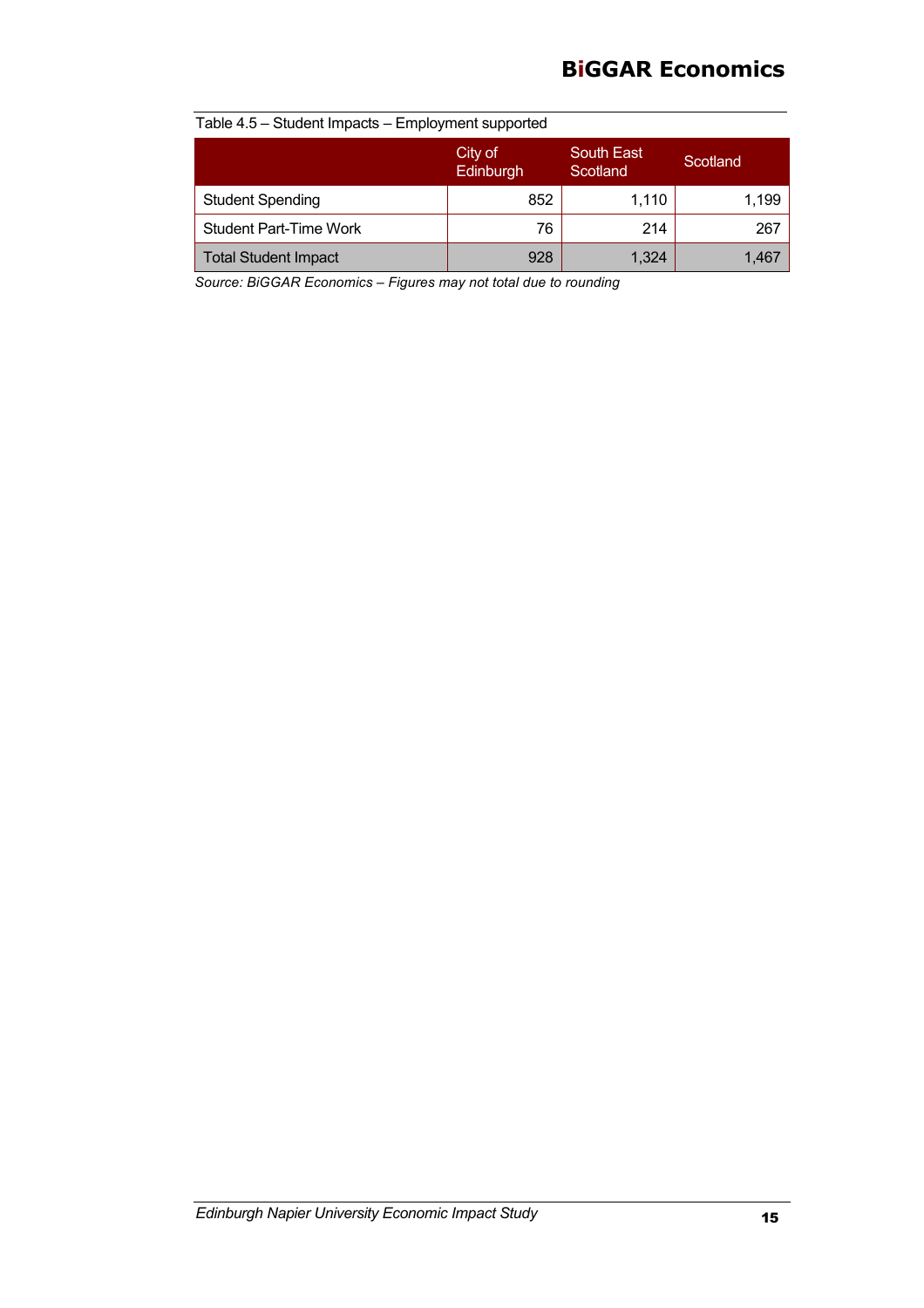Table 4.5 – Student Impacts – Employment supported

| | City of Edinburgh | South East Scotland | Scotland |
|---|---|---|---|
| Student Spending | 852 | 1,110 | 1,199 |
| Student Part-Time Work | 76 | 214 | 267 |
| Total Student Impact | 928 | 1,324 | 1,467 |

*Source: BiGGAR Economics – Figures may not total due to rounding*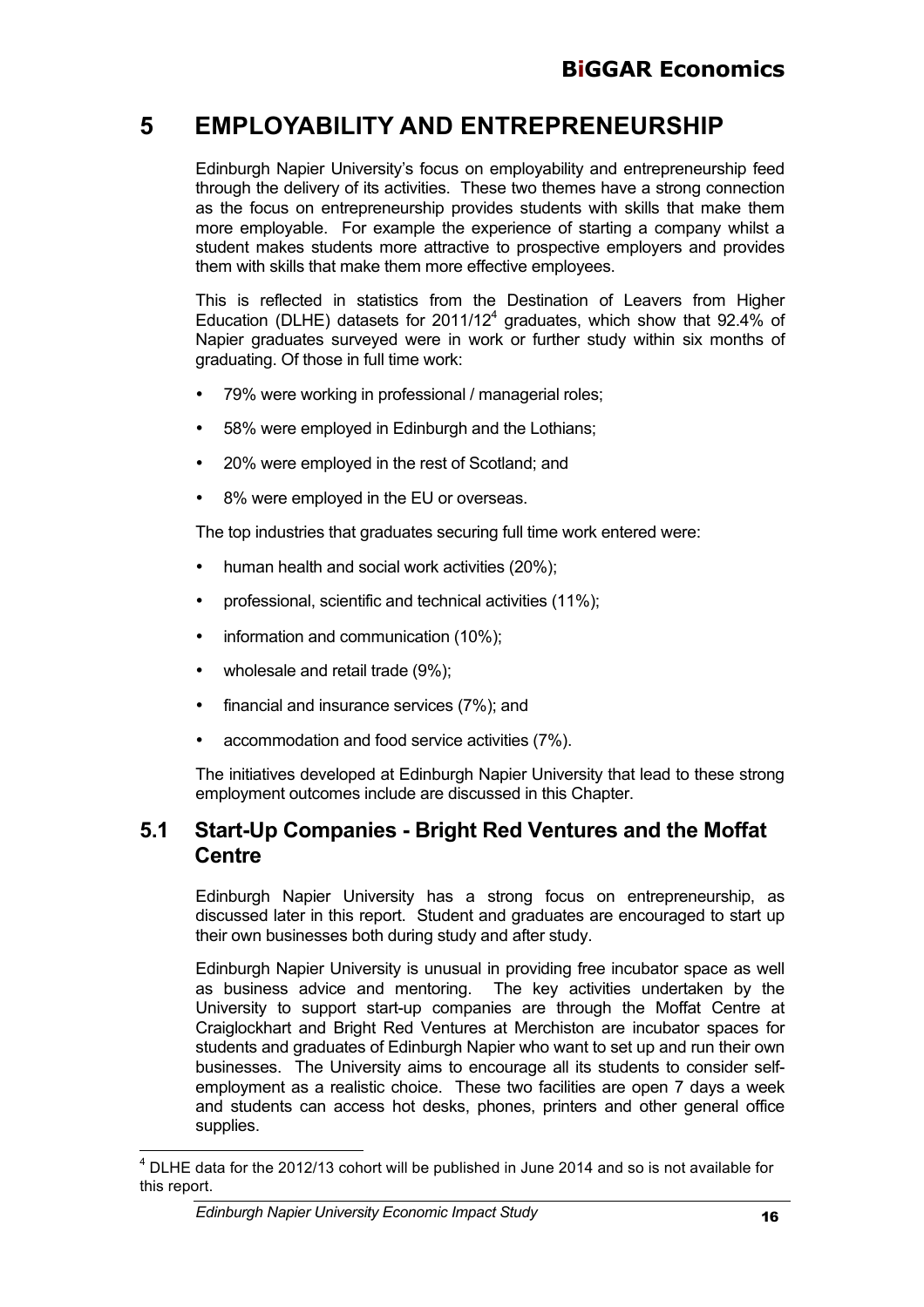# 5 EMPLOYABILITY AND ENTREPRENEURSHIP

Edinburgh Napier University's focus on employability and entrepreneurship feed through the delivery of its activities. These two themes have a strong connection as the focus on entrepreneurship provides students with skills that make them more employable. For example the experience of starting a company whilst a student makes students more attractive to prospective employers and provides them with skills that make them more effective employees.

This is reflected in statistics from the Destination of Leavers from Higher Education (DLHE) datasets for 2011/12[4] graduates, which show that 92.4% of Napier graduates surveyed were in work or further study within six months of graduating. Of those in full time work:

- 79% were working in professional / managerial roles;
- 58% were employed in Edinburgh and the Lothians;
- 20% were employed in the rest of Scotland; and
- 8% were employed in the EU or overseas.

The top industries that graduates securing full time work entered were:

- human health and social work activities (20%);
- professional, scientific and technical activities (11%);
- information and communication (10%);
- wholesale and retail trade (9%);
- financial and insurance services (7%); and
- accommodation and food service activities (7%).

The initiatives developed at Edinburgh Napier University that lead to these strong employment outcomes include are discussed in this Chapter.

## 5.1 Start-Up Companies - Bright Red Ventures and the Moffat Centre

Edinburgh Napier University has a strong focus on entrepreneurship, as discussed later in this report. Student and graduates are encouraged to start up their own businesses both during study and after study.

Edinburgh Napier University is unusual in providing free incubator space as well as business advice and mentoring. The key activities undertaken by the University to support start-up companies are through the Moffat Centre at Craiglockhart and Bright Red Ventures at Merchiston are incubator spaces for students and graduates of Edinburgh Napier who want to set up and run their own businesses. The University aims to encourage all its students to consider self-employment as a realistic choice. These two facilities are open 7 days a week and students can access hot desks, phones, printers and other general office supplies.

[4] DLHE data for the 2012/13 cohort will be published in June 2014 and so is not available for this report.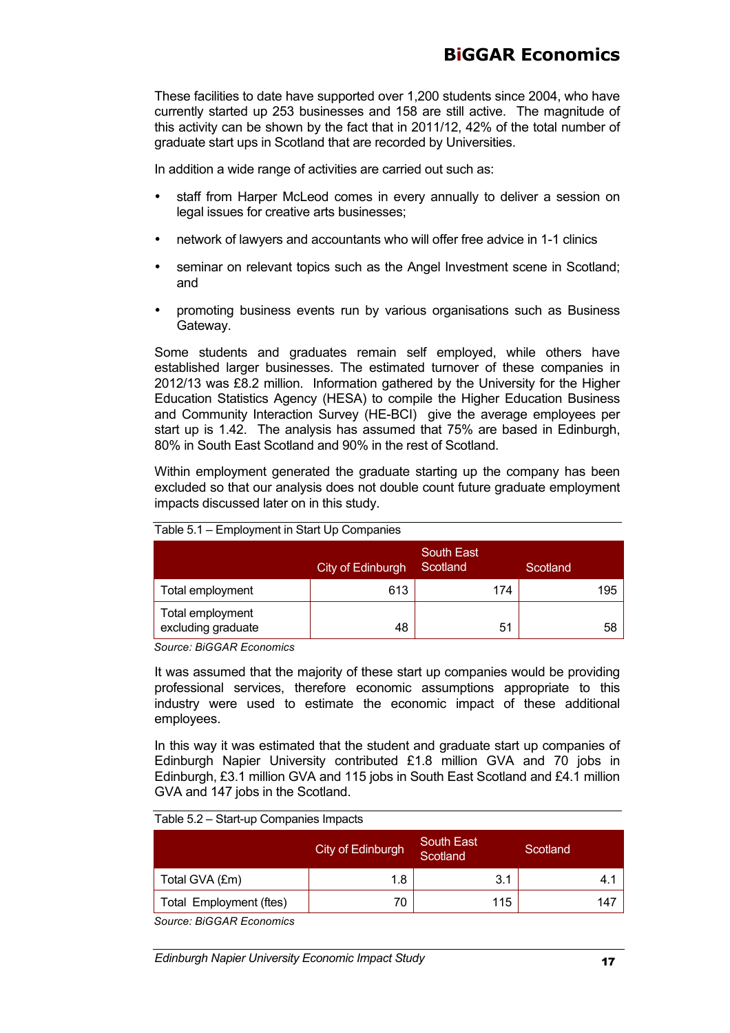These facilities to date have supported over 1,200 students since 2004, who have currently started up 253 businesses and 158 are still active. The magnitude of this activity can be shown by the fact that in 2011/12, 42% of the total number of graduate start ups in Scotland that are recorded by Universities.

In addition a wide range of activities are carried out such as:

- staff from Harper McLeod comes in every annually to deliver a session on legal issues for creative arts businesses;
- network of lawyers and accountants who will offer free advice in 1-1 clinics
- seminar on relevant topics such as the Angel Investment scene in Scotland; and
- promoting business events run by various organisations such as Business Gateway.

Some students and graduates remain self employed, while others have established larger businesses. The estimated turnover of these companies in 2012/13 was £8.2 million. Information gathered by the University for the Higher Education Statistics Agency (HESA) to compile the Higher Education Business and Community Interaction Survey (HE-BCI) give the average employees per start up is 1.42. The analysis has assumed that 75% are based in Edinburgh, 80% in South East Scotland and 90% in the rest of Scotland.

Within employment generated the graduate starting up the company has been excluded so that our analysis does not double count future graduate employment impacts discussed later on in this study.

Table 5.1 – Employment in Start Up Companies

| | City of Edinburgh | South East Scotland | Scotland |
|---|---|---|---|
| Total employment | 613 | 174 | 195 |
| Total employment excluding graduate | 48 | 51 | 58 |

*Source: BiGGAR Economics*

It was assumed that the majority of these start up companies would be providing professional services, therefore economic assumptions appropriate to this industry were used to estimate the economic impact of these additional employees.

In this way it was estimated that the student and graduate start up companies of Edinburgh Napier University contributed £1.8 million GVA and 70 jobs in Edinburgh, £3.1 million GVA and 115 jobs in South East Scotland and £4.1 million GVA and 147 jobs in the Scotland.

Table 5.2 – Start-up Companies Impacts

| | City of Edinburgh | South East Scotland | Scotland |
|---|---|---|---|
| Total GVA (£m) | 1.8 | 3.1 | 4.1 |
| Total Employment (ftes) | 70 | 115 | 147 |

*Source: BiGGAR Economics*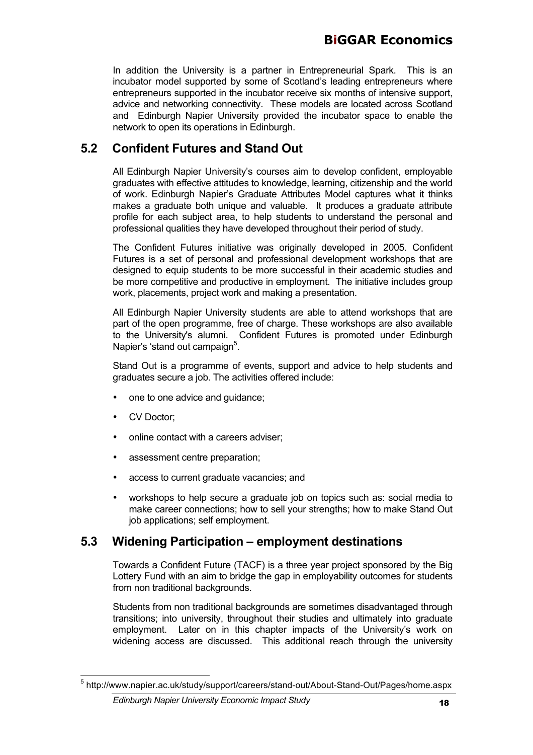In addition the University is a partner in Entrepreneurial Spark. This is an incubator model supported by some of Scotland's leading entrepreneurs where entrepreneurs supported in the incubator receive six months of intensive support, advice and networking connectivity. These models are located across Scotland and Edinburgh Napier University provided the incubator space to enable the network to open its operations in Edinburgh.

## 5.2 Confident Futures and Stand Out

All Edinburgh Napier University's courses aim to develop confident, employable graduates with effective attitudes to knowledge, learning, citizenship and the world of work. Edinburgh Napier's Graduate Attributes Model captures what it thinks makes a graduate both unique and valuable. It produces a graduate attribute profile for each subject area, to help students to understand the personal and professional qualities they have developed throughout their period of study.

The Confident Futures initiative was originally developed in 2005. Confident Futures is a set of personal and professional development workshops that are designed to equip students to be more successful in their academic studies and be more competitive and productive in employment. The initiative includes group work, placements, project work and making a presentation.

All Edinburgh Napier University students are able to attend workshops that are part of the open programme, free of charge. These workshops are also available to the University's alumni. Confident Futures is promoted under Edinburgh Napier's 'stand out campaign[5].

Stand Out is a programme of events, support and advice to help students and graduates secure a job. The activities offered include:

- one to one advice and guidance;
- CV Doctor;
- online contact with a careers adviser;
- assessment centre preparation;
- access to current graduate vacancies; and
- workshops to help secure a graduate job on topics such as: social media to make career connections; how to sell your strengths; how to make Stand Out job applications; self employment.

## 5.3 Widening Participation – employment destinations

Towards a Confident Future (TACF) is a three year project sponsored by the Big Lottery Fund with an aim to bridge the gap in employability outcomes for students from non traditional backgrounds.

Students from non traditional backgrounds are sometimes disadvantaged through transitions; into university, throughout their studies and ultimately into graduate employment. Later on in this chapter impacts of the University's work on widening access are discussed. This additional reach through the university

[5] http://www.napier.ac.uk/study/support/careers/stand-out/About-Stand-Out/Pages/home.aspx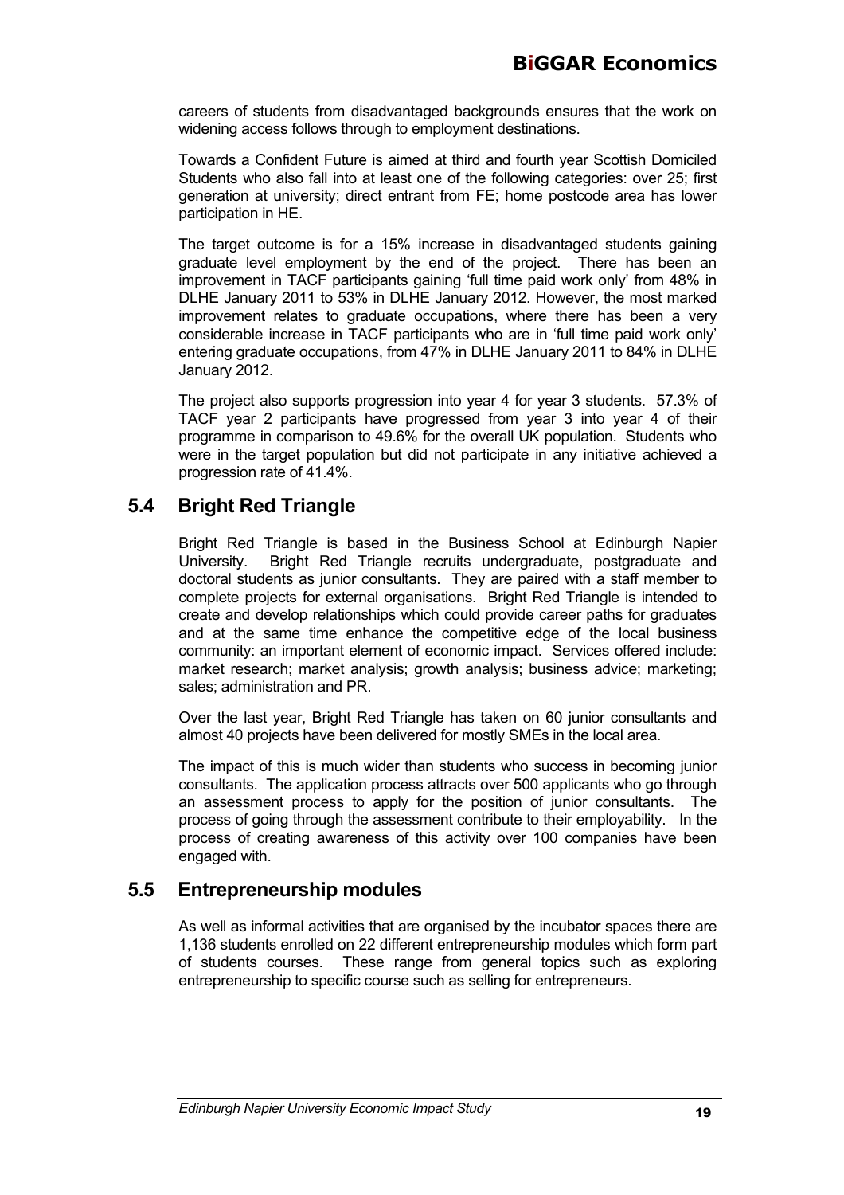careers of students from disadvantaged backgrounds ensures that the work on widening access follows through to employment destinations.

Towards a Confident Future is aimed at third and fourth year Scottish Domiciled Students who also fall into at least one of the following categories: over 25; first generation at university; direct entrant from FE; home postcode area has lower participation in HE.

The target outcome is for a 15% increase in disadvantaged students gaining graduate level employment by the end of the project. There has been an improvement in TACF participants gaining 'full time paid work only' from 48% in DLHE January 2011 to 53% in DLHE January 2012. However, the most marked improvement relates to graduate occupations, where there has been a very considerable increase in TACF participants who are in 'full time paid work only' entering graduate occupations, from 47% in DLHE January 2011 to 84% in DLHE January 2012.

The project also supports progression into year 4 for year 3 students. 57.3% of TACF year 2 participants have progressed from year 3 into year 4 of their programme in comparison to 49.6% for the overall UK population. Students who were in the target population but did not participate in any initiative achieved a progression rate of 41.4%.

## 5.4 Bright Red Triangle

Bright Red Triangle is based in the Business School at Edinburgh Napier University. Bright Red Triangle recruits undergraduate, postgraduate and doctoral students as junior consultants. They are paired with a staff member to complete projects for external organisations. Bright Red Triangle is intended to create and develop relationships which could provide career paths for graduates and at the same time enhance the competitive edge of the local business community: an important element of economic impact. Services offered include: market research; market analysis; growth analysis; business advice; marketing; sales; administration and PR.

Over the last year, Bright Red Triangle has taken on 60 junior consultants and almost 40 projects have been delivered for mostly SMEs in the local area.

The impact of this is much wider than students who success in becoming junior consultants. The application process attracts over 500 applicants who go through an assessment process to apply for the position of junior consultants. The process of going through the assessment contribute to their employability. In the process of creating awareness of this activity over 100 companies have been engaged with.

## 5.5 Entrepreneurship modules

As well as informal activities that are organised by the incubator spaces there are 1,136 students enrolled on 22 different entrepreneurship modules which form part of students courses. These range from general topics such as exploring entrepreneurship to specific course such as selling for entrepreneurs.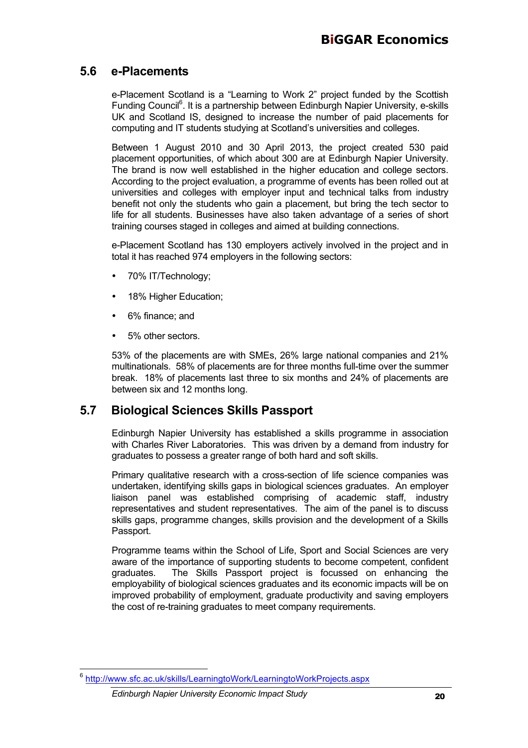## 5.6 e-Placements

e-Placement Scotland is a "Learning to Work 2" project funded by the Scottish Funding Council[6]. It is a partnership between Edinburgh Napier University, e-skills UK and Scotland IS, designed to increase the number of paid placements for computing and IT students studying at Scotland's universities and colleges.

Between 1 August 2010 and 30 April 2013, the project created 530 paid placement opportunities, of which about 300 are at Edinburgh Napier University. The brand is now well established in the higher education and college sectors. According to the project evaluation, a programme of events has been rolled out at universities and colleges with employer input and technical talks from industry benefit not only the students who gain a placement, but bring the tech sector to life for all students. Businesses have also taken advantage of a series of short training courses staged in colleges and aimed at building connections.

e-Placement Scotland has 130 employers actively involved in the project and in total it has reached 974 employers in the following sectors:

- 70% IT/Technology;
- 18% Higher Education;
- 6% finance; and
- 5% other sectors.

53% of the placements are with SMEs, 26% large national companies and 21% multinationals. 58% of placements are for three months full-time over the summer break. 18% of placements last three to six months and 24% of placements are between six and 12 months long.

## 5.7 Biological Sciences Skills Passport

Edinburgh Napier University has established a skills programme in association with Charles River Laboratories. This was driven by a demand from industry for graduates to possess a greater range of both hard and soft skills.

Primary qualitative research with a cross-section of life science companies was undertaken, identifying skills gaps in biological sciences graduates. An employer liaison panel was established comprising of academic staff, industry representatives and student representatives. The aim of the panel is to discuss skills gaps, programme changes, skills provision and the development of a Skills Passport.

Programme teams within the School of Life, Sport and Social Sciences are very aware of the importance of supporting students to become competent, confident graduates. The Skills Passport project is focussed on enhancing the employability of biological sciences graduates and its economic impacts will be on improved probability of employment, graduate productivity and saving employers the cost of re-training graduates to meet company requirements.

[6] http://www.sfc.ac.uk/skills/LearningtoWork/LearningtoWorkProjects.aspx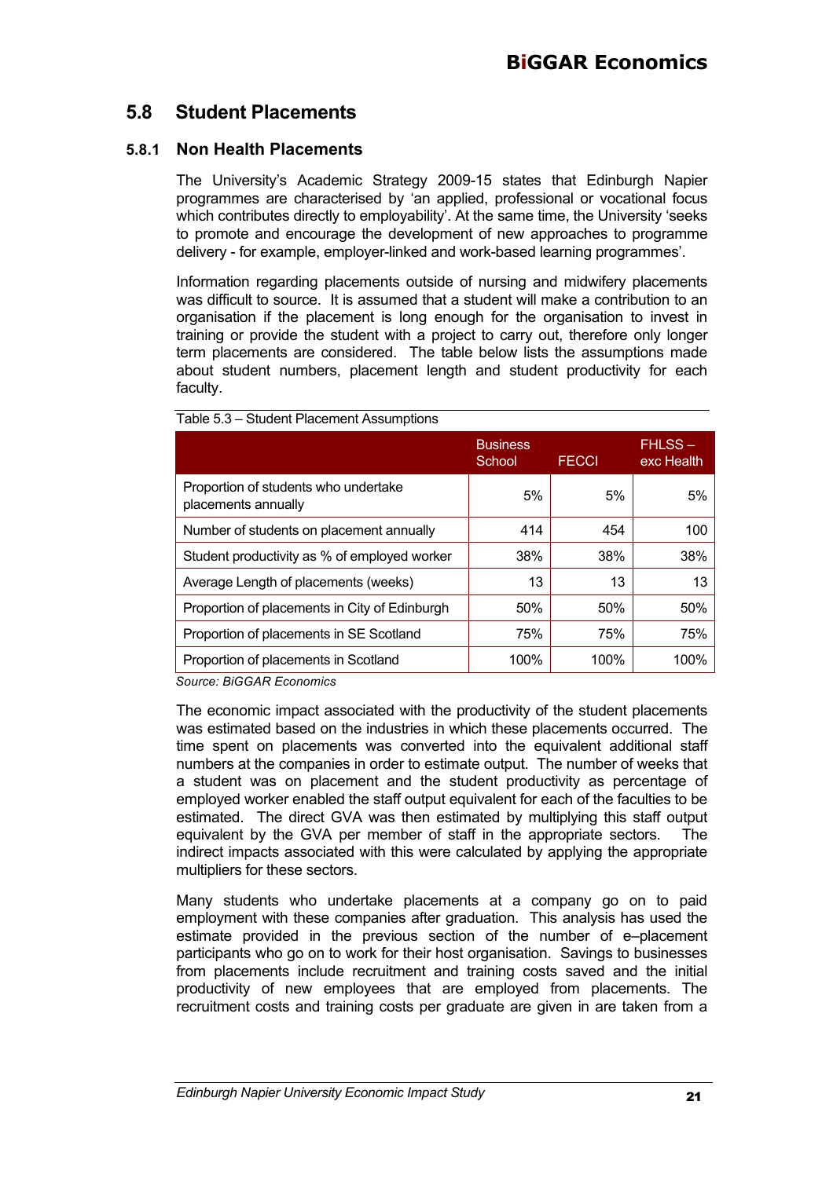## 5.8 Student Placements

### 5.8.1 Non Health Placements

The University's Academic Strategy 2009-15 states that Edinburgh Napier programmes are characterised by 'an applied, professional or vocational focus which contributes directly to employability'. At the same time, the University 'seeks to promote and encourage the development of new approaches to programme delivery - for example, employer-linked and work-based learning programmes'.

Information regarding placements outside of nursing and midwifery placements was difficult to source. It is assumed that a student will make a contribution to an organisation if the placement is long enough for the organisation to invest in training or provide the student with a project to carry out, therefore only longer term placements are considered. The table below lists the assumptions made about student numbers, placement length and student productivity for each faculty.

Table 5.3 – Student Placement Assumptions

| | Business School | FECCI | FHLSS – exc Health |
|---|---|---|---|
| Proportion of students who undertake placements annually | 5% | 5% | 5% |
| Number of students on placement annually | 414 | 454 | 100 |
| Student productivity as % of employed worker | 38% | 38% | 38% |
| Average Length of placements (weeks) | 13 | 13 | 13 |
| Proportion of placements in City of Edinburgh | 50% | 50% | 50% |
| Proportion of placements in SE Scotland | 75% | 75% | 75% |
| Proportion of placements in Scotland | 100% | 100% | 100% |

*Source: BiGGAR Economics*

The economic impact associated with the productivity of the student placements was estimated based on the industries in which these placements occurred. The time spent on placements was converted into the equivalent additional staff numbers at the companies in order to estimate output. The number of weeks that a student was on placement and the student productivity as percentage of employed worker enabled the staff output equivalent for each of the faculties to be estimated. The direct GVA was then estimated by multiplying this staff output equivalent by the GVA per member of staff in the appropriate sectors. The indirect impacts associated with this were calculated by applying the appropriate multipliers for these sectors.

Many students who undertake placements at a company go on to paid employment with these companies after graduation. This analysis has used the estimate provided in the previous section of the number of e–placement participants who go on to work for their host organisation. Savings to businesses from placements include recruitment and training costs saved and the initial productivity of new employees that are employed from placements. The recruitment costs and training costs per graduate are given in are taken from a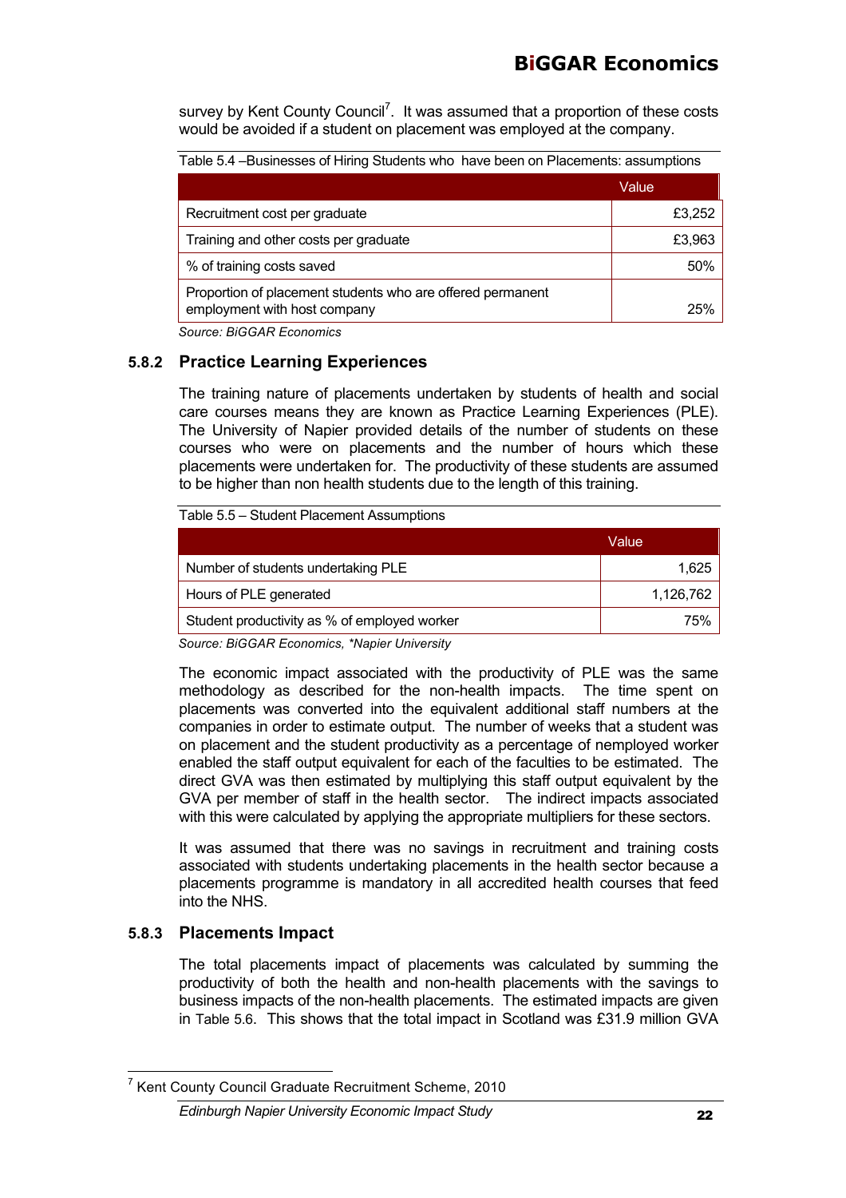survey by Kent County Council[7]. It was assumed that a proportion of these costs would be avoided if a student on placement was employed at the company.

Table 5.4 –Businesses of Hiring Students who have been on Placements: assumptions

| | Value |
|---|---|
| Recruitment cost per graduate | £3,252 |
| Training and other costs per graduate | £3,963 |
| % of training costs saved | 50% |
| Proportion of placement students who are offered permanent employment with host company | 25% |

*Source: BiGGAR Economics*

### 5.8.2 Practice Learning Experiences

The training nature of placements undertaken by students of health and social care courses means they are known as Practice Learning Experiences (PLE). The University of Napier provided details of the number of students on these courses who were on placements and the number of hours which these placements were undertaken for. The productivity of these students are assumed to be higher than non health students due to the length of this training.

Table 5.5 – Student Placement Assumptions

| | Value |
|---|---|
| Number of students undertaking PLE | 1,625 |
| Hours of PLE generated | 1,126,762 |
| Student productivity as % of employed worker | 75% |

*Source: BiGGAR Economics, \*Napier University*

The economic impact associated with the productivity of PLE was the same methodology as described for the non-health impacts. The time spent on placements was converted into the equivalent additional staff numbers at the companies in order to estimate output. The number of weeks that a student was on placement and the student productivity as a percentage of nemployed worker enabled the staff output equivalent for each of the faculties to be estimated. The direct GVA was then estimated by multiplying this staff output equivalent by the GVA per member of staff in the health sector. The indirect impacts associated with this were calculated by applying the appropriate multipliers for these sectors.

It was assumed that there was no savings in recruitment and training costs associated with students undertaking placements in the health sector because a placements programme is mandatory in all accredited health courses that feed into the NHS.

### 5.8.3 Placements Impact

The total placements impact of placements was calculated by summing the productivity of both the health and non-health placements with the savings to business impacts of the non-health placements. The estimated impacts are given in Table 5.6. This shows that the total impact in Scotland was £31.9 million GVA

[7] Kent County Council Graduate Recruitment Scheme, 2010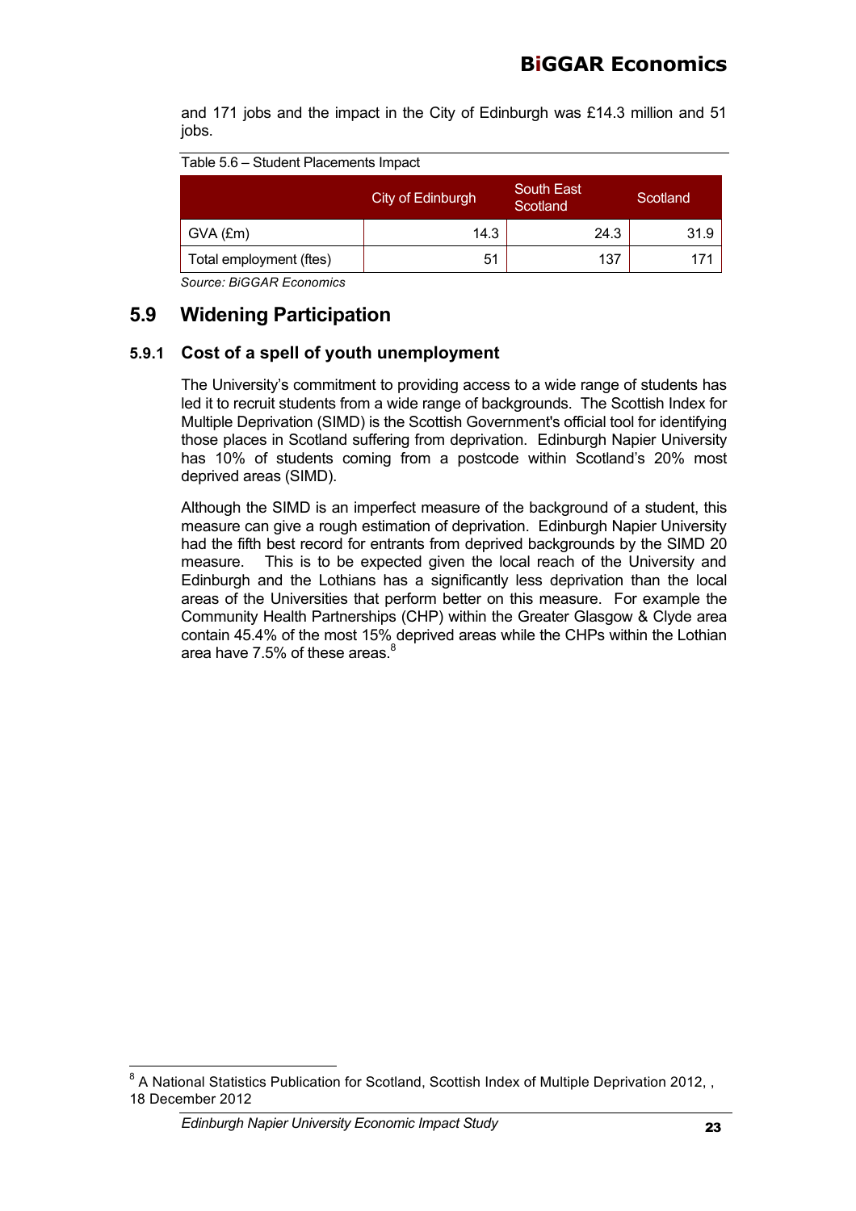and 171 jobs and the impact in the City of Edinburgh was £14.3 million and 51 jobs.

Table 5.6 – Student Placements Impact

| | City of Edinburgh | South East Scotland | Scotland |
|---|---|---|---|
| GVA (£m) | 14.3 | 24.3 | 31.9 |
| Total employment (ftes) | 51 | 137 | 171 |

*Source: BiGGAR Economics*

## 5.9 Widening Participation

### 5.9.1 Cost of a spell of youth unemployment

The University's commitment to providing access to a wide range of students has led it to recruit students from a wide range of backgrounds. The Scottish Index for Multiple Deprivation (SIMD) is the Scottish Government's official tool for identifying those places in Scotland suffering from deprivation. Edinburgh Napier University has 10% of students coming from a postcode within Scotland's 20% most deprived areas (SIMD).

Although the SIMD is an imperfect measure of the background of a student, this measure can give a rough estimation of deprivation. Edinburgh Napier University had the fifth best record for entrants from deprived backgrounds by the SIMD 20 measure. This is to be expected given the local reach of the University and Edinburgh and the Lothians has a significantly less deprivation than the local areas of the Universities that perform better on this measure. For example the Community Health Partnerships (CHP) within the Greater Glasgow & Clyde area contain 45.4% of the most 15% deprived areas while the CHPs within the Lothian area have 7.5% of these areas.[8]

[8] A National Statistics Publication for Scotland, Scottish Index of Multiple Deprivation 2012, , 18 December 2012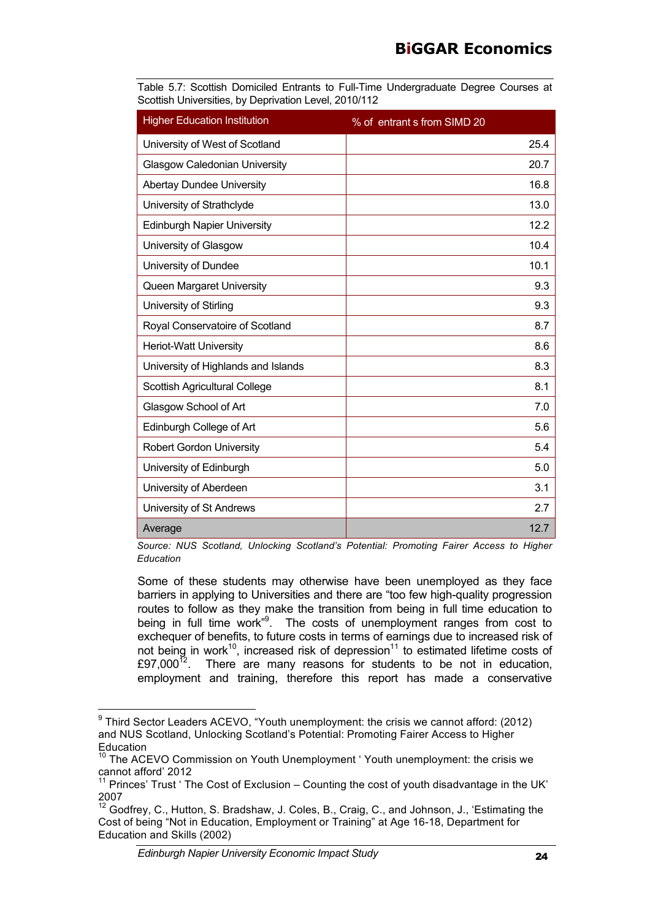Table 5.7: Scottish Domiciled Entrants to Full-Time Undergraduate Degree Courses at Scottish Universities, by Deprivation Level, 2010/112

| Higher Education Institution | % of entrant s from SIMD 20 |
|---|---|
| University of West of Scotland | 25.4 |
| Glasgow Caledonian University | 20.7 |
| Abertay Dundee University | 16.8 |
| University of Strathclyde | 13.0 |
| Edinburgh Napier University | 12.2 |
| University of Glasgow | 10.4 |
| University of Dundee | 10.1 |
| Queen Margaret University | 9.3 |
| University of Stirling | 9.3 |
| Royal Conservatoire of Scotland | 8.7 |
| Heriot-Watt University | 8.6 |
| University of Highlands and Islands | 8.3 |
| Scottish Agricultural College | 8.1 |
| Glasgow School of Art | 7.0 |
| Edinburgh College of Art | 5.6 |
| Robert Gordon University | 5.4 |
| University of Edinburgh | 5.0 |
| University of Aberdeen | 3.1 |
| University of St Andrews | 2.7 |
| Average | 12.7 |

*Source: NUS Scotland, Unlocking Scotland's Potential: Promoting Fairer Access to Higher Education*

Some of these students may otherwise have been unemployed as they face barriers in applying to Universities and there are "too few high-quality progression routes to follow as they make the transition from being in full time education to being in full time work"[9]. The costs of unemployment ranges from cost to exchequer of benefits, to future costs in terms of earnings due to increased risk of not being in work[10], increased risk of depression[11] to estimated lifetime costs of £97,000[12]. There are many reasons for students to be not in education, employment and training, therefore this report has made a conservative

[9] Third Sector Leaders ACEVO, "Youth unemployment: the crisis we cannot afford: (2012) and NUS Scotland, Unlocking Scotland's Potential: Promoting Fairer Access to Higher Education

[10] The ACEVO Commission on Youth Unemployment ' Youth unemployment: the crisis we cannot afford' 2012

[11] Princes' Trust ' The Cost of Exclusion – Counting the cost of youth disadvantage in the UK' 2007

[12] Godfrey, C., Hutton, S. Bradshaw, J. Coles, B., Craig, C., and Johnson, J., 'Estimating the Cost of being "Not in Education, Employment or Training" at Age 16-18, Department for Education and Skills (2002)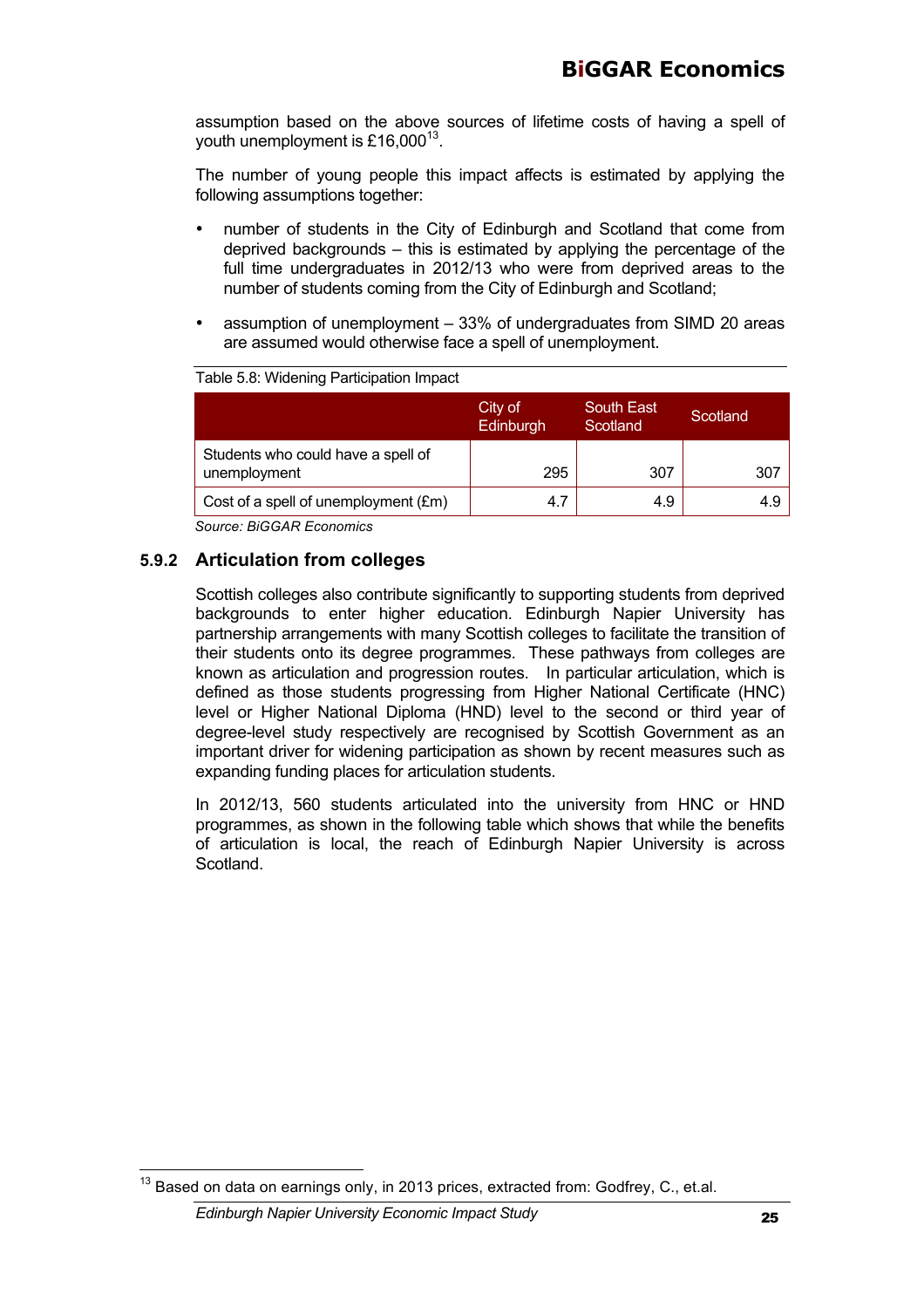assumption based on the above sources of lifetime costs of having a spell of youth unemployment is £16,000[13].

The number of young people this impact affects is estimated by applying the following assumptions together:

- number of students in the City of Edinburgh and Scotland that come from deprived backgrounds – this is estimated by applying the percentage of the full time undergraduates in 2012/13 who were from deprived areas to the number of students coming from the City of Edinburgh and Scotland;
- assumption of unemployment – 33% of undergraduates from SIMD 20 areas are assumed would otherwise face a spell of unemployment.

Table 5.8: Widening Participation Impact

| | City of Edinburgh | South East Scotland | Scotland |
|---|---|---|---|
| Students who could have a spell of unemployment | 295 | 307 | 307 |
| Cost of a spell of unemployment (£m) | 4.7 | 4.9 | 4.9 |

*Source: BiGGAR Economics*

### 5.9.2 Articulation from colleges

Scottish colleges also contribute significantly to supporting students from deprived backgrounds to enter higher education. Edinburgh Napier University has partnership arrangements with many Scottish colleges to facilitate the transition of their students onto its degree programmes. These pathways from colleges are known as articulation and progression routes. In particular articulation, which is defined as those students progressing from Higher National Certificate (HNC) level or Higher National Diploma (HND) level to the second or third year of degree-level study respectively are recognised by Scottish Government as an important driver for widening participation as shown by recent measures such as expanding funding places for articulation students.

In 2012/13, 560 students articulated into the university from HNC or HND programmes, as shown in the following table which shows that while the benefits of articulation is local, the reach of Edinburgh Napier University is across Scotland.

[13] Based on data on earnings only, in 2013 prices, extracted from: Godfrey, C., et.al.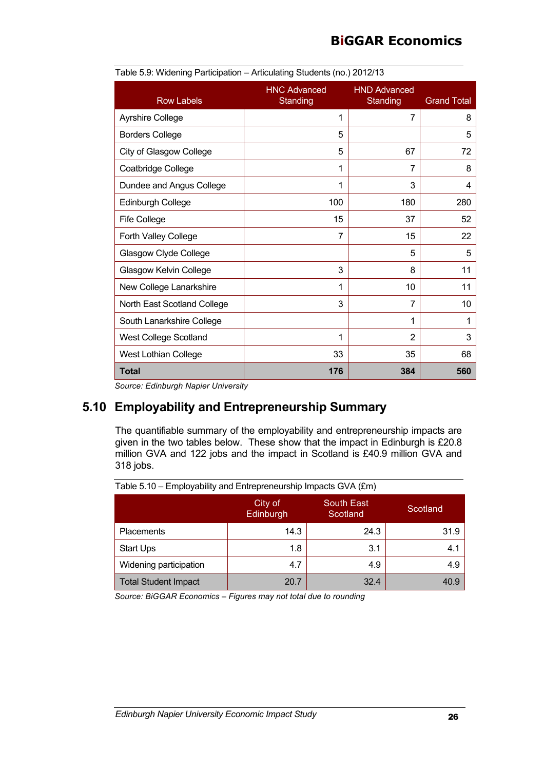Table 5.9: Widening Participation – Articulating Students (no.) 2012/13

| Row Labels | HNC Advanced Standing | HND Advanced Standing | Grand Total |
|---|---|---|---|
| Ayrshire College | 1 | 7 | 8 |
| Borders College | 5 | | 5 |
| City of Glasgow College | 5 | 67 | 72 |
| Coatbridge College | 1 | 7 | 8 |
| Dundee and Angus College | 1 | 3 | 4 |
| Edinburgh College | 100 | 180 | 280 |
| Fife College | 15 | 37 | 52 |
| Forth Valley College | 7 | 15 | 22 |
| Glasgow Clyde College | | 5 | 5 |
| Glasgow Kelvin College | 3 | 8 | 11 |
| New College Lanarkshire | 1 | 10 | 11 |
| North East Scotland College | 3 | 7 | 10 |
| South Lanarkshire College | | 1 | 1 |
| West College Scotland | 1 | 2 | 3 |
| West Lothian College | 33 | 35 | 68 |
| **Total** | **176** | **384** | **560** |

*Source: Edinburgh Napier University*

## 5.10 Employability and Entrepreneurship Summary

The quantifiable summary of the employability and entrepreneurship impacts are given in the two tables below. These show that the impact in Edinburgh is £20.8 million GVA and 122 jobs and the impact in Scotland is £40.9 million GVA and 318 jobs.

Table 5.10 – Employability and Entrepreneurship Impacts GVA (£m)

| | City of Edinburgh | South East Scotland | Scotland |
|---|---|---|---|
| Placements | 14.3 | 24.3 | 31.9 |
| Start Ups | 1.8 | 3.1 | 4.1 |
| Widening participation | 4.7 | 4.9 | 4.9 |
| Total Student Impact | 20.7 | 32.4 | 40.9 |

*Source: BiGGAR Economics – Figures may not total due to rounding*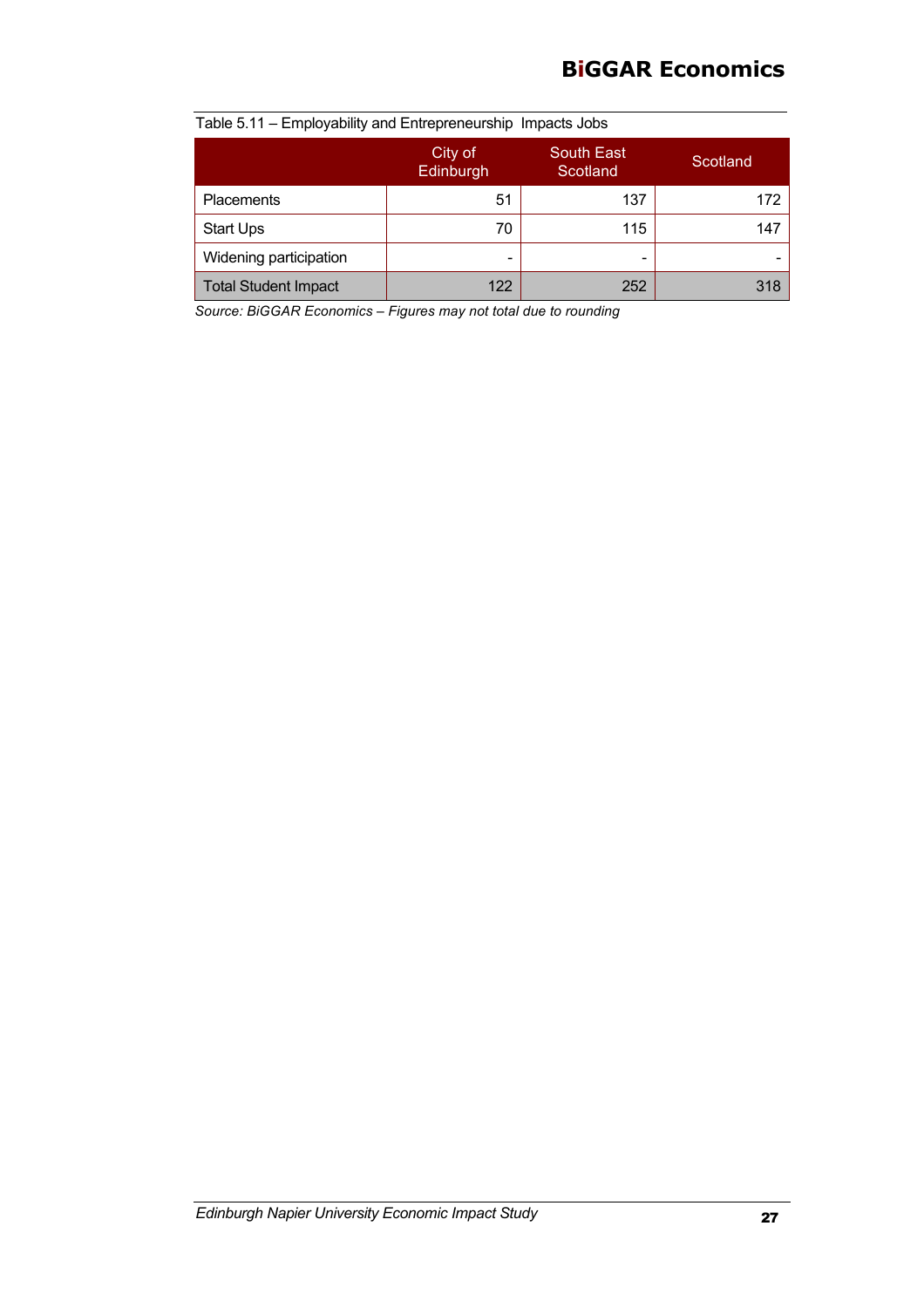Table 5.11 – Employability and Entrepreneurship Impacts Jobs

| | City of Edinburgh | South East Scotland | Scotland |
|---|---|---|---|
| Placements | 51 | 137 | 172 |
| Start Ups | 70 | 115 | 147 |
| Widening participation | - | - | - |
| Total Student Impact | 122 | 252 | 318 |

*Source: BiGGAR Economics – Figures may not total due to rounding*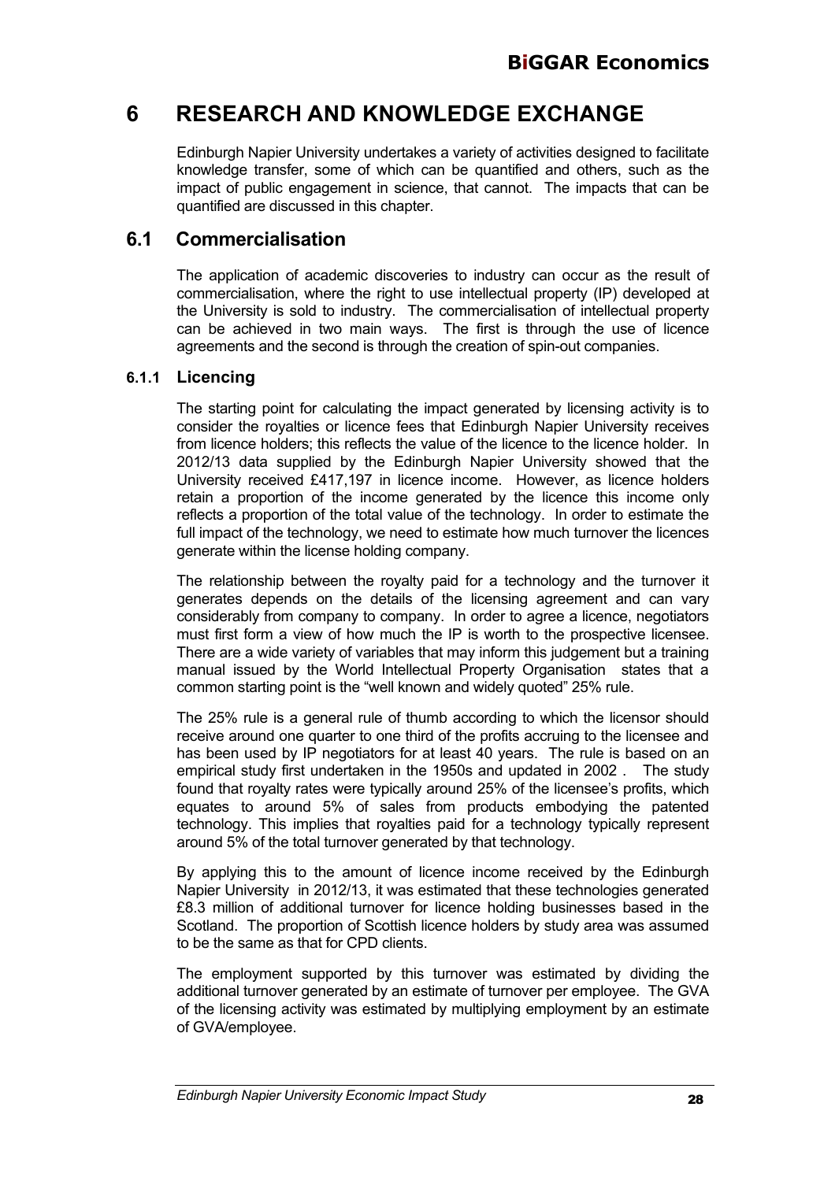# 6 RESEARCH AND KNOWLEDGE EXCHANGE

Edinburgh Napier University undertakes a variety of activities designed to facilitate knowledge transfer, some of which can be quantified and others, such as the impact of public engagement in science, that cannot. The impacts that can be quantified are discussed in this chapter.

## 6.1 Commercialisation

The application of academic discoveries to industry can occur as the result of commercialisation, where the right to use intellectual property (IP) developed at the University is sold to industry. The commercialisation of intellectual property can be achieved in two main ways. The first is through the use of licence agreements and the second is through the creation of spin-out companies.

### 6.1.1 Licencing

The starting point for calculating the impact generated by licensing activity is to consider the royalties or licence fees that Edinburgh Napier University receives from licence holders; this reflects the value of the licence to the licence holder. In 2012/13 data supplied by the Edinburgh Napier University showed that the University received £417,197 in licence income. However, as licence holders retain a proportion of the income generated by the licence this income only reflects a proportion of the total value of the technology. In order to estimate the full impact of the technology, we need to estimate how much turnover the licences generate within the license holding company.

The relationship between the royalty paid for a technology and the turnover it generates depends on the details of the licensing agreement and can vary considerably from company to company. In order to agree a licence, negotiators must first form a view of how much the IP is worth to the prospective licensee. There are a wide variety of variables that may inform this judgement but a training manual issued by the World Intellectual Property Organisation states that a common starting point is the "well known and widely quoted" 25% rule.

The 25% rule is a general rule of thumb according to which the licensor should receive around one quarter to one third of the profits accruing to the licensee and has been used by IP negotiators for at least 40 years. The rule is based on an empirical study first undertaken in the 1950s and updated in 2002 . The study found that royalty rates were typically around 25% of the licensee's profits, which equates to around 5% of sales from products embodying the patented technology. This implies that royalties paid for a technology typically represent around 5% of the total turnover generated by that technology.

By applying this to the amount of licence income received by the Edinburgh Napier University in 2012/13, it was estimated that these technologies generated £8.3 million of additional turnover for licence holding businesses based in the Scotland. The proportion of Scottish licence holders by study area was assumed to be the same as that for CPD clients.

The employment supported by this turnover was estimated by dividing the additional turnover generated by an estimate of turnover per employee. The GVA of the licensing activity was estimated by multiplying employment by an estimate of GVA/employee.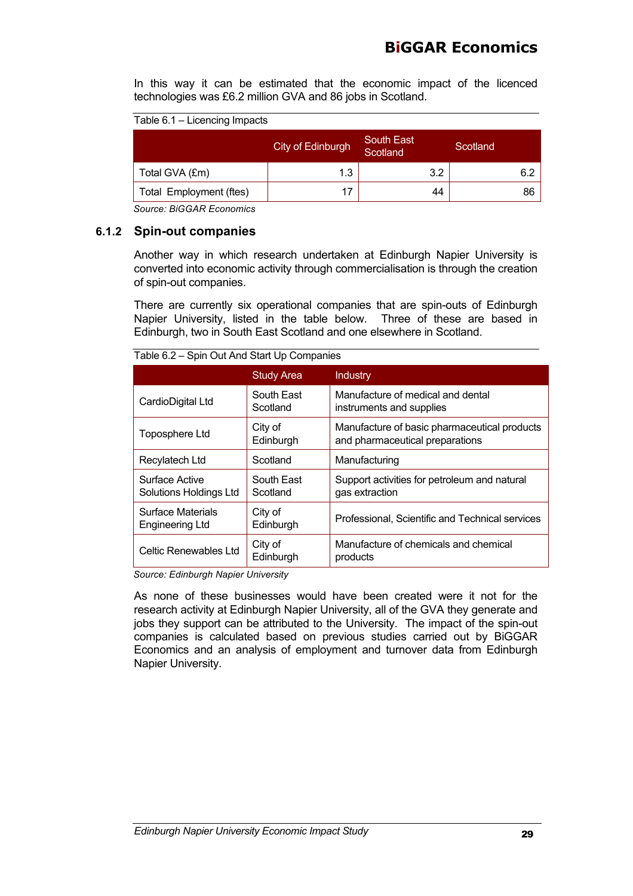In this way it can be estimated that the economic impact of the licenced technologies was £6.2 million GVA and 86 jobs in Scotland.

Table 6.1 – Licencing Impacts

| | City of Edinburgh | South East Scotland | Scotland |
|---|---|---|---|
| Total GVA (£m) | 1.3 | 3.2 | 6.2 |
| Total Employment (ftes) | 17 | 44 | 86 |

*Source: BiGGAR Economics*

### 6.1.2 Spin-out companies

Another way in which research undertaken at Edinburgh Napier University is converted into economic activity through commercialisation is through the creation of spin-out companies.

There are currently six operational companies that are spin-outs of Edinburgh Napier University, listed in the table below. Three of these are based in Edinburgh, two in South East Scotland and one elsewhere in Scotland.

Table 6.2 – Spin Out And Start Up Companies

| | Study Area | Industry |
|---|---|---|
| CardioDigital Ltd | South East Scotland | Manufacture of medical and dental instruments and supplies |
| Toposphere Ltd | City of Edinburgh | Manufacture of basic pharmaceutical products and pharmaceutical preparations |
| Recylatech Ltd | Scotland | Manufacturing |
| Surface Active Solutions Holdings Ltd | South East Scotland | Support activities for petroleum and natural gas extraction |
| Surface Materials Engineering Ltd | City of Edinburgh | Professional, Scientific and Technical services |
| Celtic Renewables Ltd | City of Edinburgh | Manufacture of chemicals and chemical products |

*Source: Edinburgh Napier University*

As none of these businesses would have been created were it not for the research activity at Edinburgh Napier University, all of the GVA they generate and jobs they support can be attributed to the University. The impact of the spin-out companies is calculated based on previous studies carried out by BiGGAR Economics and an analysis of employment and turnover data from Edinburgh Napier University.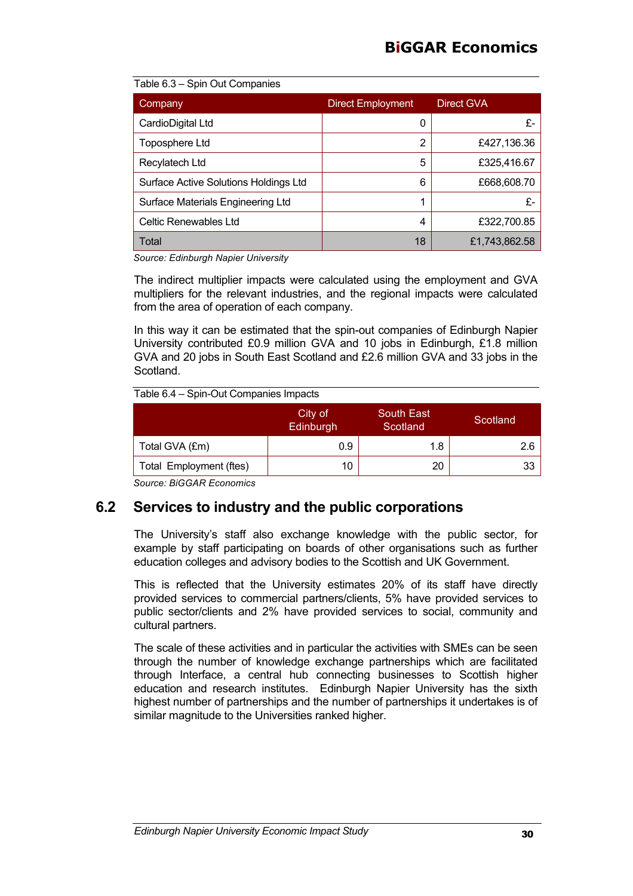Table 6.3 – Spin Out Companies

| Company | Direct Employment | Direct GVA |
|---|---|---|
| CardioDigital Ltd | 0 | £- |
| Toposphere Ltd | 2 | £427,136.36 |
| Recylatech Ltd | 5 | £325,416.67 |
| Surface Active Solutions Holdings Ltd | 6 | £668,608.70 |
| Surface Materials Engineering Ltd | 1 | £- |
| Celtic Renewables Ltd | 4 | £322,700.85 |
| Total | 18 | £1,743,862.58 |

*Source: Edinburgh Napier University*

The indirect multiplier impacts were calculated using the employment and GVA multipliers for the relevant industries, and the regional impacts were calculated from the area of operation of each company.

In this way it can be estimated that the spin-out companies of Edinburgh Napier University contributed £0.9 million GVA and 10 jobs in Edinburgh, £1.8 million GVA and 20 jobs in South East Scotland and £2.6 million GVA and 33 jobs in the Scotland.

Table 6.4 – Spin-Out Companies Impacts

| | City of Edinburgh | South East Scotland | Scotland |
|---|---|---|---|
| Total GVA (£m) | 0.9 | 1.8 | 2.6 |
| Total Employment (ftes) | 10 | 20 | 33 |

*Source: BiGGAR Economics*

## 6.2 Services to industry and the public corporations

The University's staff also exchange knowledge with the public sector, for example by staff participating on boards of other organisations such as further education colleges and advisory bodies to the Scottish and UK Government.

This is reflected that the University estimates 20% of its staff have directly provided services to commercial partners/clients, 5% have provided services to public sector/clients and 2% have provided services to social, community and cultural partners.

The scale of these activities and in particular the activities with SMEs can be seen through the number of knowledge exchange partnerships which are facilitated through Interface, a central hub connecting businesses to Scottish higher education and research institutes. Edinburgh Napier University has the sixth highest number of partnerships and the number of partnerships it undertakes is of similar magnitude to the Universities ranked higher.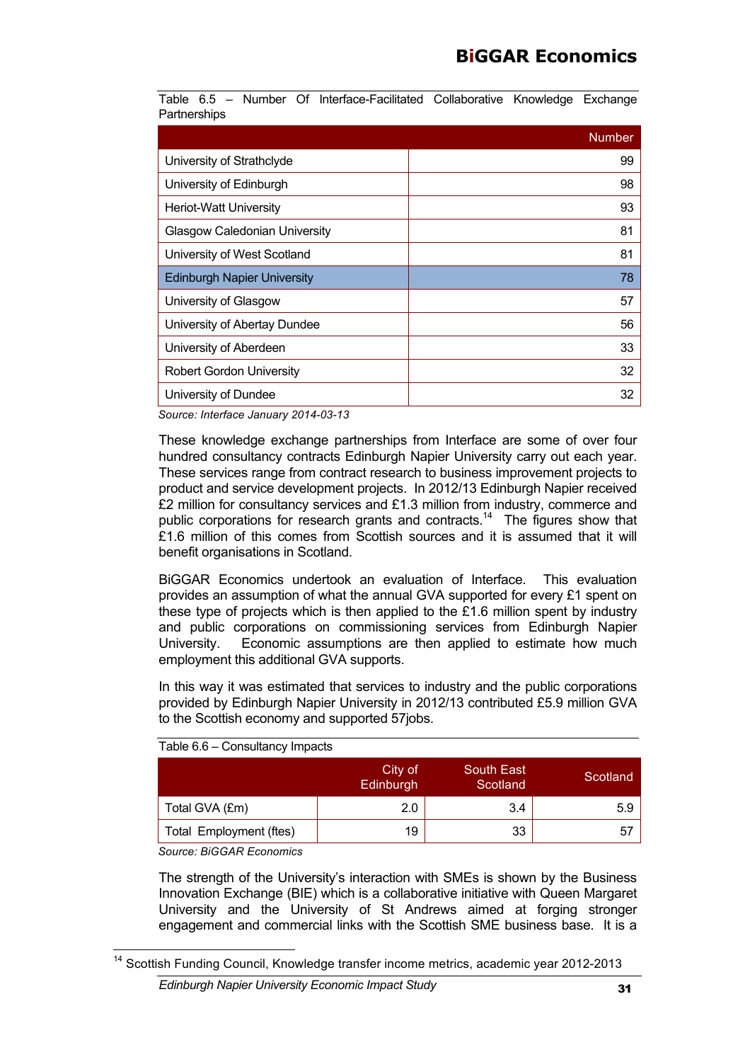Table 6.5 – Number Of Interface-Facilitated Collaborative Knowledge Exchange Partnerships

| | Number |
|---|---|
| University of Strathclyde | 99 |
| University of Edinburgh | 98 |
| Heriot-Watt University | 93 |
| Glasgow Caledonian University | 81 |
| University of West Scotland | 81 |
| Edinburgh Napier University | 78 |
| University of Glasgow | 57 |
| University of Abertay Dundee | 56 |
| University of Aberdeen | 33 |
| Robert Gordon University | 32 |
| University of Dundee | 32 |

*Source: Interface January 2014-03-13*

These knowledge exchange partnerships from Interface are some of over four hundred consultancy contracts Edinburgh Napier University carry out each year. These services range from contract research to business improvement projects to product and service development projects. In 2012/13 Edinburgh Napier received £2 million for consultancy services and £1.3 million from industry, commerce and public corporations for research grants and contracts.[14] The figures show that £1.6 million of this comes from Scottish sources and it is assumed that it will benefit organisations in Scotland.

BiGGAR Economics undertook an evaluation of Interface. This evaluation provides an assumption of what the annual GVA supported for every £1 spent on these type of projects which is then applied to the £1.6 million spent by industry and public corporations on commissioning services from Edinburgh Napier University. Economic assumptions are then applied to estimate how much employment this additional GVA supports.

In this way it was estimated that services to industry and the public corporations provided by Edinburgh Napier University in 2012/13 contributed £5.9 million GVA to the Scottish economy and supported 57jobs.

Table 6.6 – Consultancy Impacts

| | City of Edinburgh | South East Scotland | Scotland |
|---|---|---|---|
| Total GVA (£m) | 2.0 | 3.4 | 5.9 |
| Total Employment (ftes) | 19 | 33 | 57 |

*Source: BiGGAR Economics*

The strength of the University's interaction with SMEs is shown by the Business Innovation Exchange (BIE) which is a collaborative initiative with Queen Margaret University and the University of St Andrews aimed at forging stronger engagement and commercial links with the Scottish SME business base. It is a

[14] Scottish Funding Council, Knowledge transfer income metrics, academic year 2012-2013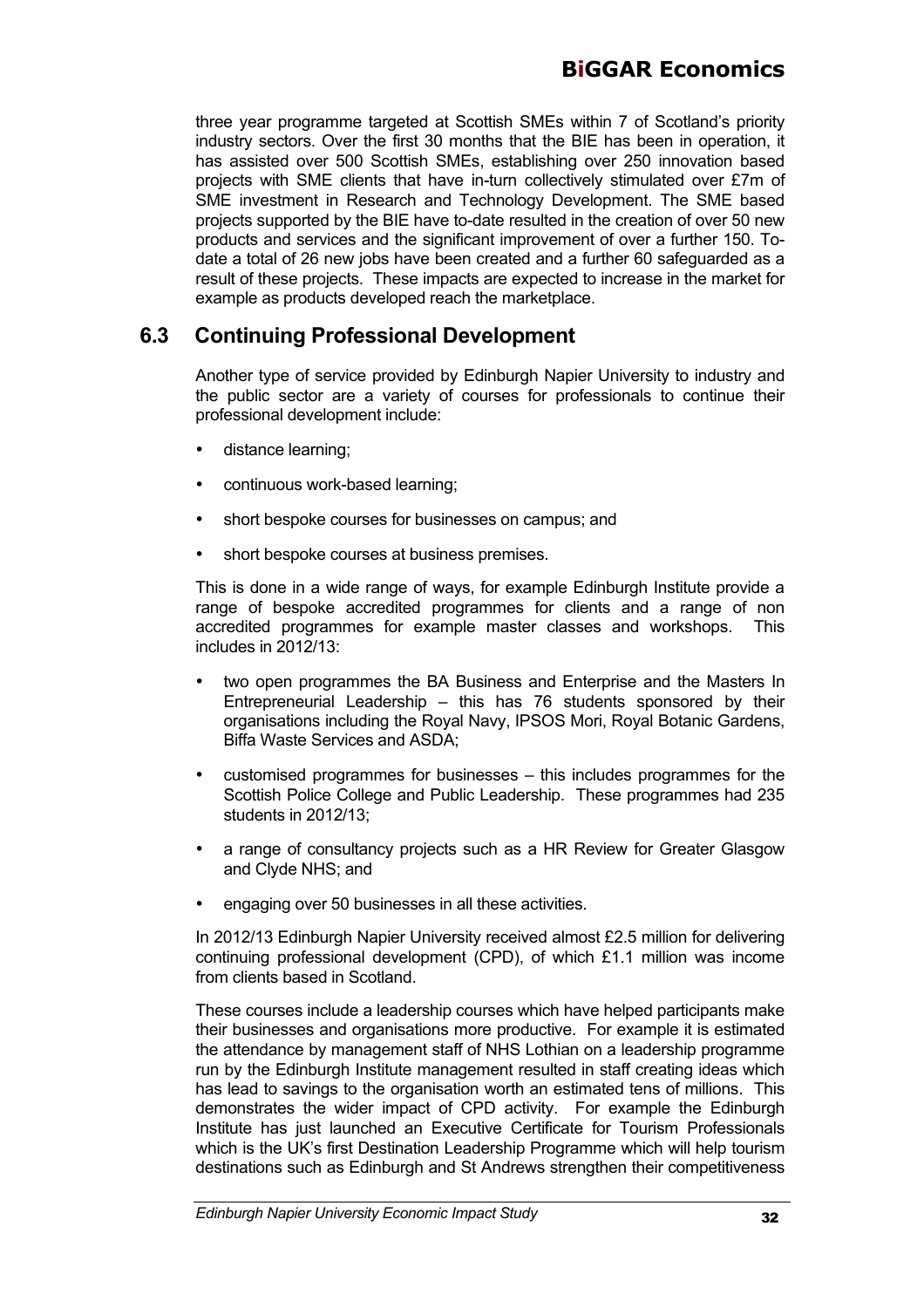three year programme targeted at Scottish SMEs within 7 of Scotland's priority industry sectors. Over the first 30 months that the BIE has been in operation, it has assisted over 500 Scottish SMEs, establishing over 250 innovation based projects with SME clients that have in-turn collectively stimulated over £7m of SME investment in Research and Technology Development. The SME based projects supported by the BIE have to-date resulted in the creation of over 50 new products and services and the significant improvement of over a further 150. To-date a total of 26 new jobs have been created and a further 60 safeguarded as a result of these projects. These impacts are expected to increase in the market for example as products developed reach the marketplace.

## 6.3 Continuing Professional Development

Another type of service provided by Edinburgh Napier University to industry and the public sector are a variety of courses for professionals to continue their professional development include:

- distance learning;
- continuous work-based learning;
- short bespoke courses for businesses on campus; and
- short bespoke courses at business premises.

This is done in a wide range of ways, for example Edinburgh Institute provide a range of bespoke accredited programmes for clients and a range of non accredited programmes for example master classes and workshops. This includes in 2012/13:

- two open programmes the BA Business and Enterprise and the Masters In Entrepreneurial Leadership – this has 76 students sponsored by their organisations including the Royal Navy, IPSOS Mori, Royal Botanic Gardens, Biffa Waste Services and ASDA;
- customised programmes for businesses – this includes programmes for the Scottish Police College and Public Leadership. These programmes had 235 students in 2012/13;
- a range of consultancy projects such as a HR Review for Greater Glasgow and Clyde NHS; and
- engaging over 50 businesses in all these activities.

In 2012/13 Edinburgh Napier University received almost £2.5 million for delivering continuing professional development (CPD), of which £1.1 million was income from clients based in Scotland.

These courses include a leadership courses which have helped participants make their businesses and organisations more productive. For example it is estimated the attendance by management staff of NHS Lothian on a leadership programme run by the Edinburgh Institute management resulted in staff creating ideas which has lead to savings to the organisation worth an estimated tens of millions. This demonstrates the wider impact of CPD activity. For example the Edinburgh Institute has just launched an Executive Certificate for Tourism Professionals which is the UK's first Destination Leadership Programme which will help tourism destinations such as Edinburgh and St Andrews strengthen their competitiveness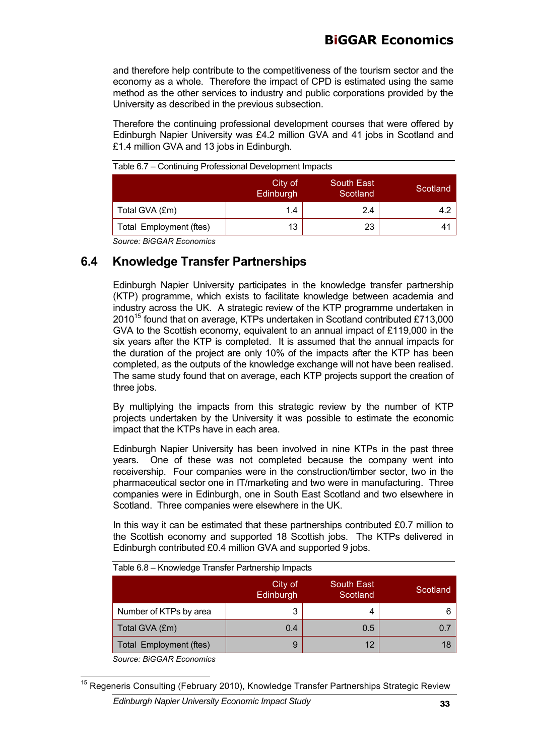and therefore help contribute to the competitiveness of the tourism sector and the economy as a whole. Therefore the impact of CPD is estimated using the same method as the other services to industry and public corporations provided by the University as described in the previous subsection.

Therefore the continuing professional development courses that were offered by Edinburgh Napier University was £4.2 million GVA and 41 jobs in Scotland and £1.4 million GVA and 13 jobs in Edinburgh.

Table 6.7 – Continuing Professional Development Impacts

| | City of Edinburgh | South East Scotland | Scotland |
|---|---|---|---|
| Total GVA (£m) | 1.4 | 2.4 | 4.2 |
| Total Employment (ftes) | 13 | 23 | 41 |

*Source: BiGGAR Economics*

## 6.4 Knowledge Transfer Partnerships

Edinburgh Napier University participates in the knowledge transfer partnership (KTP) programme, which exists to facilitate knowledge between academia and industry across the UK. A strategic review of the KTP programme undertaken in 2010[15] found that on average, KTPs undertaken in Scotland contributed £713,000 GVA to the Scottish economy, equivalent to an annual impact of £119,000 in the six years after the KTP is completed. It is assumed that the annual impacts for the duration of the project are only 10% of the impacts after the KTP has been completed, as the outputs of the knowledge exchange will not have been realised. The same study found that on average, each KTP projects support the creation of three jobs.

By multiplying the impacts from this strategic review by the number of KTP projects undertaken by the University it was possible to estimate the economic impact that the KTPs have in each area.

Edinburgh Napier University has been involved in nine KTPs in the past three years. One of these was not completed because the company went into receivership. Four companies were in the construction/timber sector, two in the pharmaceutical sector one in IT/marketing and two were in manufacturing. Three companies were in Edinburgh, one in South East Scotland and two elsewhere in Scotland. Three companies were elsewhere in the UK.

In this way it can be estimated that these partnerships contributed £0.7 million to the Scottish economy and supported 18 Scottish jobs. The KTPs delivered in Edinburgh contributed £0.4 million GVA and supported 9 jobs.

Table 6.8 – Knowledge Transfer Partnership Impacts

| | City of Edinburgh | South East Scotland | Scotland |
|---|---|---|---|
| Number of KTPs by area | 3 | 4 | 6 |
| Total GVA (£m) | 0.4 | 0.5 | 0.7 |
| Total Employment (ftes) | 9 | 12 | 18 |

*Source: BiGGAR Economics*

[15] Regeneris Consulting (February 2010), Knowledge Transfer Partnerships Strategic Review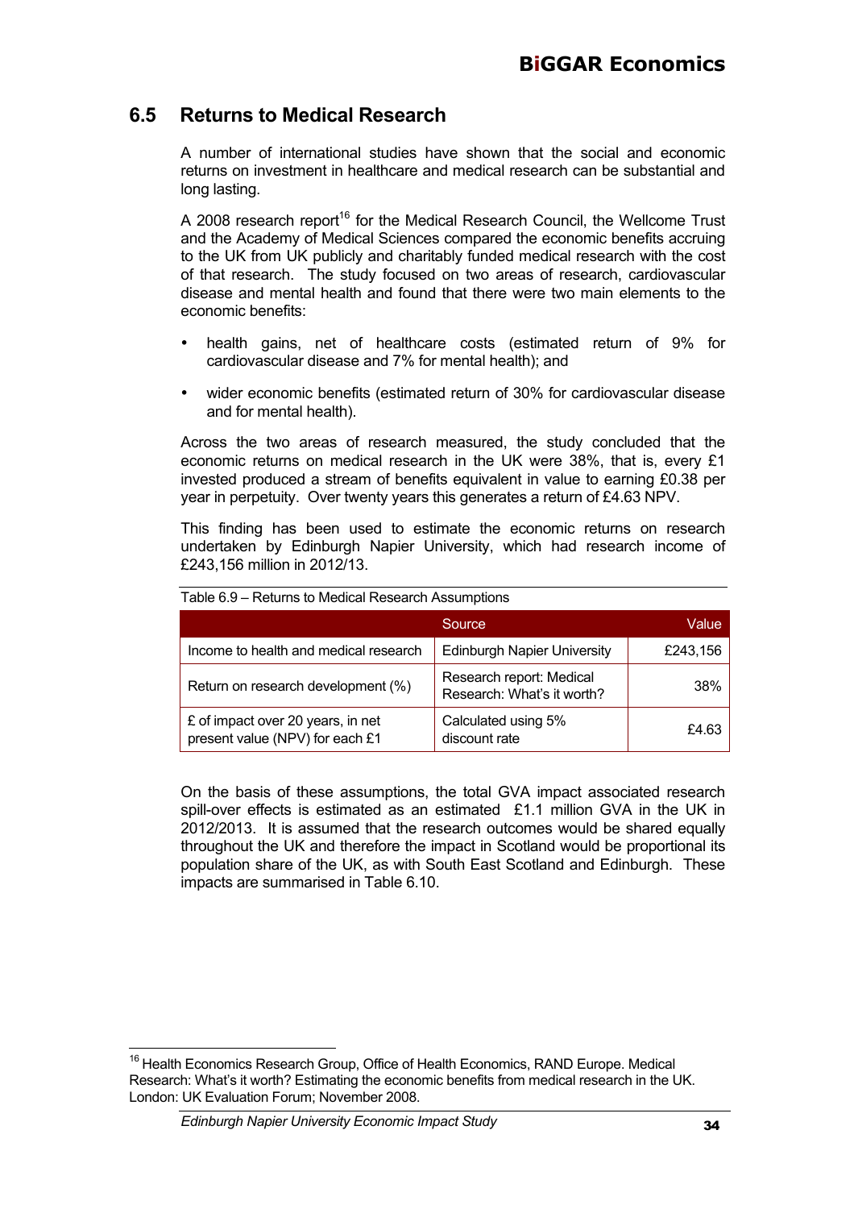## 6.5 Returns to Medical Research

A number of international studies have shown that the social and economic returns on investment in healthcare and medical research can be substantial and long lasting.

A 2008 research report[16] for the Medical Research Council, the Wellcome Trust and the Academy of Medical Sciences compared the economic benefits accruing to the UK from UK publicly and charitably funded medical research with the cost of that research. The study focused on two areas of research, cardiovascular disease and mental health and found that there were two main elements to the economic benefits:

- health gains, net of healthcare costs (estimated return of 9% for cardiovascular disease and 7% for mental health); and
- wider economic benefits (estimated return of 30% for cardiovascular disease and for mental health).

Across the two areas of research measured, the study concluded that the economic returns on medical research in the UK were 38%, that is, every £1 invested produced a stream of benefits equivalent in value to earning £0.38 per year in perpetuity. Over twenty years this generates a return of £4.63 NPV.

This finding has been used to estimate the economic returns on research undertaken by Edinburgh Napier University, which had research income of £243,156 million in 2012/13.

Table 6.9 – Returns to Medical Research Assumptions

| | Source | Value |
|---|---|---|
| Income to health and medical research | Edinburgh Napier University | £243,156 |
| Return on research development (%) | Research report: Medical Research: What's it worth? | 38% |
| £ of impact over 20 years, in net present value (NPV) for each £1 | Calculated using 5% discount rate | £4.63 |

On the basis of these assumptions, the total GVA impact associated research spill-over effects is estimated as an estimated £1.1 million GVA in the UK in 2012/2013. It is assumed that the research outcomes would be shared equally throughout the UK and therefore the impact in Scotland would be proportional its population share of the UK, as with South East Scotland and Edinburgh. These impacts are summarised in Table 6.10.

---

[16] Health Economics Research Group, Office of Health Economics, RAND Europe. Medical Research: What's it worth? Estimating the economic benefits from medical research in the UK. London: UK Evaluation Forum; November 2008.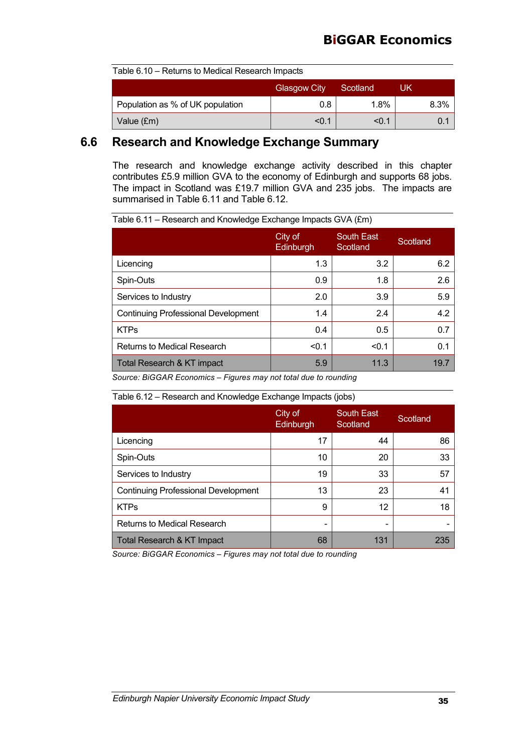Table 6.10 – Returns to Medical Research Impacts

| | Glasgow City | Scotland | UK |
|---|---|---|---|
| Population as % of UK population | 0.8 | 1.8% | 8.3% |
| Value (£m) | <0.1 | <0.1 | 0.1 |

## 6.6 Research and Knowledge Exchange Summary

The research and knowledge exchange activity described in this chapter contributes £5.9 million GVA to the economy of Edinburgh and supports 68 jobs. The impact in Scotland was £19.7 million GVA and 235 jobs. The impacts are summarised in Table 6.11 and Table 6.12.

Table 6.11 – Research and Knowledge Exchange Impacts GVA (£m)

| | City of Edinburgh | South East Scotland | Scotland |
|---|---|---|---|
| Licencing | 1.3 | 3.2 | 6.2 |
| Spin-Outs | 0.9 | 1.8 | 2.6 |
| Services to Industry | 2.0 | 3.9 | 5.9 |
| Continuing Professional Development | 1.4 | 2.4 | 4.2 |
| KTPs | 0.4 | 0.5 | 0.7 |
| Returns to Medical Research | <0.1 | <0.1 | 0.1 |
| Total Research & KT impact | 5.9 | 11.3 | 19.7 |

*Source: BiGGAR Economics – Figures may not total due to rounding*

Table 6.12 – Research and Knowledge Exchange Impacts (jobs)

| | City of Edinburgh | South East Scotland | Scotland |
|---|---|---|---|
| Licencing | 17 | 44 | 86 |
| Spin-Outs | 10 | 20 | 33 |
| Services to Industry | 19 | 33 | 57 |
| Continuing Professional Development | 13 | 23 | 41 |
| KTPs | 9 | 12 | 18 |
| Returns to Medical Research | - | - | - |
| Total Research & KT Impact | 68 | 131 | 235 |

*Source: BiGGAR Economics – Figures may not total due to rounding*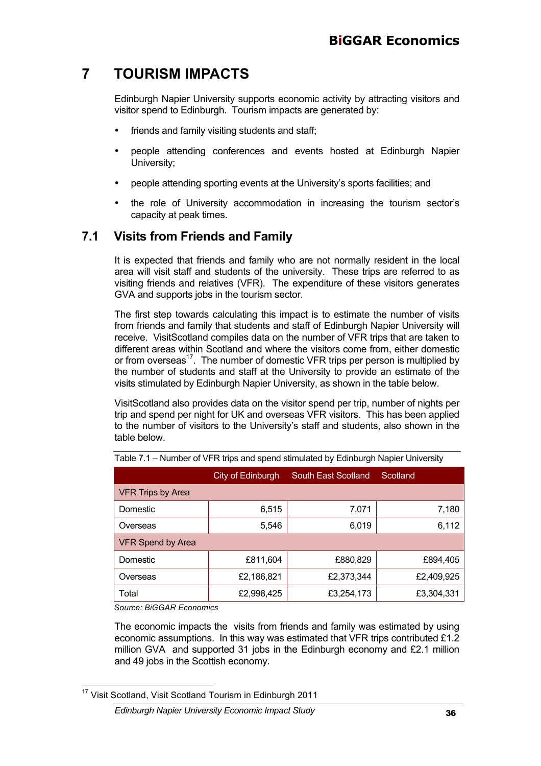# 7 TOURISM IMPACTS

Edinburgh Napier University supports economic activity by attracting visitors and visitor spend to Edinburgh. Tourism impacts are generated by:

- friends and family visiting students and staff;
- people attending conferences and events hosted at Edinburgh Napier University;
- people attending sporting events at the University's sports facilities; and
- the role of University accommodation in increasing the tourism sector's capacity at peak times.

## 7.1 Visits from Friends and Family

It is expected that friends and family who are not normally resident in the local area will visit staff and students of the university. These trips are referred to as visiting friends and relatives (VFR). The expenditure of these visitors generates GVA and supports jobs in the tourism sector.

The first step towards calculating this impact is to estimate the number of visits from friends and family that students and staff of Edinburgh Napier University will receive. VisitScotland compiles data on the number of VFR trips that are taken to different areas within Scotland and where the visitors come from, either domestic or from overseas[17]. The number of domestic VFR trips per person is multiplied by the number of students and staff at the University to provide an estimate of the visits stimulated by Edinburgh Napier University, as shown in the table below.

VisitScotland also provides data on the visitor spend per trip, number of nights per trip and spend per night for UK and overseas VFR visitors. This has been applied to the number of visitors to the University's staff and students, also shown in the table below.

Table 7.1 – Number of VFR trips and spend stimulated by Edinburgh Napier University

| | City of Edinburgh | South East Scotland | Scotland |
|---|---|---|---|
| VFR Trips by Area | | | |
| Domestic | 6,515 | 7,071 | 7,180 |
| Overseas | 5,546 | 6,019 | 6,112 |
| VFR Spend by Area | | | |
| Domestic | £811,604 | £880,829 | £894,405 |
| Overseas | £2,186,821 | £2,373,344 | £2,409,925 |
| Total | £2,998,425 | £3,254,173 | £3,304,331 |

*Source: BiGGAR Economics*

The economic impacts the visits from friends and family was estimated by using economic assumptions. In this way was estimated that VFR trips contributed £1.2 million GVA and supported 31 jobs in the Edinburgh economy and £2.1 million and 49 jobs in the Scottish economy.

[17] Visit Scotland, Visit Scotland Tourism in Edinburgh 2011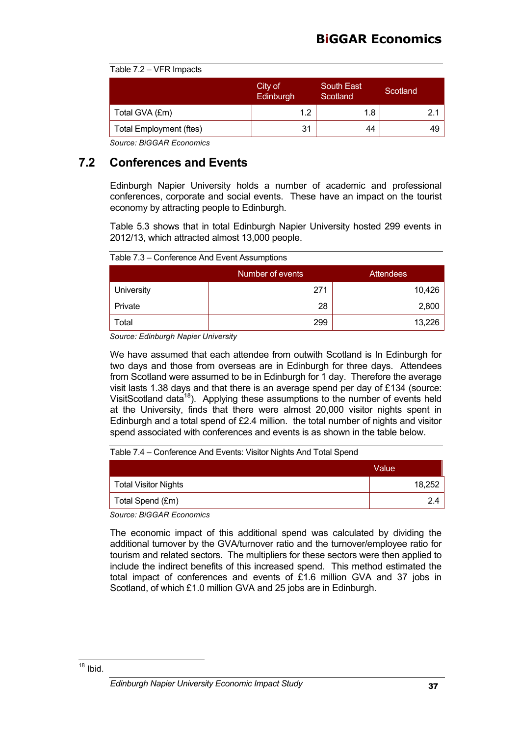Table 7.2 – VFR Impacts

| | City of Edinburgh | South East Scotland | Scotland |
|---|---|---|---|
| Total GVA (£m) | 1.2 | 1.8 | 2.1 |
| Total Employment (ftes) | 31 | 44 | 49 |

*Source: BiGGAR Economics*

## 7.2 Conferences and Events

Edinburgh Napier University holds a number of academic and professional conferences, corporate and social events. These have an impact on the tourist economy by attracting people to Edinburgh.

Table 5.3 shows that in total Edinburgh Napier University hosted 299 events in 2012/13, which attracted almost 13,000 people.

Table 7.3 – Conference And Event Assumptions

| | Number of events | Attendees |
|---|---|---|
| University | 271 | 10,426 |
| Private | 28 | 2,800 |
| Total | 299 | 13,226 |

*Source: Edinburgh Napier University*

We have assumed that each attendee from outwith Scotland is In Edinburgh for two days and those from overseas are in Edinburgh for three days. Attendees from Scotland were assumed to be in Edinburgh for 1 day. Therefore the average visit lasts 1.38 days and that there is an average spend per day of £134 (source: VisitScotland data[18]). Applying these assumptions to the number of events held at the University, finds that there were almost 20,000 visitor nights spent in Edinburgh and a total spend of £2.4 million. the total number of nights and visitor spend associated with conferences and events is as shown in the table below.

Table 7.4 – Conference And Events: Visitor Nights And Total Spend

| | Value |
|---|---|
| Total Visitor Nights | 18,252 |
| Total Spend (£m) | 2.4 |

*Source: BiGGAR Economics*

The economic impact of this additional spend was calculated by dividing the additional turnover by the GVA/turnover ratio and the turnover/employee ratio for tourism and related sectors. The multipliers for these sectors were then applied to include the indirect benefits of this increased spend. This method estimated the total impact of conferences and events of £1.6 million GVA and 37 jobs in Scotland, of which £1.0 million GVA and 25 jobs are in Edinburgh.

[18] Ibid.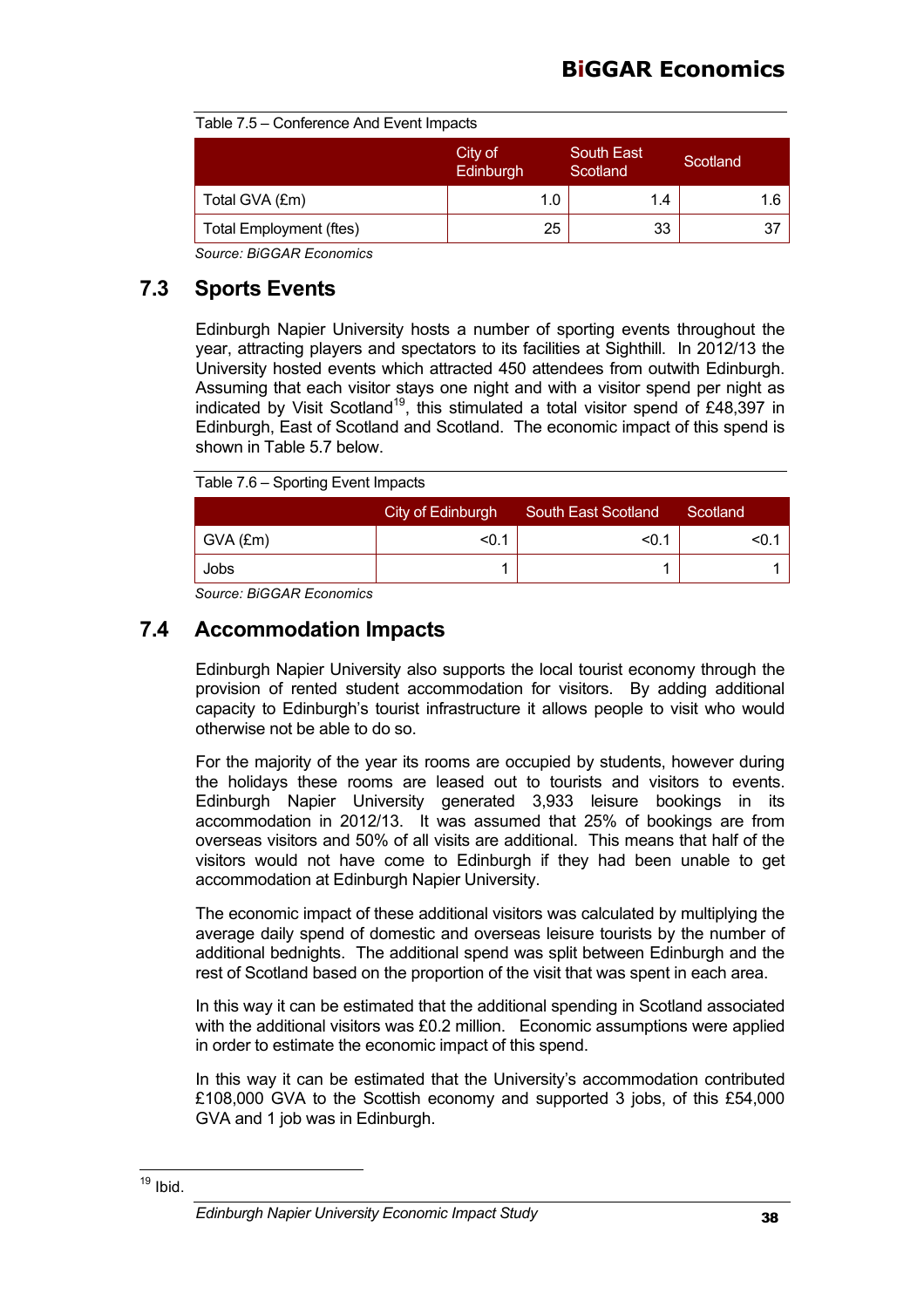Table 7.5 – Conference And Event Impacts

| | City of Edinburgh | South East Scotland | Scotland |
|---|---|---|---|
| Total GVA (£m) | 1.0 | 1.4 | 1.6 |
| Total Employment (ftes) | 25 | 33 | 37 |

*Source: BiGGAR Economics*

## 7.3 Sports Events

Edinburgh Napier University hosts a number of sporting events throughout the year, attracting players and spectators to its facilities at Sighthill. In 2012/13 the University hosted events which attracted 450 attendees from outwith Edinburgh. Assuming that each visitor stays one night and with a visitor spend per night as indicated by Visit Scotland[19], this stimulated a total visitor spend of £48,397 in Edinburgh, East of Scotland and Scotland. The economic impact of this spend is shown in Table 5.7 below.

Table 7.6 – Sporting Event Impacts

| | City of Edinburgh | South East Scotland | Scotland |
|---|---|---|---|
| GVA (£m) | <0.1 | <0.1 | <0.1 |
| Jobs | 1 | 1 | 1 |

*Source: BiGGAR Economics*

## 7.4 Accommodation Impacts

Edinburgh Napier University also supports the local tourist economy through the provision of rented student accommodation for visitors. By adding additional capacity to Edinburgh's tourist infrastructure it allows people to visit who would otherwise not be able to do so.

For the majority of the year its rooms are occupied by students, however during the holidays these rooms are leased out to tourists and visitors to events. Edinburgh Napier University generated 3,933 leisure bookings in its accommodation in 2012/13. It was assumed that 25% of bookings are from overseas visitors and 50% of all visits are additional. This means that half of the visitors would not have come to Edinburgh if they had been unable to get accommodation at Edinburgh Napier University.

The economic impact of these additional visitors was calculated by multiplying the average daily spend of domestic and overseas leisure tourists by the number of additional bednights. The additional spend was split between Edinburgh and the rest of Scotland based on the proportion of the visit that was spent in each area.

In this way it can be estimated that the additional spending in Scotland associated with the additional visitors was £0.2 million. Economic assumptions were applied in order to estimate the economic impact of this spend.

In this way it can be estimated that the University's accommodation contributed £108,000 GVA to the Scottish economy and supported 3 jobs, of this £54,000 GVA and 1 job was in Edinburgh.

[19] Ibid.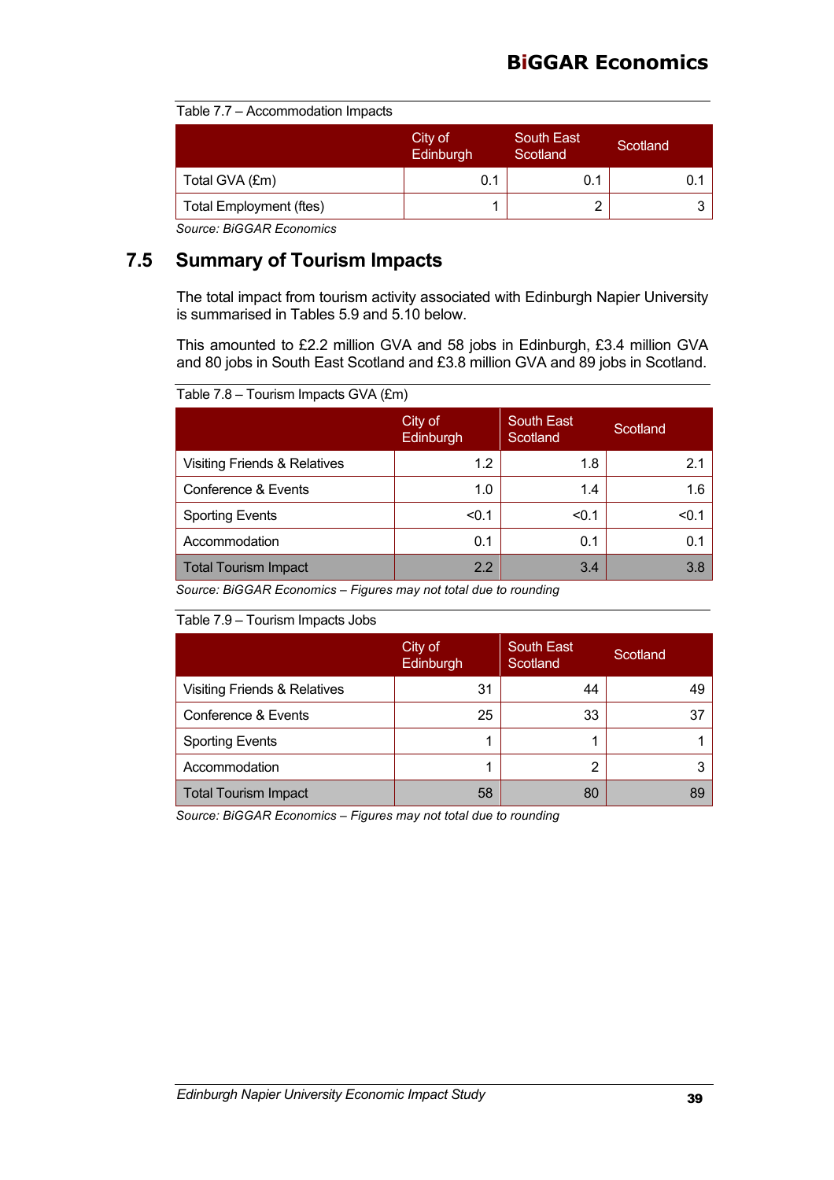Table 7.7 – Accommodation Impacts

| | City of Edinburgh | South East Scotland | Scotland |
|---|---|---|---|
| Total GVA (£m) | 0.1 | 0.1 | 0.1 |
| Total Employment (ftes) | 1 | 2 | 3 |

*Source: BiGGAR Economics*

## 7.5 Summary of Tourism Impacts

The total impact from tourism activity associated with Edinburgh Napier University is summarised in Tables 5.9 and 5.10 below.

This amounted to £2.2 million GVA and 58 jobs in Edinburgh, £3.4 million GVA and 80 jobs in South East Scotland and £3.8 million GVA and 89 jobs in Scotland.

Table 7.8 – Tourism Impacts GVA (£m)

| | City of Edinburgh | South East Scotland | Scotland |
|---|---|---|---|
| Visiting Friends & Relatives | 1.2 | 1.8 | 2.1 |
| Conference & Events | 1.0 | 1.4 | 1.6 |
| Sporting Events | <0.1 | <0.1 | <0.1 |
| Accommodation | 0.1 | 0.1 | 0.1 |
| Total Tourism Impact | 2.2 | 3.4 | 3.8 |

*Source: BiGGAR Economics – Figures may not total due to rounding*

Table 7.9 – Tourism Impacts Jobs

| | City of Edinburgh | South East Scotland | Scotland |
|---|---|---|---|
| Visiting Friends & Relatives | 31 | 44 | 49 |
| Conference & Events | 25 | 33 | 37 |
| Sporting Events | 1 | 1 | 1 |
| Accommodation | 1 | 2 | 3 |
| Total Tourism Impact | 58 | 80 | 89 |

*Source: BiGGAR Economics – Figures may not total due to rounding*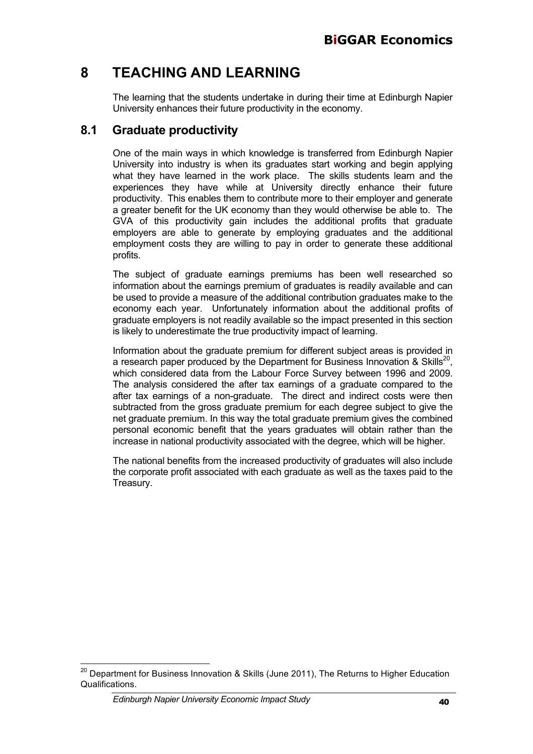# 8 TEACHING AND LEARNING

The learning that the students undertake in during their time at Edinburgh Napier University enhances their future productivity in the economy.

## 8.1 Graduate productivity

One of the main ways in which knowledge is transferred from Edinburgh Napier University into industry is when its graduates start working and begin applying what they have learned in the work place. The skills students learn and the experiences they have while at University directly enhance their future productivity. This enables them to contribute more to their employer and generate a greater benefit for the UK economy than they would otherwise be able to. The GVA of this productivity gain includes the additional profits that graduate employers are able to generate by employing graduates and the additional employment costs they are willing to pay in order to generate these additional profits.

The subject of graduate earnings premiums has been well researched so information about the earnings premium of graduates is readily available and can be used to provide a measure of the additional contribution graduates make to the economy each year. Unfortunately information about the additional profits of graduate employers is not readily available so the impact presented in this section is likely to underestimate the true productivity impact of learning.

Information about the graduate premium for different subject areas is provided in a research paper produced by the Department for Business Innovation & Skills[20], which considered data from the Labour Force Survey between 1996 and 2009. The analysis considered the after tax earnings of a graduate compared to the after tax earnings of a non-graduate. The direct and indirect costs were then subtracted from the gross graduate premium for each degree subject to give the net graduate premium. In this way the total graduate premium gives the combined personal economic benefit that the years graduates will obtain rather than the increase in national productivity associated with the degree, which will be higher.

The national benefits from the increased productivity of graduates will also include the corporate profit associated with each graduate as well as the taxes paid to the Treasury.

---

[20] Department for Business Innovation & Skills (June 2011), The Returns to Higher Education Qualifications.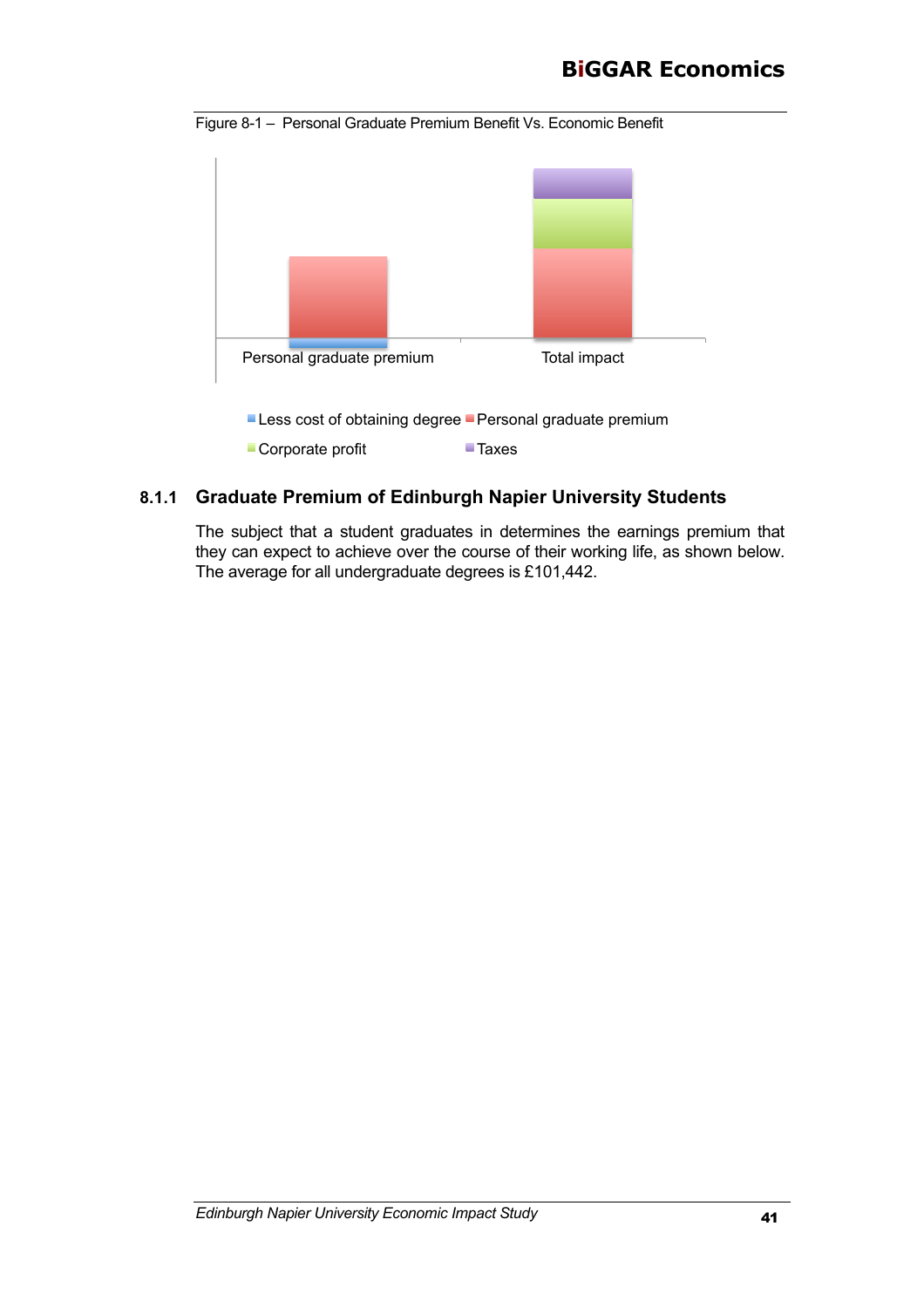Figure 8-1 – Personal Graduate Premium Benefit Vs. Economic Benefit

Personal graduate premium | Total impact

Less cost of obtaining degree | Personal graduate premium | Corporate profit | Taxes

### 8.1.1 Graduate Premium of Edinburgh Napier University Students

The subject that a student graduates in determines the earnings premium that they can expect to achieve over the course of their working life, as shown below. The average for all undergraduate degrees is £101,442.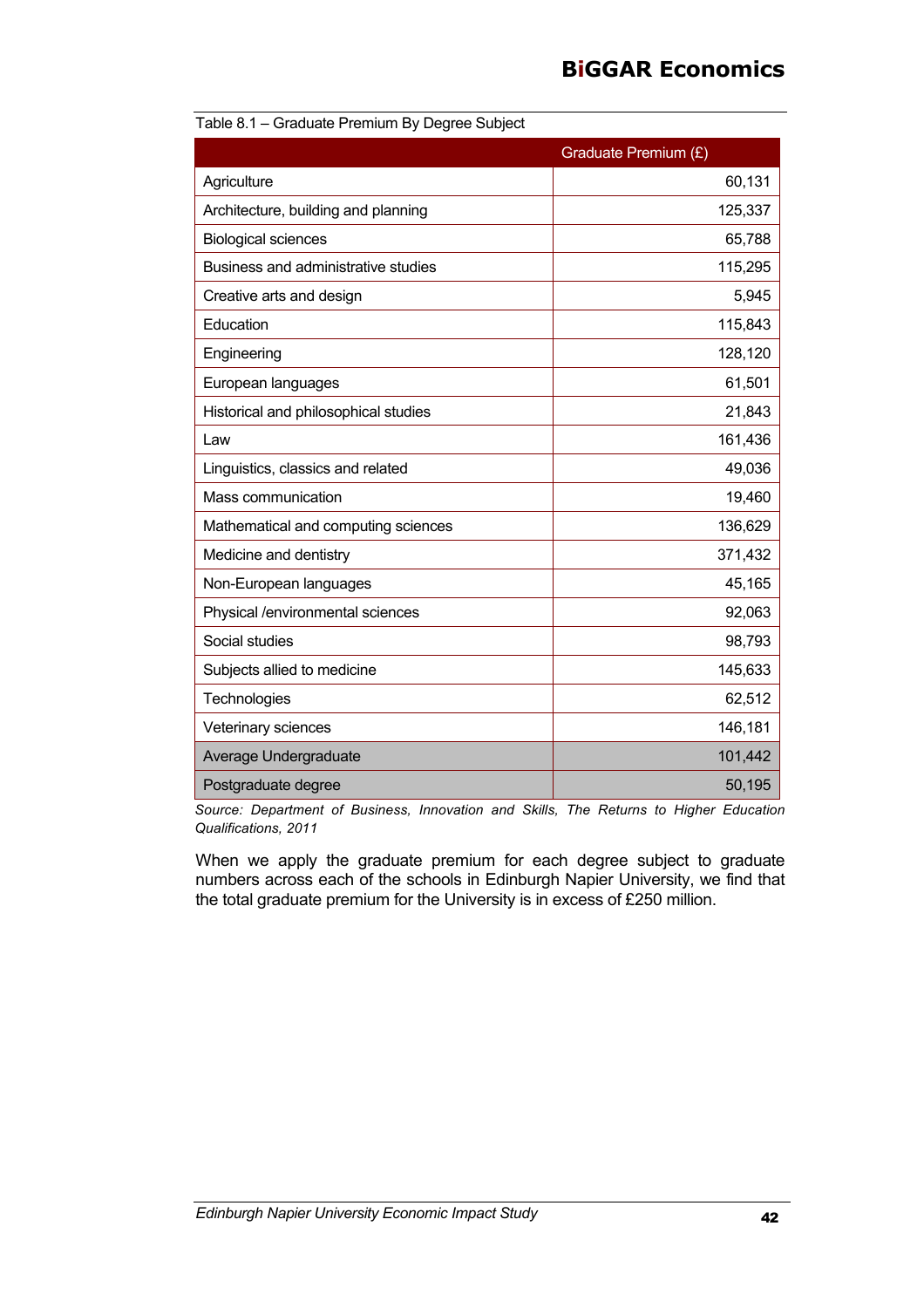Table 8.1 – Graduate Premium By Degree Subject

| | Graduate Premium (£) |
|---|---|
| Agriculture | 60,131 |
| Architecture, building and planning | 125,337 |
| Biological sciences | 65,788 |
| Business and administrative studies | 115,295 |
| Creative arts and design | 5,945 |
| Education | 115,843 |
| Engineering | 128,120 |
| European languages | 61,501 |
| Historical and philosophical studies | 21,843 |
| Law | 161,436 |
| Linguistics, classics and related | 49,036 |
| Mass communication | 19,460 |
| Mathematical and computing sciences | 136,629 |
| Medicine and dentistry | 371,432 |
| Non-European languages | 45,165 |
| Physical /environmental sciences | 92,063 |
| Social studies | 98,793 |
| Subjects allied to medicine | 145,633 |
| Technologies | 62,512 |
| Veterinary sciences | 146,181 |
| Average Undergraduate | 101,442 |
| Postgraduate degree | 50,195 |

*Source: Department of Business, Innovation and Skills, The Returns to Higher Education Qualifications, 2011*

When we apply the graduate premium for each degree subject to graduate numbers across each of the schools in Edinburgh Napier University, we find that the total graduate premium for the University is in excess of £250 million.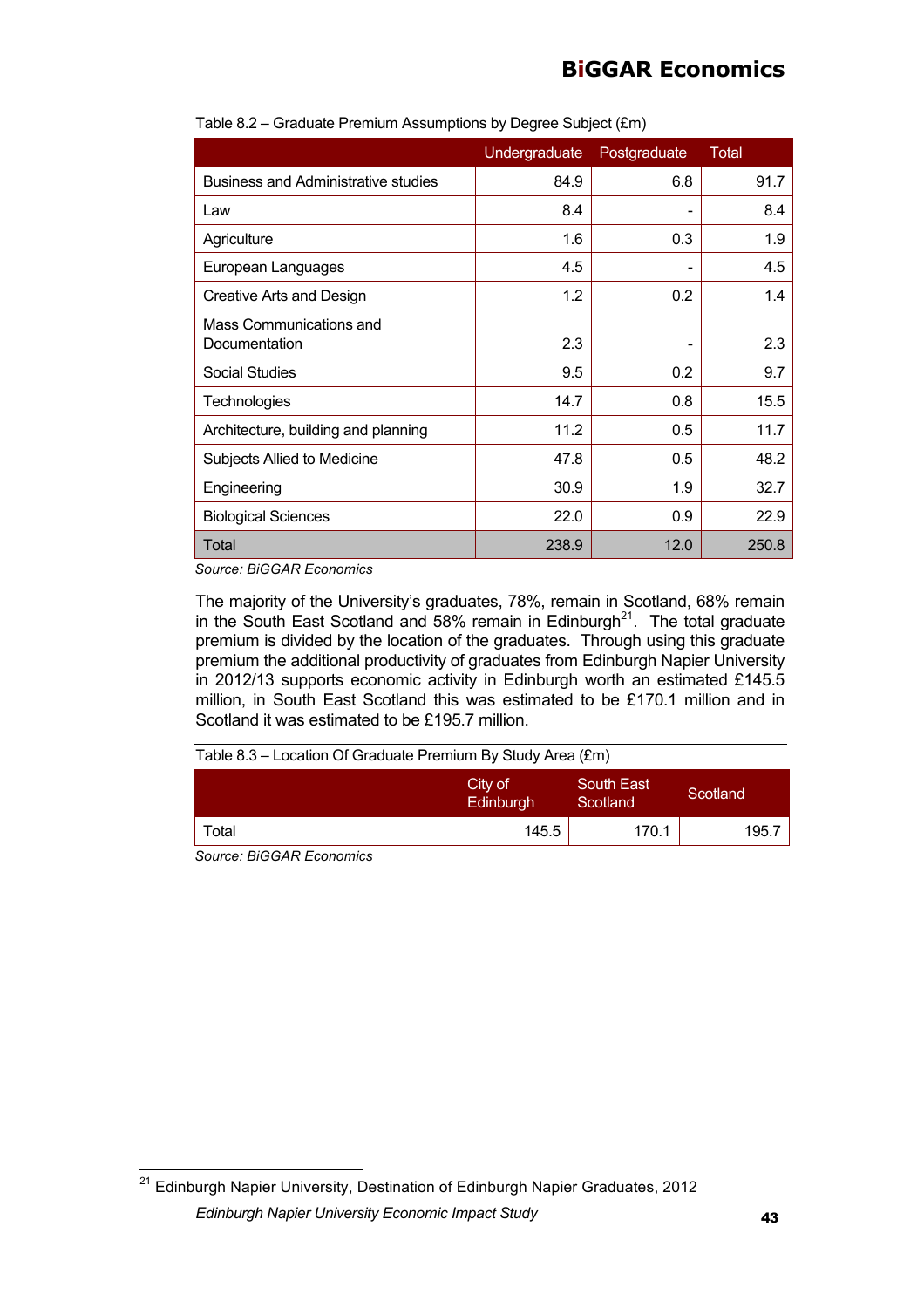Table 8.2 – Graduate Premium Assumptions by Degree Subject (£m)

| | Undergraduate | Postgraduate | Total |
|---|---|---|---|
| Business and Administrative studies | 84.9 | 6.8 | 91.7 |
| Law | 8.4 | - | 8.4 |
| Agriculture | 1.6 | 0.3 | 1.9 |
| European Languages | 4.5 | - | 4.5 |
| Creative Arts and Design | 1.2 | 0.2 | 1.4 |
| Mass Communications and Documentation | 2.3 | - | 2.3 |
| Social Studies | 9.5 | 0.2 | 9.7 |
| Technologies | 14.7 | 0.8 | 15.5 |
| Architecture, building and planning | 11.2 | 0.5 | 11.7 |
| Subjects Allied to Medicine | 47.8 | 0.5 | 48.2 |
| Engineering | 30.9 | 1.9 | 32.7 |
| Biological Sciences | 22.0 | 0.9 | 22.9 |
| Total | 238.9 | 12.0 | 250.8 |

*Source: BiGGAR Economics*

The majority of the University's graduates, 78%, remain in Scotland, 68% remain in the South East Scotland and 58% remain in Edinburgh[21]. The total graduate premium is divided by the location of the graduates. Through using this graduate premium the additional productivity of graduates from Edinburgh Napier University in 2012/13 supports economic activity in Edinburgh worth an estimated £145.5 million, in South East Scotland this was estimated to be £170.1 million and in Scotland it was estimated to be £195.7 million.

Table 8.3 – Location Of Graduate Premium By Study Area (£m)

| | City of Edinburgh | South East Scotland | Scotland |
|---|---|---|---|
| Total | 145.5 | 170.1 | 195.7 |

*Source: BiGGAR Economics*

[21] Edinburgh Napier University, Destination of Edinburgh Napier Graduates, 2012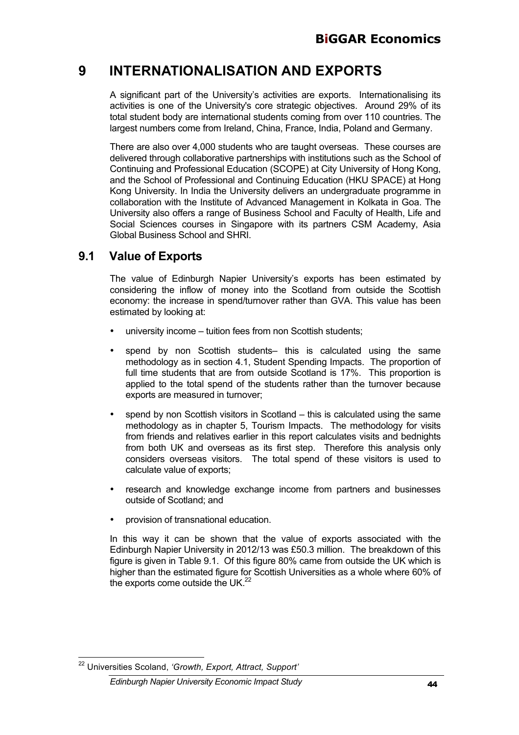# 9 INTERNATIONALISATION AND EXPORTS

A significant part of the University's activities are exports. Internationalising its activities is one of the University's core strategic objectives. Around 29% of its total student body are international students coming from over 110 countries. The largest numbers come from Ireland, China, France, India, Poland and Germany.

There are also over 4,000 students who are taught overseas. These courses are delivered through collaborative partnerships with institutions such as the School of Continuing and Professional Education (SCOPE) at City University of Hong Kong, and the School of Professional and Continuing Education (HKU SPACE) at Hong Kong University. In India the University delivers an undergraduate programme in collaboration with the Institute of Advanced Management in Kolkata in Goa. The University also offers a range of Business School and Faculty of Health, Life and Social Sciences courses in Singapore with its partners CSM Academy, Asia Global Business School and SHRI.

## 9.1 Value of Exports

The value of Edinburgh Napier University's exports has been estimated by considering the inflow of money into the Scotland from outside the Scottish economy: the increase in spend/turnover rather than GVA. This value has been estimated by looking at:

- university income – tuition fees from non Scottish students;
- spend by non Scottish students– this is calculated using the same methodology as in section 4.1, Student Spending Impacts. The proportion of full time students that are from outside Scotland is 17%. This proportion is applied to the total spend of the students rather than the turnover because exports are measured in turnover;
- spend by non Scottish visitors in Scotland – this is calculated using the same methodology as in chapter 5, Tourism Impacts. The methodology for visits from friends and relatives earlier in this report calculates visits and bednights from both UK and overseas as its first step. Therefore this analysis only considers overseas visitors. The total spend of these visitors is used to calculate value of exports;
- research and knowledge exchange income from partners and businesses outside of Scotland; and
- provision of transnational education.

In this way it can be shown that the value of exports associated with the Edinburgh Napier University in 2012/13 was £50.3 million. The breakdown of this figure is given in Table 9.1. Of this figure 80% came from outside the UK which is higher than the estimated figure for Scottish Universities as a whole where 60% of the exports come outside the UK.[22]

[22] Universities Scoland, *'Growth, Export, Attract, Support'*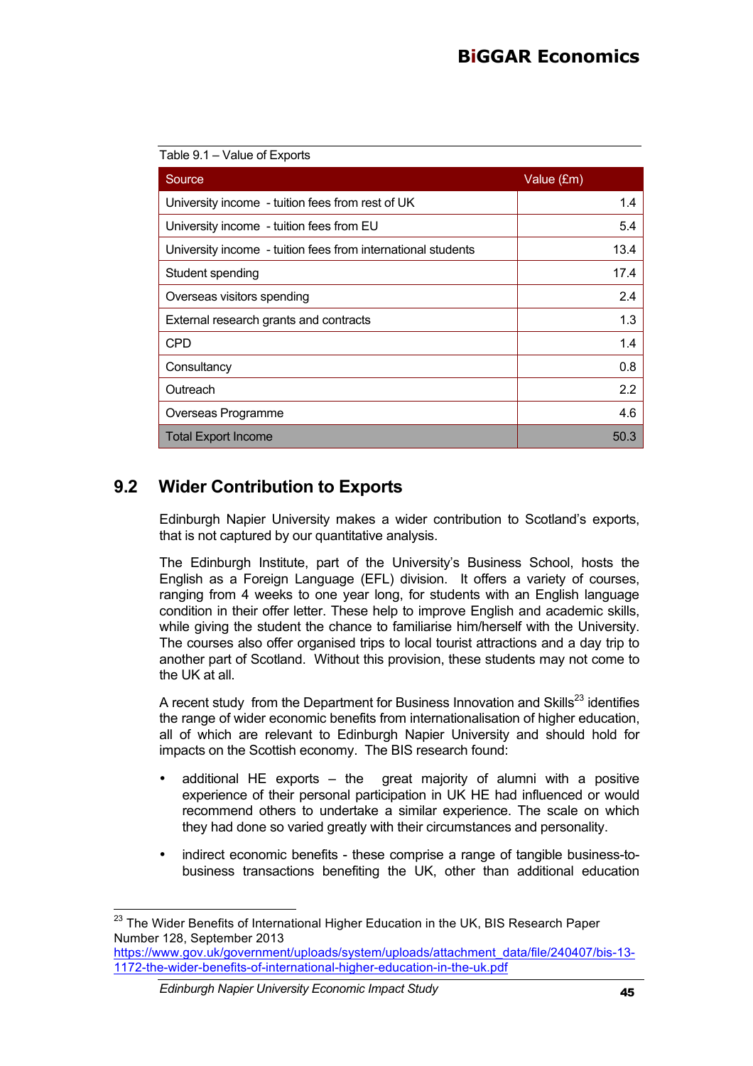Table 9.1 – Value of Exports

| Source | Value (£m) |
|---|---|
| University income - tuition fees from rest of UK | 1.4 |
| University income - tuition fees from EU | 5.4 |
| University income - tuition fees from international students | 13.4 |
| Student spending | 17.4 |
| Overseas visitors spending | 2.4 |
| External research grants and contracts | 1.3 |
| CPD | 1.4 |
| Consultancy | 0.8 |
| Outreach | 2.2 |
| Overseas Programme | 4.6 |
| Total Export Income | 50.3 |

## 9.2 Wider Contribution to Exports

Edinburgh Napier University makes a wider contribution to Scotland's exports, that is not captured by our quantitative analysis.

The Edinburgh Institute, part of the University's Business School, hosts the English as a Foreign Language (EFL) division. It offers a variety of courses, ranging from 4 weeks to one year long, for students with an English language condition in their offer letter. These help to improve English and academic skills, while giving the student the chance to familiarise him/herself with the University. The courses also offer organised trips to local tourist attractions and a day trip to another part of Scotland. Without this provision, these students may not come to the UK at all.

A recent study from the Department for Business Innovation and Skills[23] identifies the range of wider economic benefits from internationalisation of higher education, all of which are relevant to Edinburgh Napier University and should hold for impacts on the Scottish economy. The BIS research found:

- additional HE exports – the great majority of alumni with a positive experience of their personal participation in UK HE had influenced or would recommend others to undertake a similar experience. The scale on which they had done so varied greatly with their circumstances and personality.
- indirect economic benefits - these comprise a range of tangible business-to-business transactions benefiting the UK, other than additional education

[23] The Wider Benefits of International Higher Education in the UK, BIS Research Paper Number 128, September 2013 https://www.gov.uk/government/uploads/system/uploads/attachment_data/file/240407/bis-13-1172-the-wider-benefits-of-international-higher-education-in-the-uk.pdf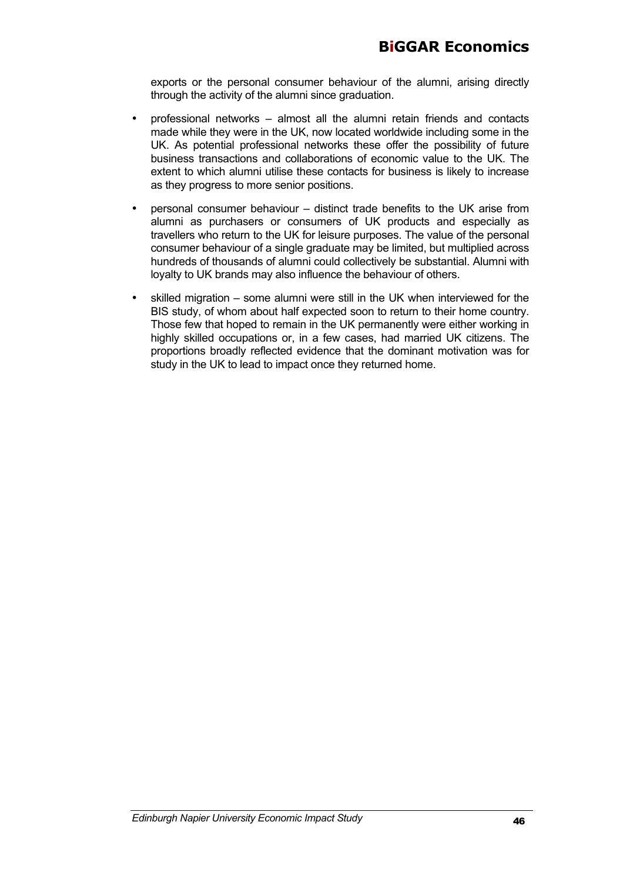exports or the personal consumer behaviour of the alumni, arising directly through the activity of the alumni since graduation.

- professional networks – almost all the alumni retain friends and contacts made while they were in the UK, now located worldwide including some in the UK. As potential professional networks these offer the possibility of future business transactions and collaborations of economic value to the UK. The extent to which alumni utilise these contacts for business is likely to increase as they progress to more senior positions.
- personal consumer behaviour – distinct trade benefits to the UK arise from alumni as purchasers or consumers of UK products and especially as travellers who return to the UK for leisure purposes. The value of the personal consumer behaviour of a single graduate may be limited, but multiplied across hundreds of thousands of alumni could collectively be substantial. Alumni with loyalty to UK brands may also influence the behaviour of others.
- skilled migration – some alumni were still in the UK when interviewed for the BIS study, of whom about half expected soon to return to their home country. Those few that hoped to remain in the UK permanently were either working in highly skilled occupations or, in a few cases, had married UK citizens. The proportions broadly reflected evidence that the dominant motivation was for study in the UK to lead to impact once they returned home.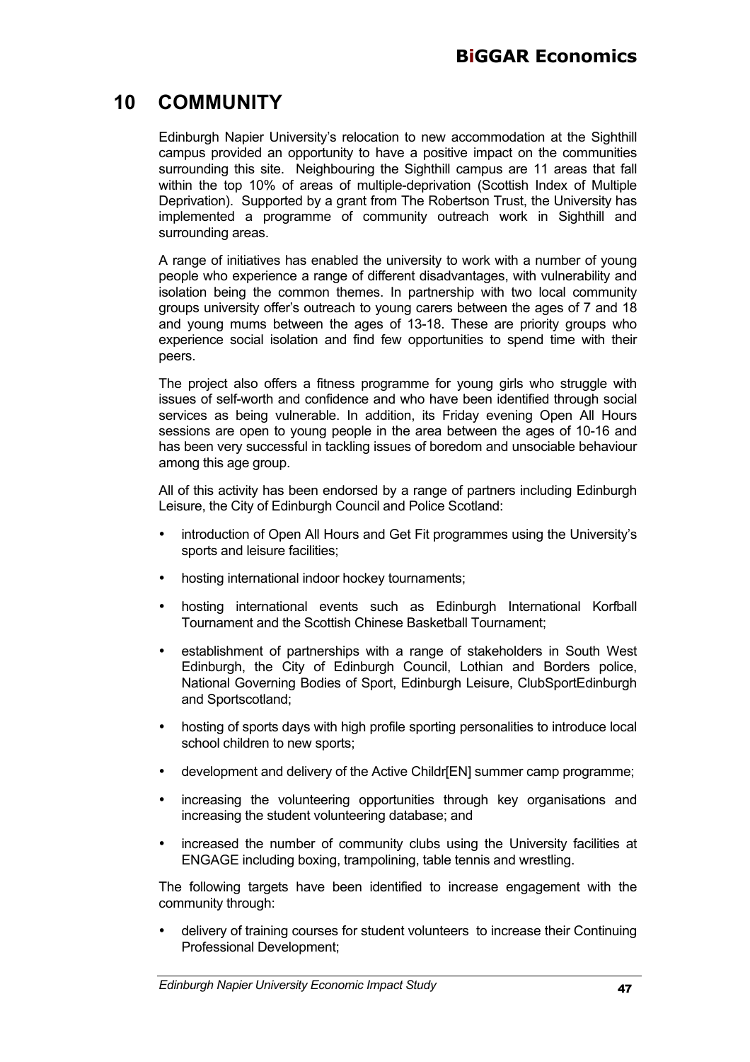# 10 COMMUNITY

Edinburgh Napier University's relocation to new accommodation at the Sighthill campus provided an opportunity to have a positive impact on the communities surrounding this site. Neighbouring the Sighthill campus are 11 areas that fall within the top 10% of areas of multiple-deprivation (Scottish Index of Multiple Deprivation). Supported by a grant from The Robertson Trust, the University has implemented a programme of community outreach work in Sighthill and surrounding areas.

A range of initiatives has enabled the university to work with a number of young people who experience a range of different disadvantages, with vulnerability and isolation being the common themes. In partnership with two local community groups university offer's outreach to young carers between the ages of 7 and 18 and young mums between the ages of 13-18. These are priority groups who experience social isolation and find few opportunities to spend time with their peers.

The project also offers a fitness programme for young girls who struggle with issues of self-worth and confidence and who have been identified through social services as being vulnerable. In addition, its Friday evening Open All Hours sessions are open to young people in the area between the ages of 10-16 and has been very successful in tackling issues of boredom and unsociable behaviour among this age group.

All of this activity has been endorsed by a range of partners including Edinburgh Leisure, the City of Edinburgh Council and Police Scotland:

- introduction of Open All Hours and Get Fit programmes using the University's sports and leisure facilities;
- hosting international indoor hockey tournaments;
- hosting international events such as Edinburgh International Korfball Tournament and the Scottish Chinese Basketball Tournament;
- establishment of partnerships with a range of stakeholders in South West Edinburgh, the City of Edinburgh Council, Lothian and Borders police, National Governing Bodies of Sport, Edinburgh Leisure, ClubSportEdinburgh and Sportscotland;
- hosting of sports days with high profile sporting personalities to introduce local school children to new sports;
- development and delivery of the Active Childr[EN] summer camp programme;
- increasing the volunteering opportunities through key organisations and increasing the student volunteering database; and
- increased the number of community clubs using the University facilities at ENGAGE including boxing, trampolining, table tennis and wrestling.

The following targets have been identified to increase engagement with the community through:

- delivery of training courses for student volunteers to increase their Continuing Professional Development;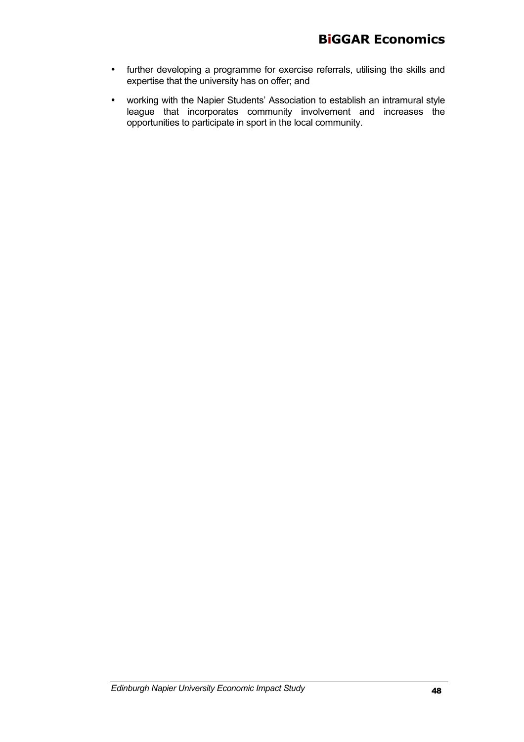- further developing a programme for exercise referrals, utilising the skills and expertise that the university has on offer; and
- working with the Napier Students' Association to establish an intramural style league that incorporates community involvement and increases the opportunities to participate in sport in the local community.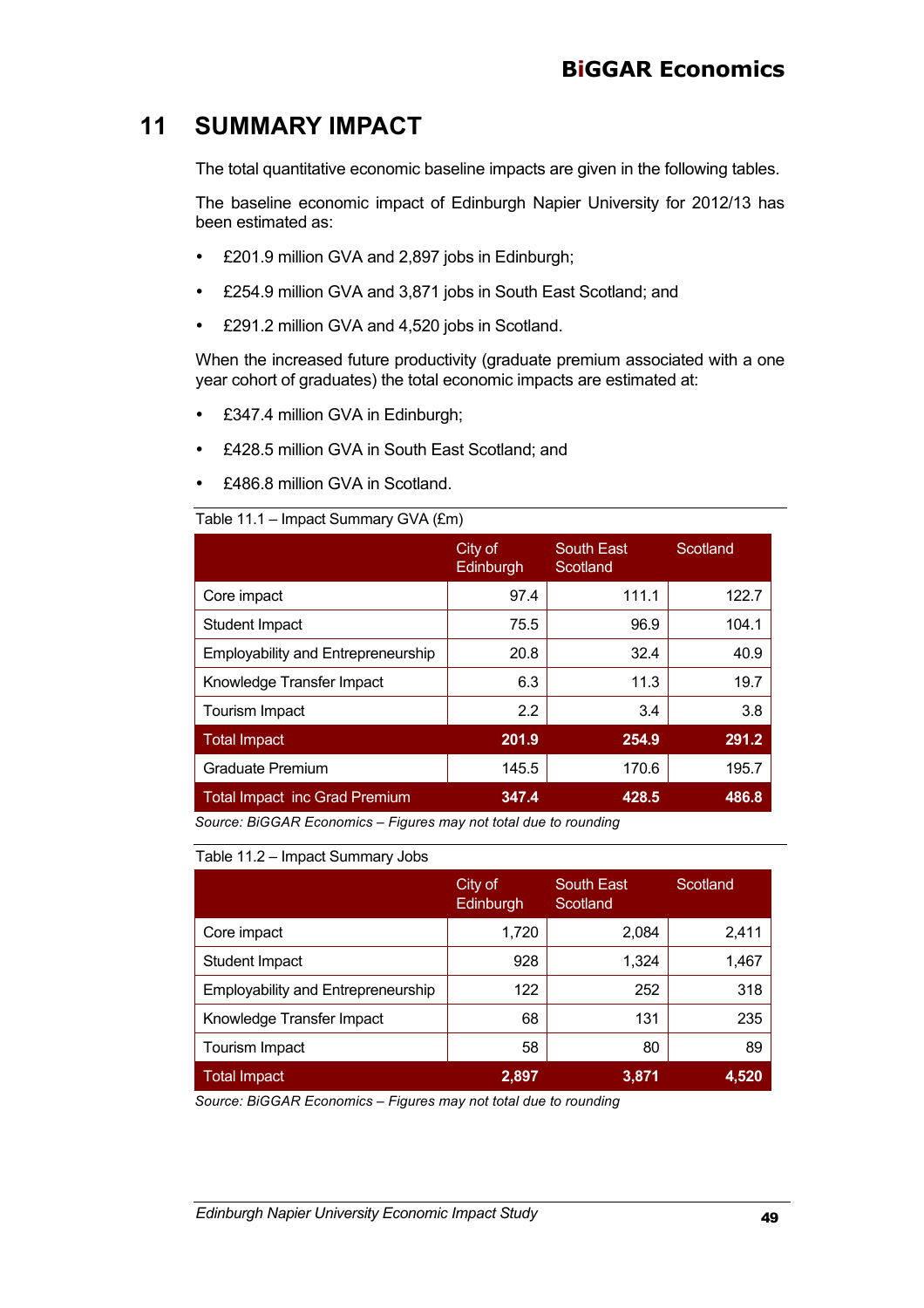# 11 SUMMARY IMPACT

The total quantitative economic baseline impacts are given in the following tables.

The baseline economic impact of Edinburgh Napier University for 2012/13 has been estimated as:

- £201.9 million GVA and 2,897 jobs in Edinburgh;
- £254.9 million GVA and 3,871 jobs in South East Scotland; and
- £291.2 million GVA and 4,520 jobs in Scotland.

When the increased future productivity (graduate premium associated with a one year cohort of graduates) the total economic impacts are estimated at:

- £347.4 million GVA in Edinburgh;
- £428.5 million GVA in South East Scotland; and
- £486.8 million GVA in Scotland.

Table 11.1 – Impact Summary GVA (£m)

| | City of Edinburgh | South East Scotland | Scotland |
|---|---|---|---|
| Core impact | 97.4 | 111.1 | 122.7 |
| Student Impact | 75.5 | 96.9 | 104.1 |
| Employability and Entrepreneurship | 20.8 | 32.4 | 40.9 |
| Knowledge Transfer Impact | 6.3 | 11.3 | 19.7 |
| Tourism Impact | 2.2 | 3.4 | 3.8 |
| **Total Impact** | **201.9** | **254.9** | **291.2** |
| Graduate Premium | 145.5 | 170.6 | 195.7 |
| **Total Impact inc Grad Premium** | **347.4** | **428.5** | **486.8** |

*Source: BiGGAR Economics – Figures may not total due to rounding*

Table 11.2 – Impact Summary Jobs

| | City of Edinburgh | South East Scotland | Scotland |
|---|---|---|---|
| Core impact | 1,720 | 2,084 | 2,411 |
| Student Impact | 928 | 1,324 | 1,467 |
| Employability and Entrepreneurship | 122 | 252 | 318 |
| Knowledge Transfer Impact | 68 | 131 | 235 |
| Tourism Impact | 58 | 80 | 89 |
| **Total Impact** | **2,897** | **3,871** | **4,520** |

*Source: BiGGAR Economics – Figures may not total due to rounding*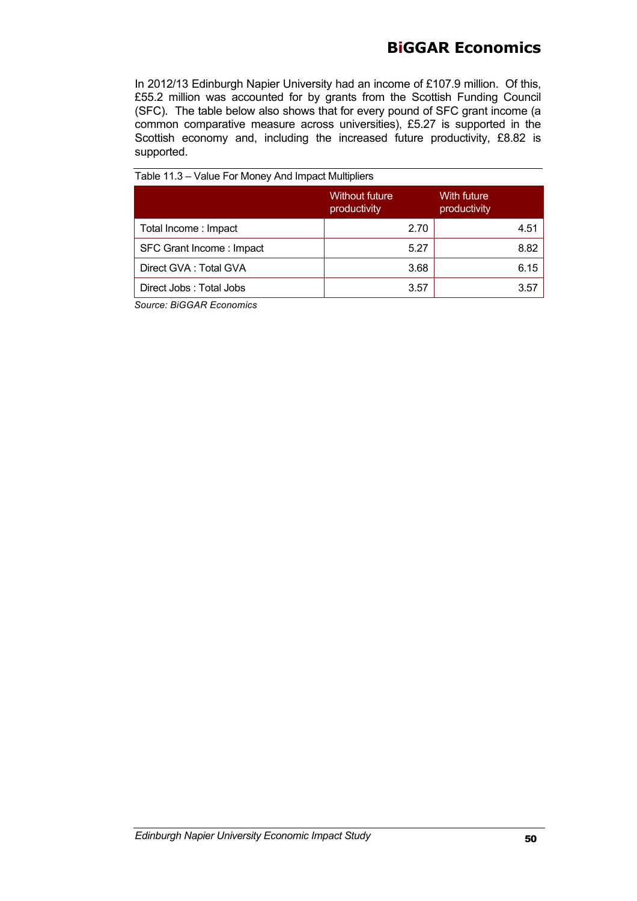In 2012/13 Edinburgh Napier University had an income of £107.9 million. Of this, £55.2 million was accounted for by grants from the Scottish Funding Council (SFC). The table below also shows that for every pound of SFC grant income (a common comparative measure across universities), £5.27 is supported in the Scottish economy and, including the increased future productivity, £8.82 is supported.

Table 11.3 – Value For Money And Impact Multipliers

| | Without future productivity | With future productivity |
|---|---|---|
| Total Income : Impact | 2.70 | 4.51 |
| SFC Grant Income : Impact | 5.27 | 8.82 |
| Direct GVA : Total GVA | 3.68 | 6.15 |
| Direct Jobs : Total Jobs | 3.57 | 3.57 |

*Source: BiGGAR Economics*